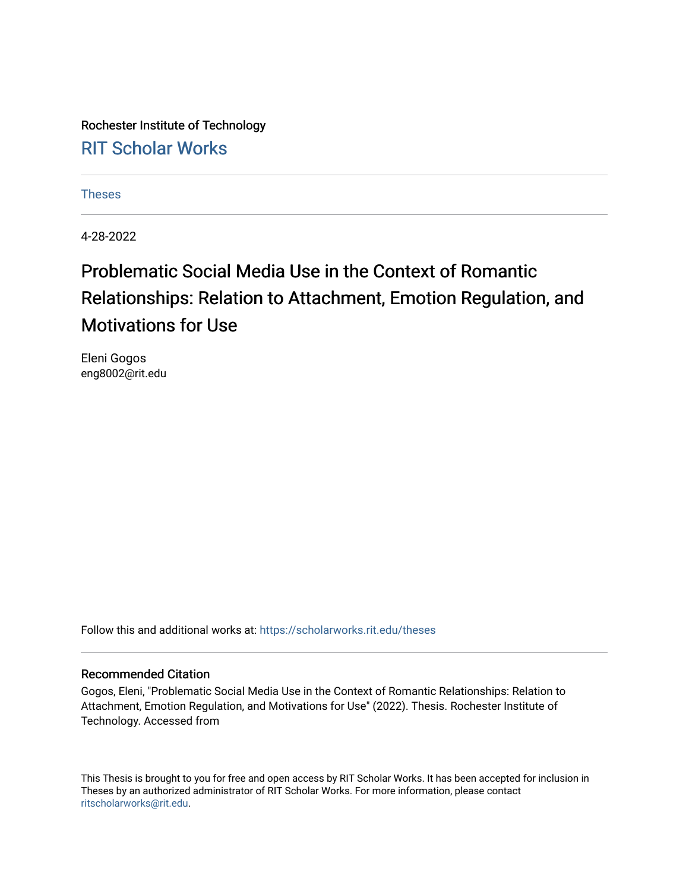Rochester Institute of Technology

[RIT Scholar Works](https://scholarworks.rit.edu/)

[Theses](https://scholarworks.rit.edu/theses)

4-28-2022

# Problematic Social Media Use in the Context of Romantic Relationships: Relation to Attachment, Emotion Regulation, and Motivations for Use

Eleni Gogos
eng8002@rit.edu

Follow this and additional works at: https://scholarworks.rit.edu/theses

## Recommended Citation

Gogos, Eleni, "Problematic Social Media Use in the Context of Romantic Relationships: Relation to Attachment, Emotion Regulation, and Motivations for Use" (2022). Thesis. Rochester Institute of Technology. Accessed from

This Thesis is brought to you for free and open access by RIT Scholar Works. It has been accepted for inclusion in Theses by an authorized administrator of RIT Scholar Works. For more information, please contact ritscholarworks@rit.edu.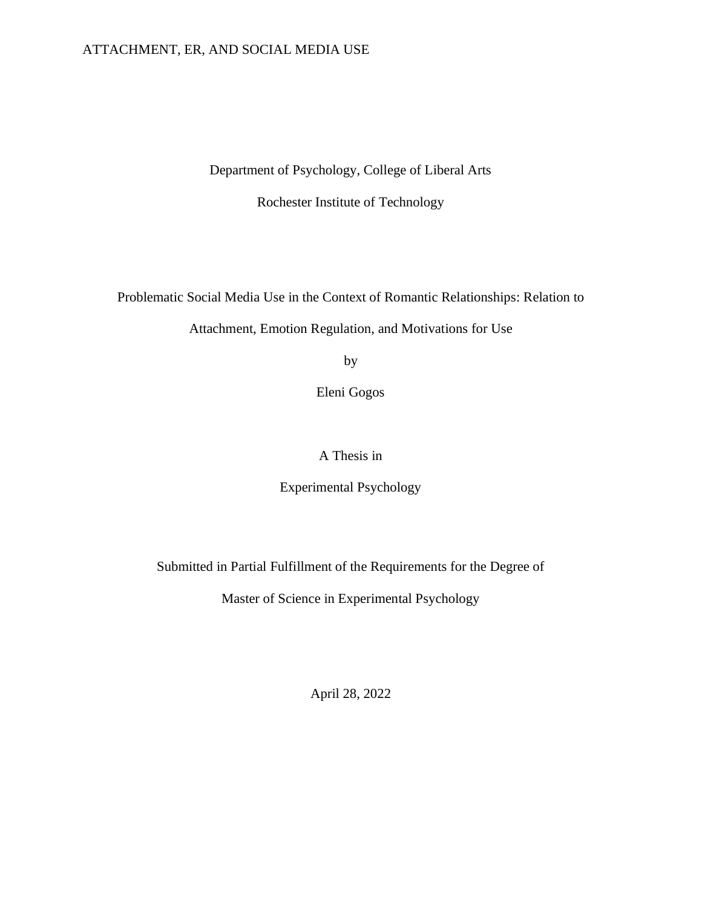Department of Psychology, College of Liberal Arts

Rochester Institute of Technology

# Problematic Social Media Use in the Context of Romantic Relationships: Relation to Attachment, Emotion Regulation, and Motivations for Use

by

Eleni Gogos

A Thesis in

Experimental Psychology

Submitted in Partial Fulfillment of the Requirements for the Degree of

Master of Science in Experimental Psychology

April 28, 2022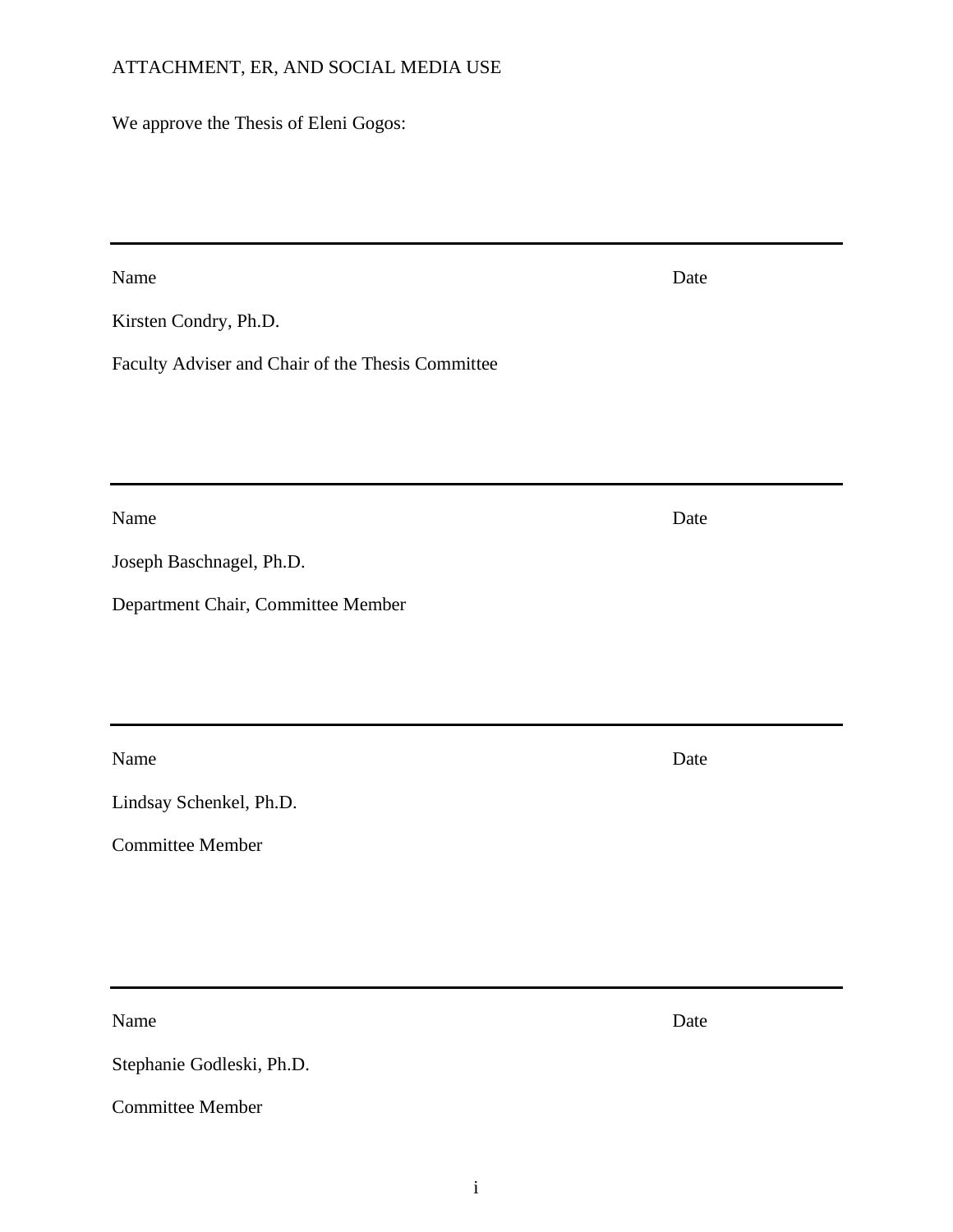We approve the Thesis of Eleni Gogos:

---

Name Date

Kirsten Condry, Ph.D.

Faculty Adviser and Chair of the Thesis Committee

---

Name Date

Joseph Baschnagel, Ph.D.

Department Chair, Committee Member

---

Name Date

Lindsay Schenkel, Ph.D.

Committee Member

---

Name Date

Stephanie Godleski, Ph.D.

Committee Member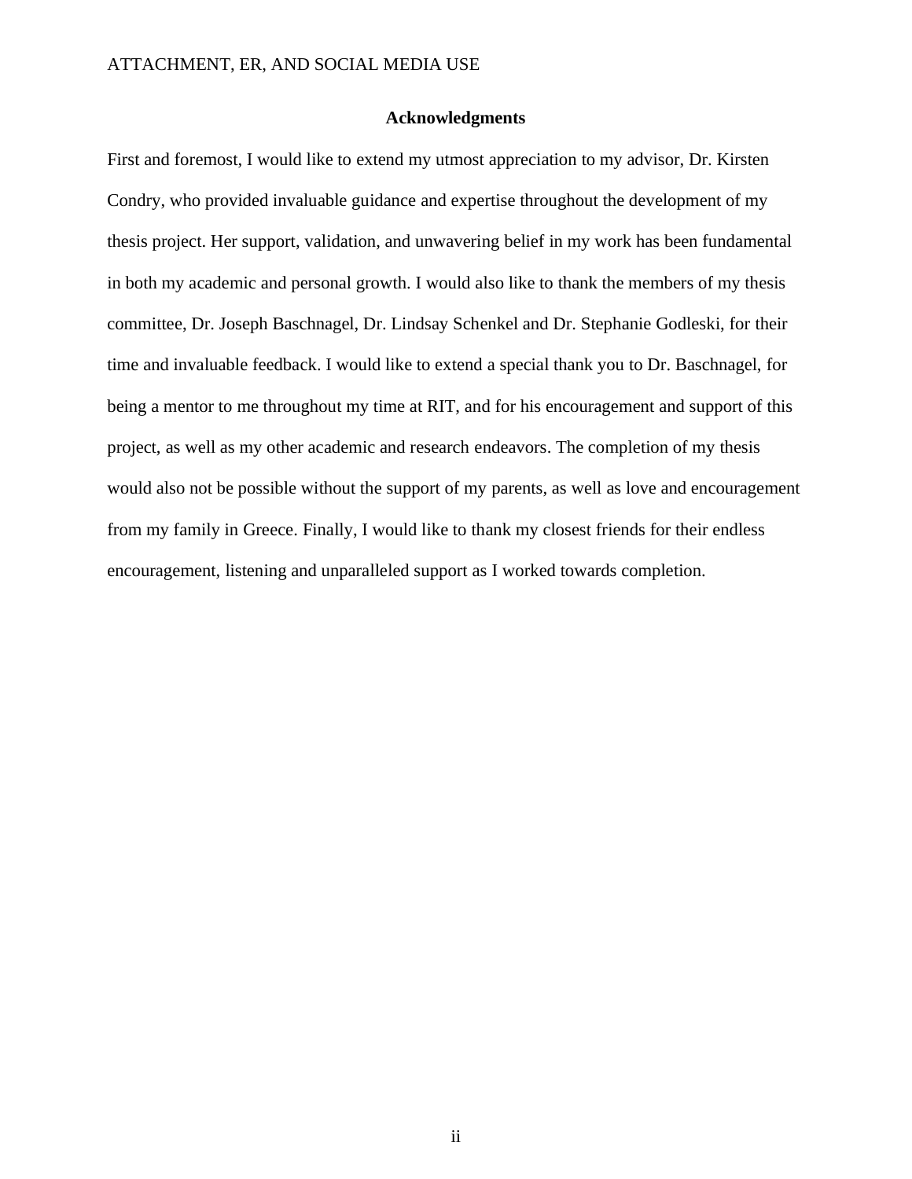# Acknowledgments

First and foremost, I would like to extend my utmost appreciation to my advisor, Dr. Kirsten Condry, who provided invaluable guidance and expertise throughout the development of my thesis project. Her support, validation, and unwavering belief in my work has been fundamental in both my academic and personal growth. I would also like to thank the members of my thesis committee, Dr. Joseph Baschnagel, Dr. Lindsay Schenkel and Dr. Stephanie Godleski, for their time and invaluable feedback. I would like to extend a special thank you to Dr. Baschnagel, for being a mentor to me throughout my time at RIT, and for his encouragement and support of this project, as well as my other academic and research endeavors. The completion of my thesis would also not be possible without the support of my parents, as well as love and encouragement from my family in Greece. Finally, I would like to thank my closest friends for their endless encouragement, listening and unparalleled support as I worked towards completion.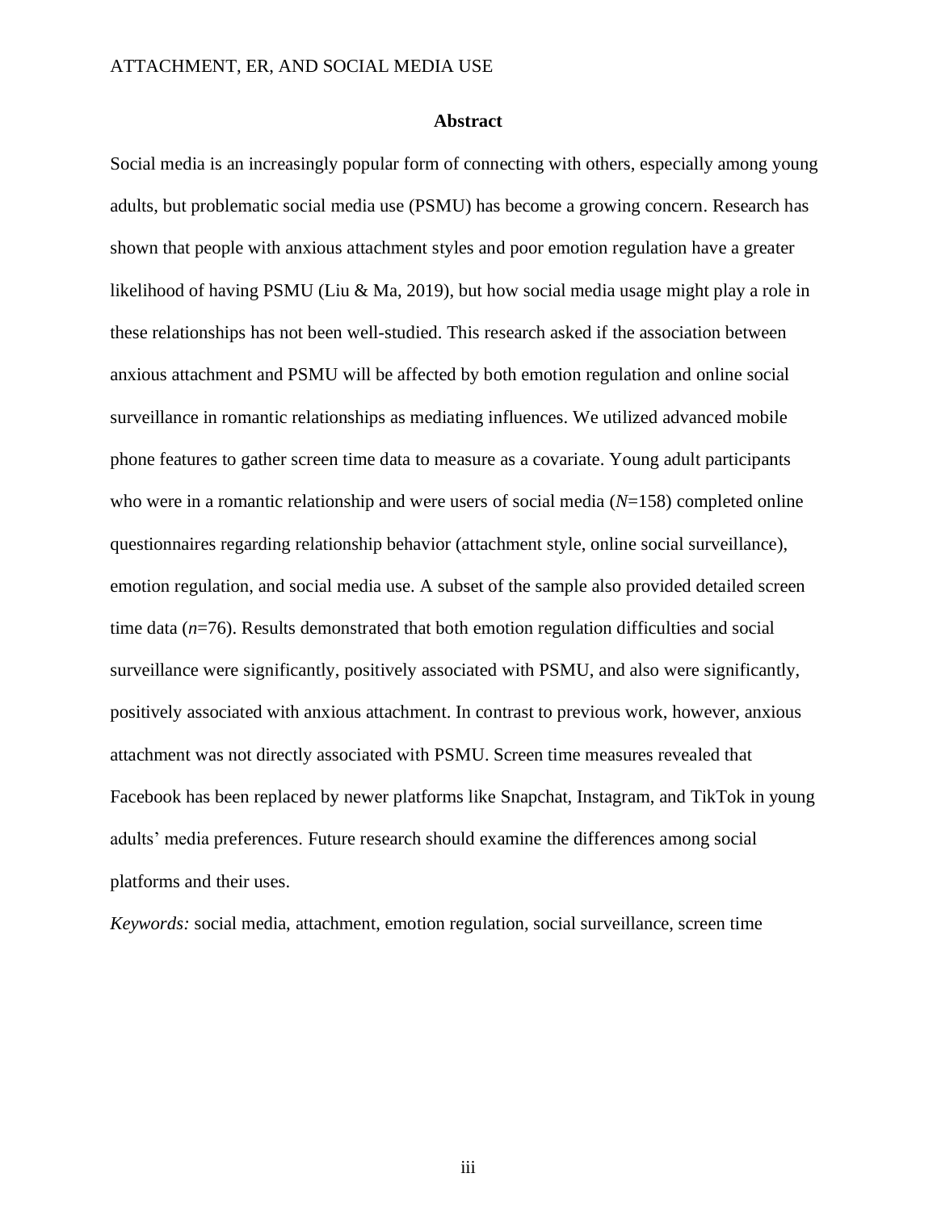# Abstract

Social media is an increasingly popular form of connecting with others, especially among young adults, but problematic social media use (PSMU) has become a growing concern. Research has shown that people with anxious attachment styles and poor emotion regulation have a greater likelihood of having PSMU (Liu & Ma, 2019), but how social media usage might play a role in these relationships has not been well-studied. This research asked if the association between anxious attachment and PSMU will be affected by both emotion regulation and online social surveillance in romantic relationships as mediating influences. We utilized advanced mobile phone features to gather screen time data to measure as a covariate. Young adult participants who were in a romantic relationship and were users of social media ($N$=158) completed online questionnaires regarding relationship behavior (attachment style, online social surveillance), emotion regulation, and social media use. A subset of the sample also provided detailed screen time data ($n$=76). Results demonstrated that both emotion regulation difficulties and social surveillance were significantly, positively associated with PSMU, and also were significantly, positively associated with anxious attachment. In contrast to previous work, however, anxious attachment was not directly associated with PSMU. Screen time measures revealed that Facebook has been replaced by newer platforms like Snapchat, Instagram, and TikTok in young adults' media preferences. Future research should examine the differences among social platforms and their uses.

*Keywords:* social media, attachment, emotion regulation, social surveillance, screen time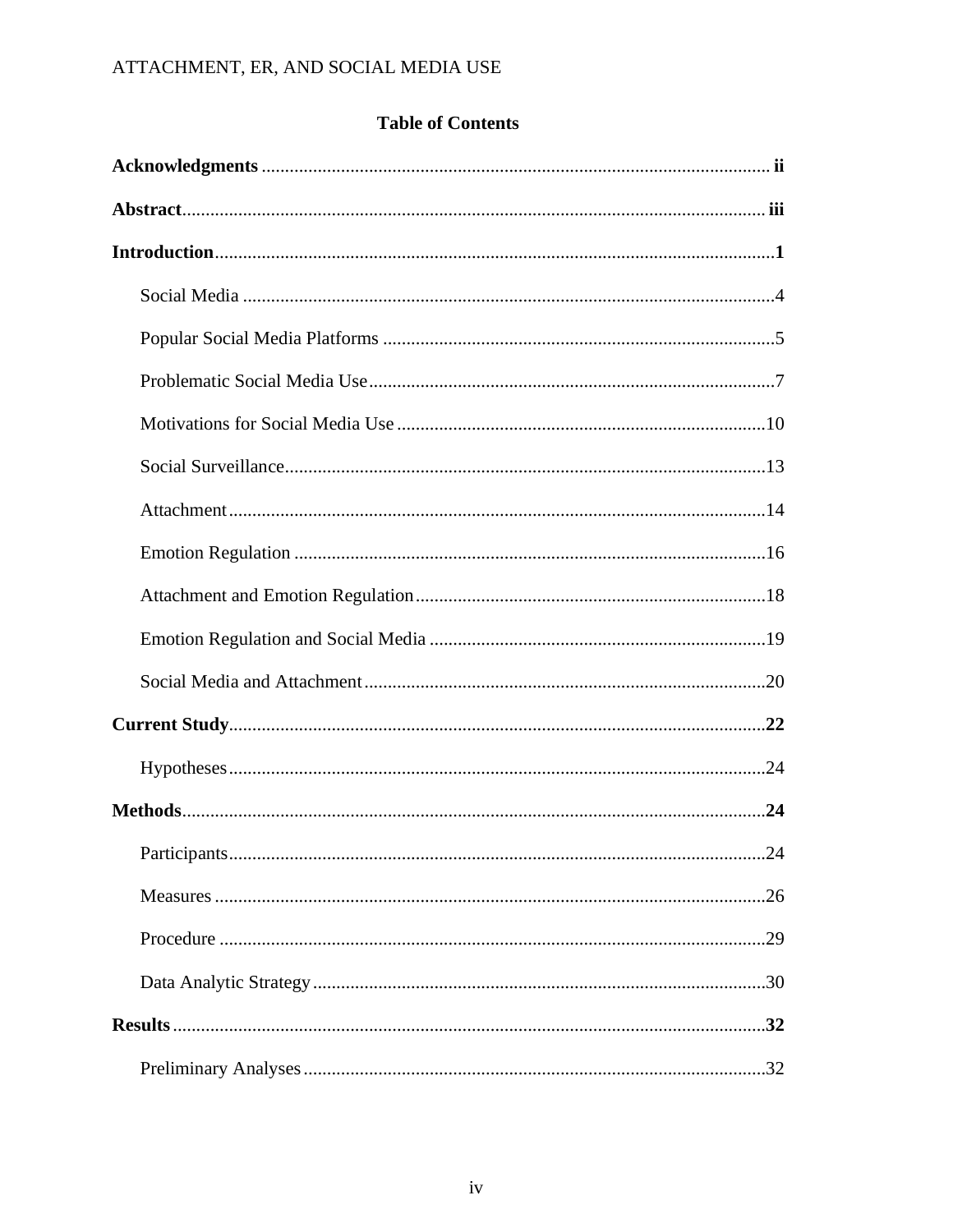**Table of Contents**

**Acknowledgments** .......... **ii**

**Abstract** .......... **iii**

**Introduction** .......... **1**

- Social Media .......... 4
- Popular Social Media Platforms .......... 5
- Problematic Social Media Use .......... 7
- Motivations for Social Media Use .......... 10
- Social Surveillance .......... 13
- Attachment .......... 14
- Emotion Regulation .......... 16
- Attachment and Emotion Regulation .......... 18
- Emotion Regulation and Social Media .......... 19
- Social Media and Attachment .......... 20

**Current Study** .......... **22**

- Hypotheses .......... 24

**Methods** .......... **24**

- Participants .......... 24
- Measures .......... 26
- Procedure .......... 29
- Data Analytic Strategy .......... 30

**Results** .......... **32**

- Preliminary Analyses .......... 32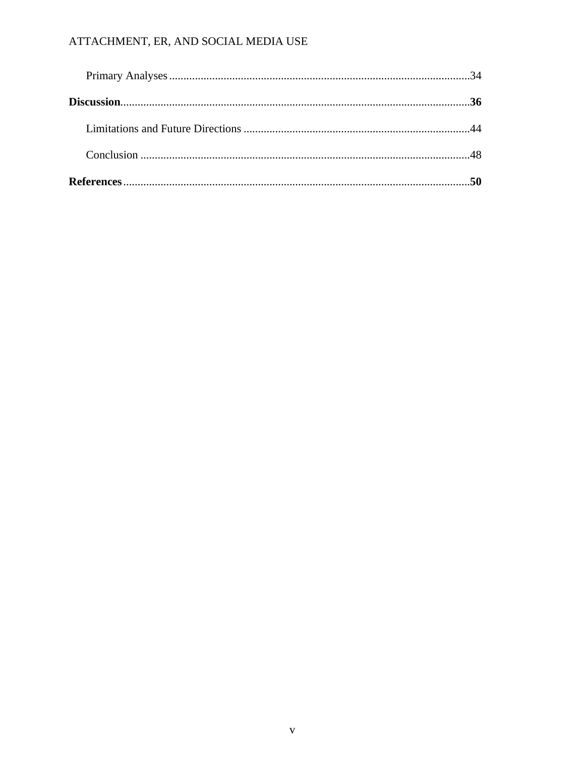Primary Analyses ........................................................................................................34

**Discussion**..........................................................................................................................**36**

Limitations and Future Directions ..............................................................................44

Conclusion ..................................................................................................................48

**References**.........................................................................................................................**50**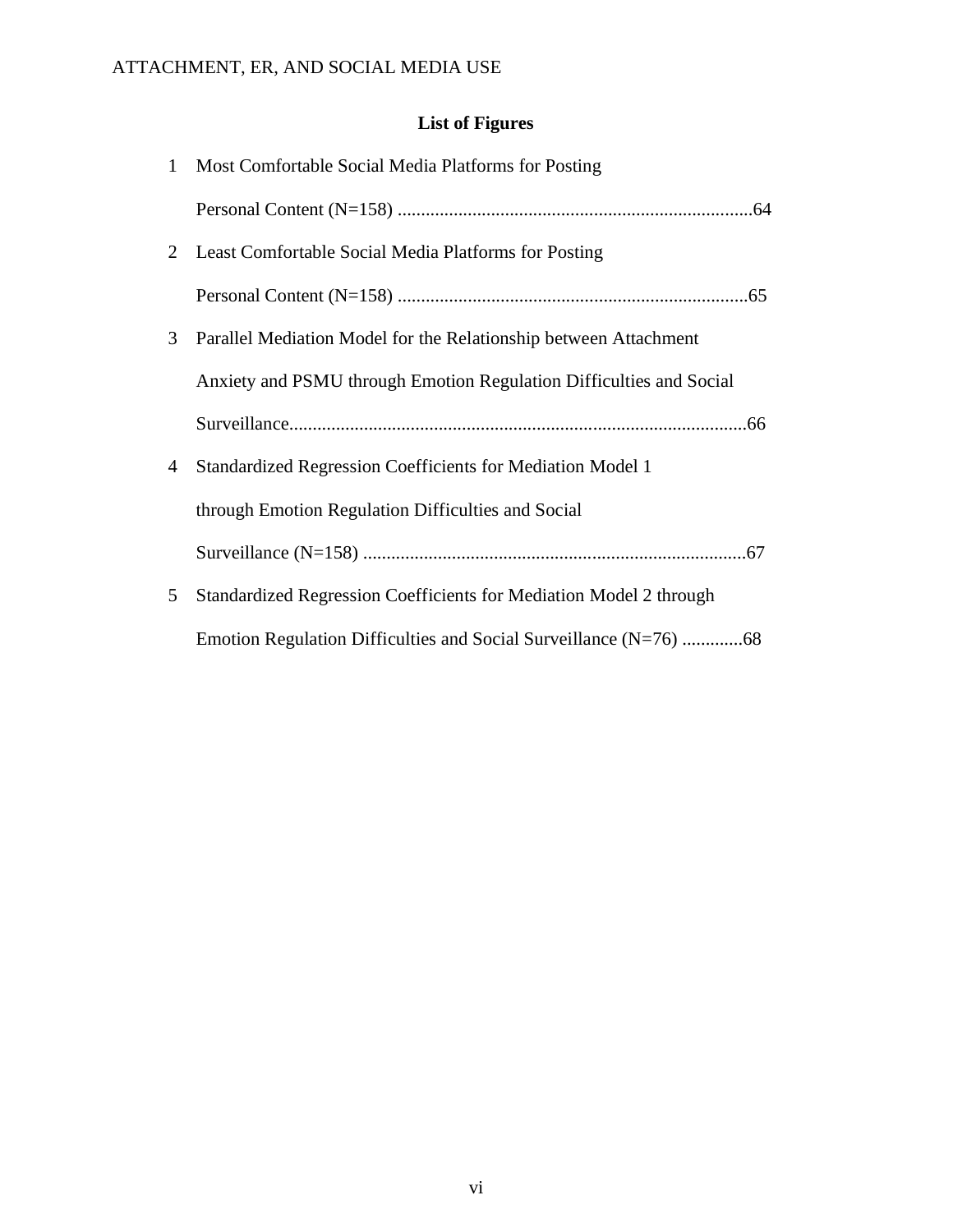## List of Figures

1. Most Comfortable Social Media Platforms for Posting Personal Content (N=158) ..........64
2. Least Comfortable Social Media Platforms for Posting Personal Content (N=158) ..........65
3. Parallel Mediation Model for the Relationship between Attachment Anxiety and PSMU through Emotion Regulation Difficulties and Social Surveillance..........66
4. Standardized Regression Coefficients for Mediation Model 1 through Emotion Regulation Difficulties and Social Surveillance (N=158) ..........67
5. Standardized Regression Coefficients for Mediation Model 2 through Emotion Regulation Difficulties and Social Surveillance (N=76) ..........68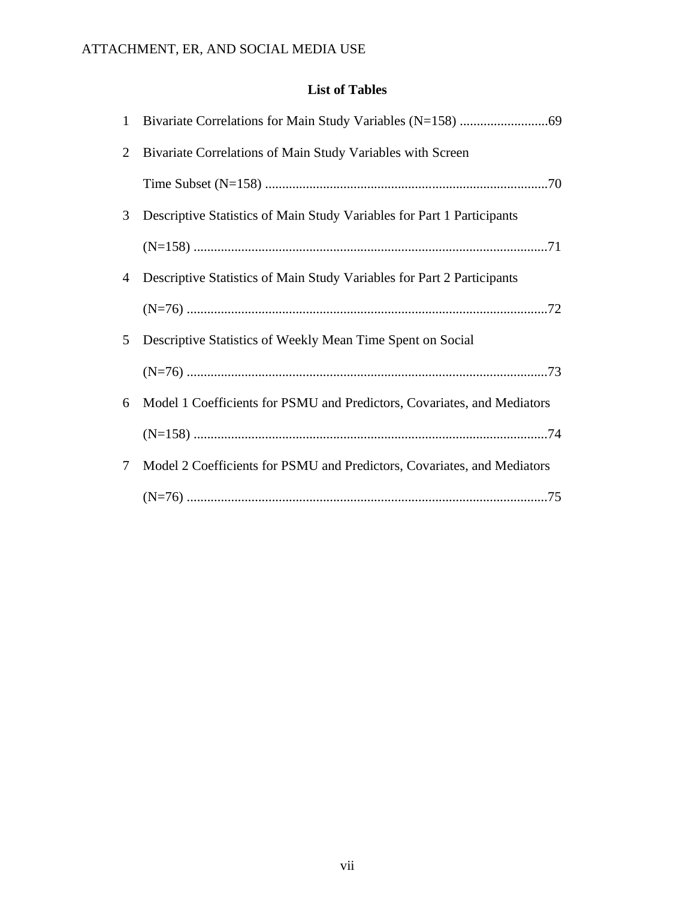## List of Tables

1 Bivariate Correlations for Main Study Variables (N=158) ..........................69

2 Bivariate Correlations of Main Study Variables with Screen Time Subset (N=158) ..................................................................................70

3 Descriptive Statistics of Main Study Variables for Part 1 Participants (N=158) .......................................................................................................71

4 Descriptive Statistics of Main Study Variables for Part 2 Participants (N=76) .........................................................................................................72

5 Descriptive Statistics of Weekly Mean Time Spent on Social (N=76) .........................................................................................................73

6 Model 1 Coefficients for PSMU and Predictors, Covariates, and Mediators (N=158) .......................................................................................................74

7 Model 2 Coefficients for PSMU and Predictors, Covariates, and Mediators (N=76) .........................................................................................................75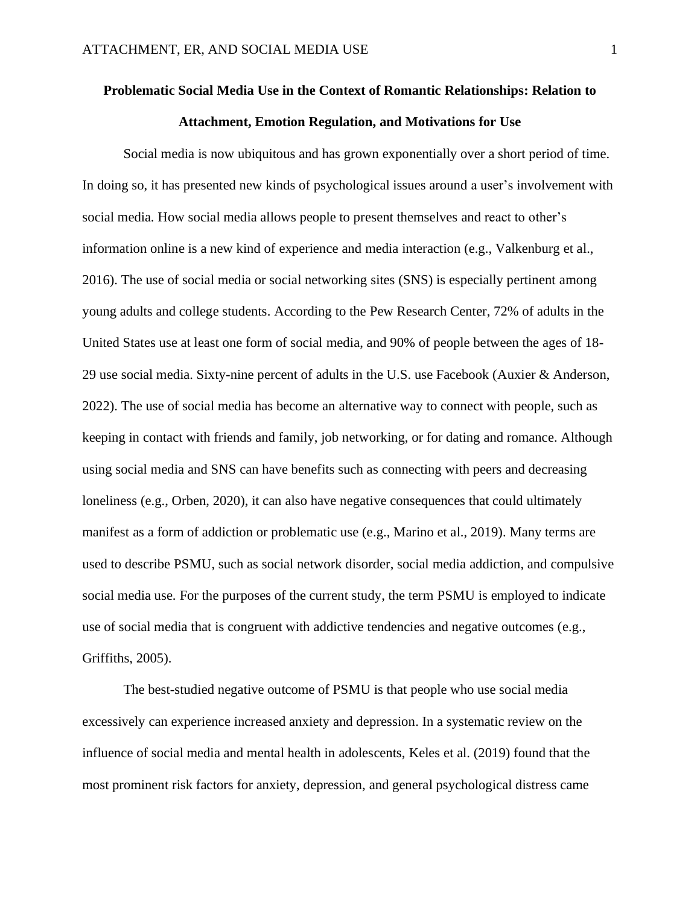**Problematic Social Media Use in the Context of Romantic Relationships: Relation to Attachment, Emotion Regulation, and Motivations for Use**

Social media is now ubiquitous and has grown exponentially over a short period of time. In doing so, it has presented new kinds of psychological issues around a user's involvement with social media. How social media allows people to present themselves and react to other's information online is a new kind of experience and media interaction (e.g., Valkenburg et al., 2016). The use of social media or social networking sites (SNS) is especially pertinent among young adults and college students. According to the Pew Research Center, 72% of adults in the United States use at least one form of social media, and 90% of people between the ages of 18-29 use social media. Sixty-nine percent of adults in the U.S. use Facebook (Auxier & Anderson, 2022). The use of social media has become an alternative way to connect with people, such as keeping in contact with friends and family, job networking, or for dating and romance. Although using social media and SNS can have benefits such as connecting with peers and decreasing loneliness (e.g., Orben, 2020), it can also have negative consequences that could ultimately manifest as a form of addiction or problematic use (e.g., Marino et al., 2019). Many terms are used to describe PSMU, such as social network disorder, social media addiction, and compulsive social media use. For the purposes of the current study, the term PSMU is employed to indicate use of social media that is congruent with addictive tendencies and negative outcomes (e.g., Griffiths, 2005).

The best-studied negative outcome of PSMU is that people who use social media excessively can experience increased anxiety and depression. In a systematic review on the influence of social media and mental health in adolescents, Keles et al. (2019) found that the most prominent risk factors for anxiety, depression, and general psychological distress came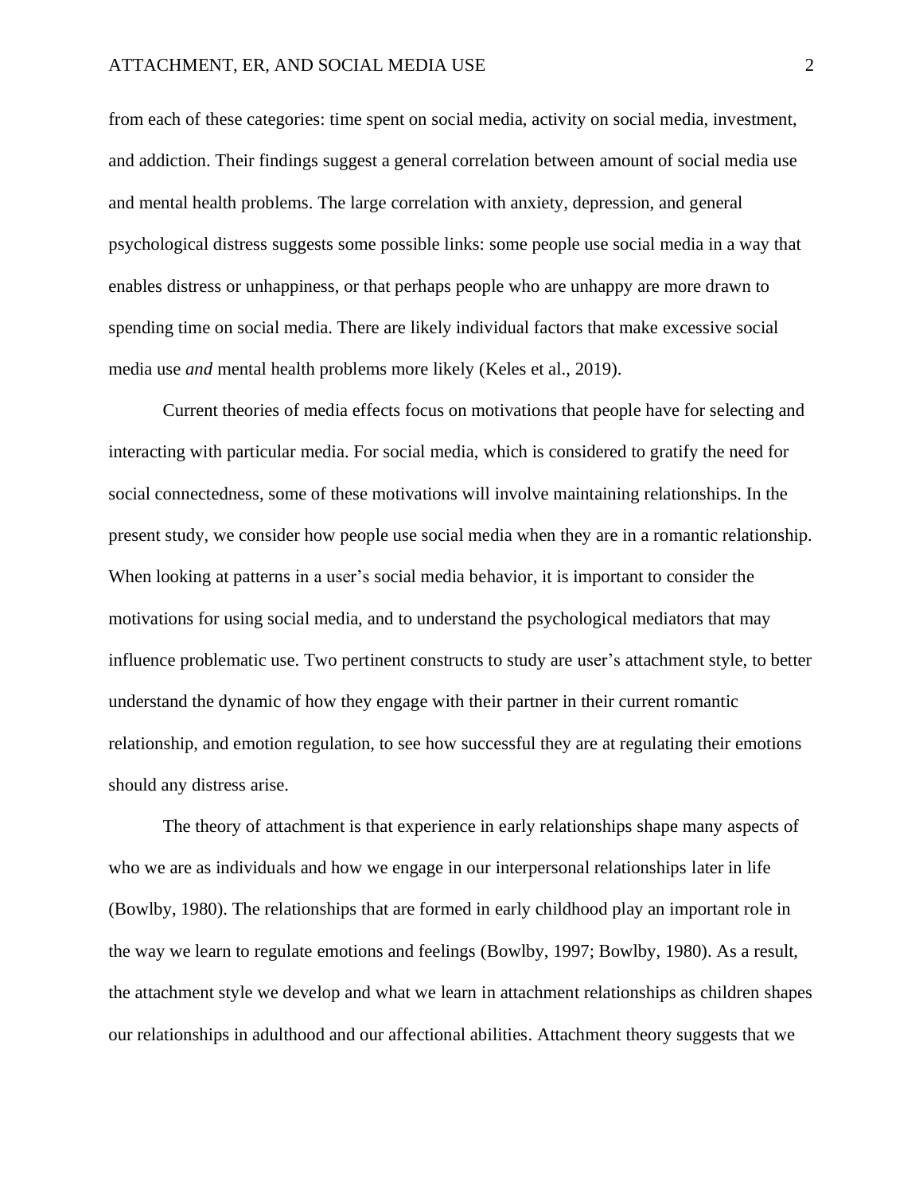from each of these categories: time spent on social media, activity on social media, investment, and addiction. Their findings suggest a general correlation between amount of social media use and mental health problems. The large correlation with anxiety, depression, and general psychological distress suggests some possible links: some people use social media in a way that enables distress or unhappiness, or that perhaps people who are unhappy are more drawn to spending time on social media. There are likely individual factors that make excessive social media use *and* mental health problems more likely (Keles et al., 2019).

Current theories of media effects focus on motivations that people have for selecting and interacting with particular media. For social media, which is considered to gratify the need for social connectedness, some of these motivations will involve maintaining relationships. In the present study, we consider how people use social media when they are in a romantic relationship. When looking at patterns in a user's social media behavior, it is important to consider the motivations for using social media, and to understand the psychological mediators that may influence problematic use. Two pertinent constructs to study are user's attachment style, to better understand the dynamic of how they engage with their partner in their current romantic relationship, and emotion regulation, to see how successful they are at regulating their emotions should any distress arise.

The theory of attachment is that experience in early relationships shape many aspects of who we are as individuals and how we engage in our interpersonal relationships later in life (Bowlby, 1980). The relationships that are formed in early childhood play an important role in the way we learn to regulate emotions and feelings (Bowlby, 1997; Bowlby, 1980). As a result, the attachment style we develop and what we learn in attachment relationships as children shapes our relationships in adulthood and our affectional abilities. Attachment theory suggests that we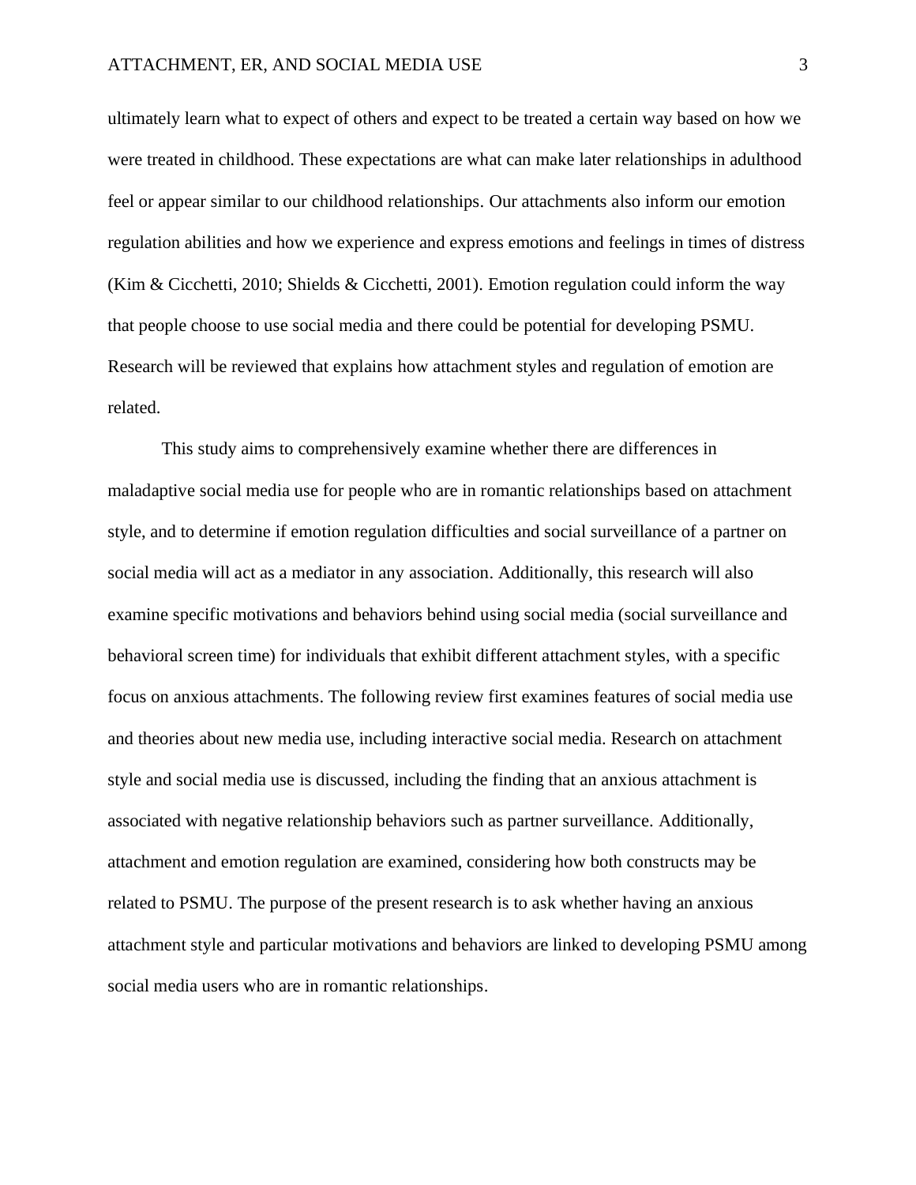ultimately learn what to expect of others and expect to be treated a certain way based on how we were treated in childhood. These expectations are what can make later relationships in adulthood feel or appear similar to our childhood relationships. Our attachments also inform our emotion regulation abilities and how we experience and express emotions and feelings in times of distress (Kim & Cicchetti, 2010; Shields & Cicchetti, 2001). Emotion regulation could inform the way that people choose to use social media and there could be potential for developing PSMU. Research will be reviewed that explains how attachment styles and regulation of emotion are related.

This study aims to comprehensively examine whether there are differences in maladaptive social media use for people who are in romantic relationships based on attachment style, and to determine if emotion regulation difficulties and social surveillance of a partner on social media will act as a mediator in any association. Additionally, this research will also examine specific motivations and behaviors behind using social media (social surveillance and behavioral screen time) for individuals that exhibit different attachment styles, with a specific focus on anxious attachments. The following review first examines features of social media use and theories about new media use, including interactive social media. Research on attachment style and social media use is discussed, including the finding that an anxious attachment is associated with negative relationship behaviors such as partner surveillance. Additionally, attachment and emotion regulation are examined, considering how both constructs may be related to PSMU. The purpose of the present research is to ask whether having an anxious attachment style and particular motivations and behaviors are linked to developing PSMU among social media users who are in romantic relationships.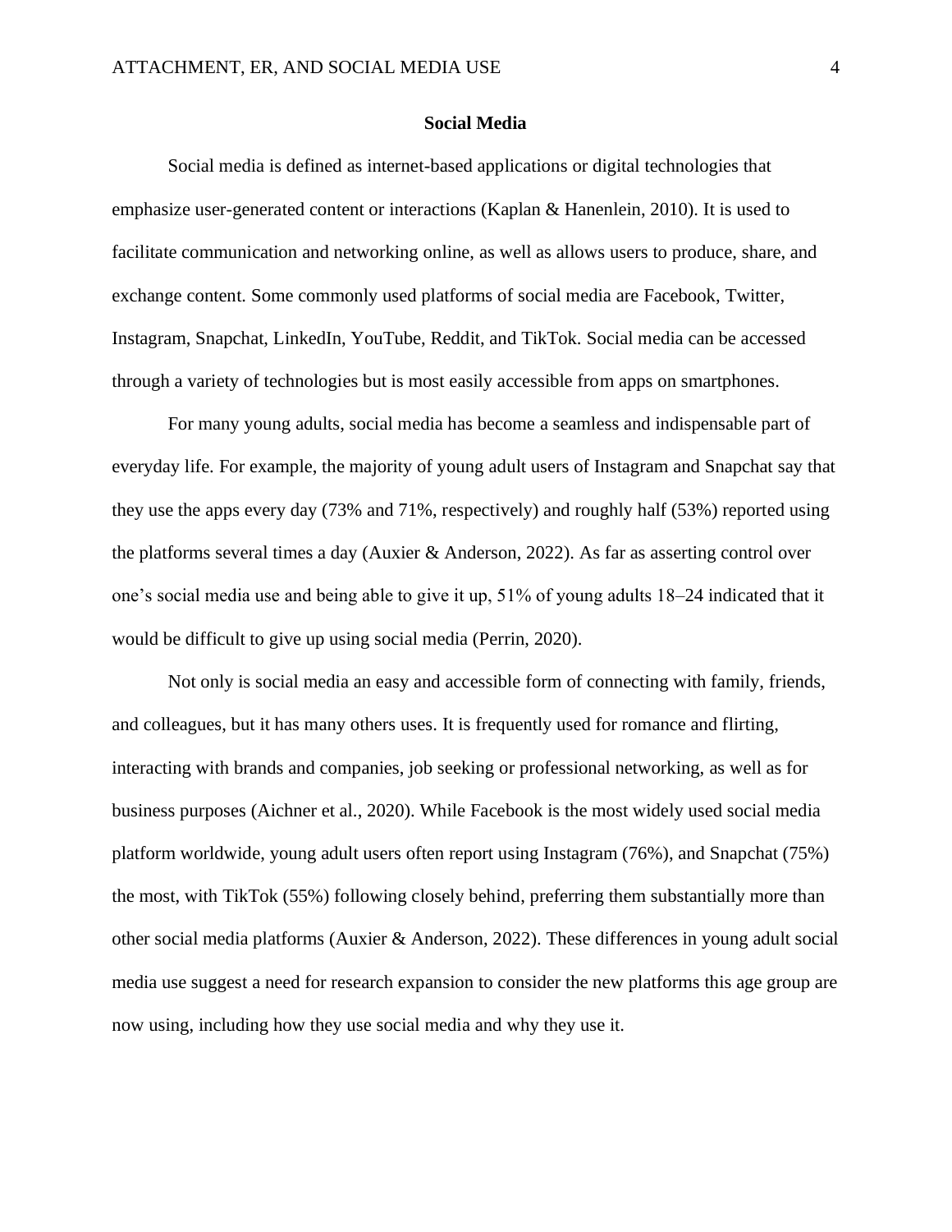## Social Media

Social media is defined as internet-based applications or digital technologies that emphasize user-generated content or interactions (Kaplan & Hanenlein, 2010). It is used to facilitate communication and networking online, as well as allows users to produce, share, and exchange content. Some commonly used platforms of social media are Facebook, Twitter, Instagram, Snapchat, LinkedIn, YouTube, Reddit, and TikTok. Social media can be accessed through a variety of technologies but is most easily accessible from apps on smartphones.

For many young adults, social media has become a seamless and indispensable part of everyday life. For example, the majority of young adult users of Instagram and Snapchat say that they use the apps every day (73% and 71%, respectively) and roughly half (53%) reported using the platforms several times a day (Auxier & Anderson, 2022). As far as asserting control over one's social media use and being able to give it up, 51% of young adults 18–24 indicated that it would be difficult to give up using social media (Perrin, 2020).

Not only is social media an easy and accessible form of connecting with family, friends, and colleagues, but it has many others uses. It is frequently used for romance and flirting, interacting with brands and companies, job seeking or professional networking, as well as for business purposes (Aichner et al., 2020). While Facebook is the most widely used social media platform worldwide, young adult users often report using Instagram (76%), and Snapchat (75%) the most, with TikTok (55%) following closely behind, preferring them substantially more than other social media platforms (Auxier & Anderson, 2022). These differences in young adult social media use suggest a need for research expansion to consider the new platforms this age group are now using, including how they use social media and why they use it.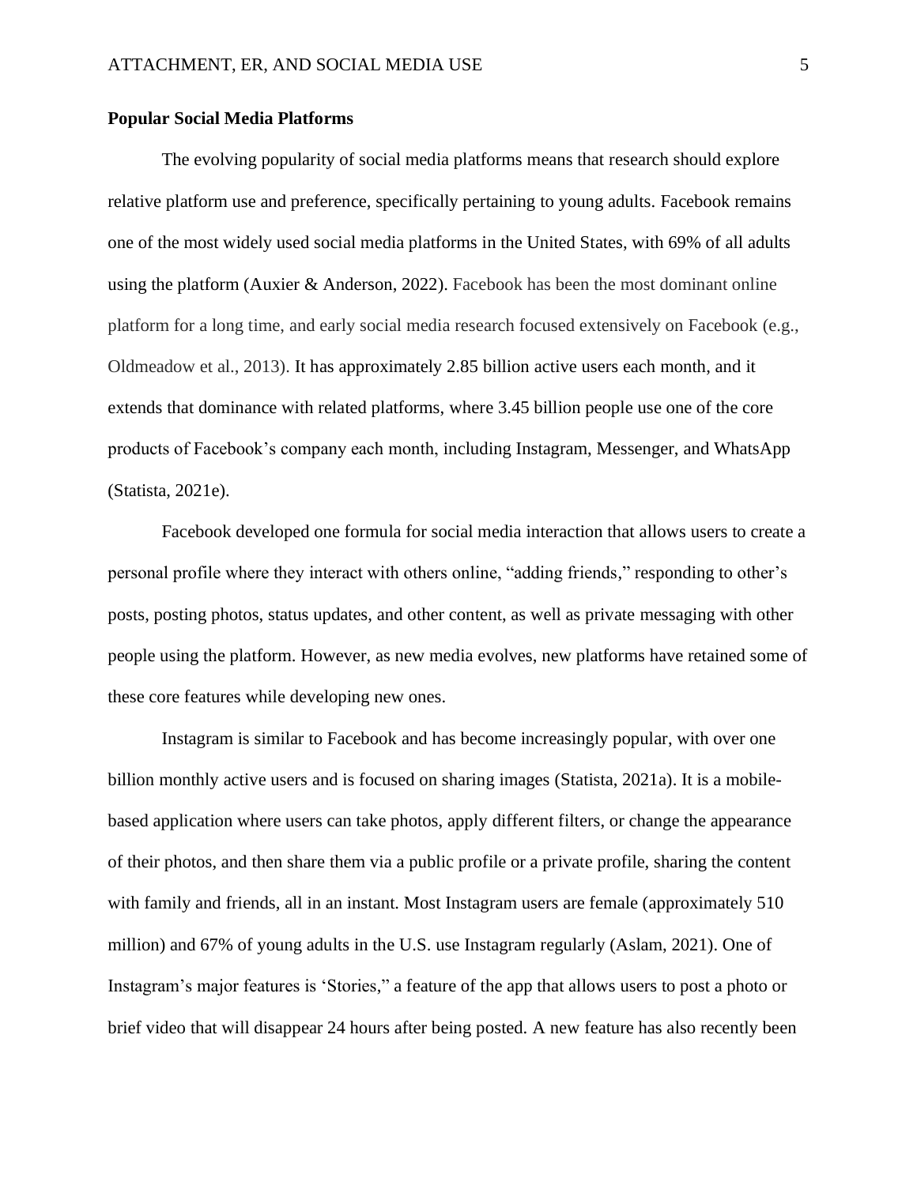**Popular Social Media Platforms**

The evolving popularity of social media platforms means that research should explore relative platform use and preference, specifically pertaining to young adults. Facebook remains one of the most widely used social media platforms in the United States, with 69% of all adults using the platform (Auxier & Anderson, 2022). Facebook has been the most dominant online platform for a long time, and early social media research focused extensively on Facebook (e.g., Oldmeadow et al., 2013). It has approximately 2.85 billion active users each month, and it extends that dominance with related platforms, where 3.45 billion people use one of the core products of Facebook's company each month, including Instagram, Messenger, and WhatsApp (Statista, 2021e).

Facebook developed one formula for social media interaction that allows users to create a personal profile where they interact with others online, "adding friends," responding to other's posts, posting photos, status updates, and other content, as well as private messaging with other people using the platform. However, as new media evolves, new platforms have retained some of these core features while developing new ones.

Instagram is similar to Facebook and has become increasingly popular, with over one billion monthly active users and is focused on sharing images (Statista, 2021a). It is a mobile-based application where users can take photos, apply different filters, or change the appearance of their photos, and then share them via a public profile or a private profile, sharing the content with family and friends, all in an instant. Most Instagram users are female (approximately 510 million) and 67% of young adults in the U.S. use Instagram regularly (Aslam, 2021). One of Instagram's major features is 'Stories," a feature of the app that allows users to post a photo or brief video that will disappear 24 hours after being posted. A new feature has also recently been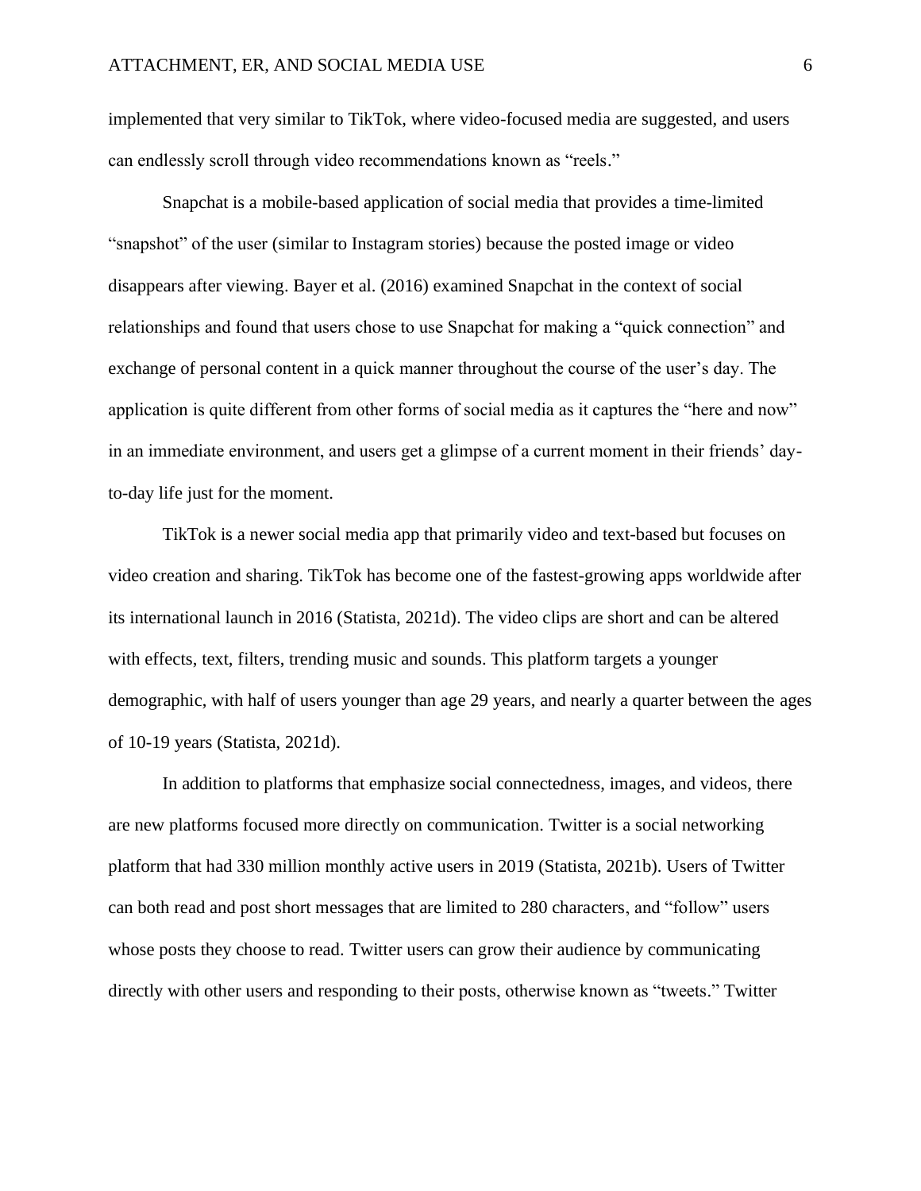implemented that very similar to TikTok, where video-focused media are suggested, and users can endlessly scroll through video recommendations known as "reels."

Snapchat is a mobile-based application of social media that provides a time-limited "snapshot" of the user (similar to Instagram stories) because the posted image or video disappears after viewing. Bayer et al. (2016) examined Snapchat in the context of social relationships and found that users chose to use Snapchat for making a "quick connection" and exchange of personal content in a quick manner throughout the course of the user's day. The application is quite different from other forms of social media as it captures the "here and now" in an immediate environment, and users get a glimpse of a current moment in their friends' day-to-day life just for the moment.

TikTok is a newer social media app that primarily video and text-based but focuses on video creation and sharing. TikTok has become one of the fastest-growing apps worldwide after its international launch in 2016 (Statista, 2021d). The video clips are short and can be altered with effects, text, filters, trending music and sounds. This platform targets a younger demographic, with half of users younger than age 29 years, and nearly a quarter between the ages of 10-19 years (Statista, 2021d).

In addition to platforms that emphasize social connectedness, images, and videos, there are new platforms focused more directly on communication. Twitter is a social networking platform that had 330 million monthly active users in 2019 (Statista, 2021b). Users of Twitter can both read and post short messages that are limited to 280 characters, and "follow" users whose posts they choose to read. Twitter users can grow their audience by communicating directly with other users and responding to their posts, otherwise known as "tweets." Twitter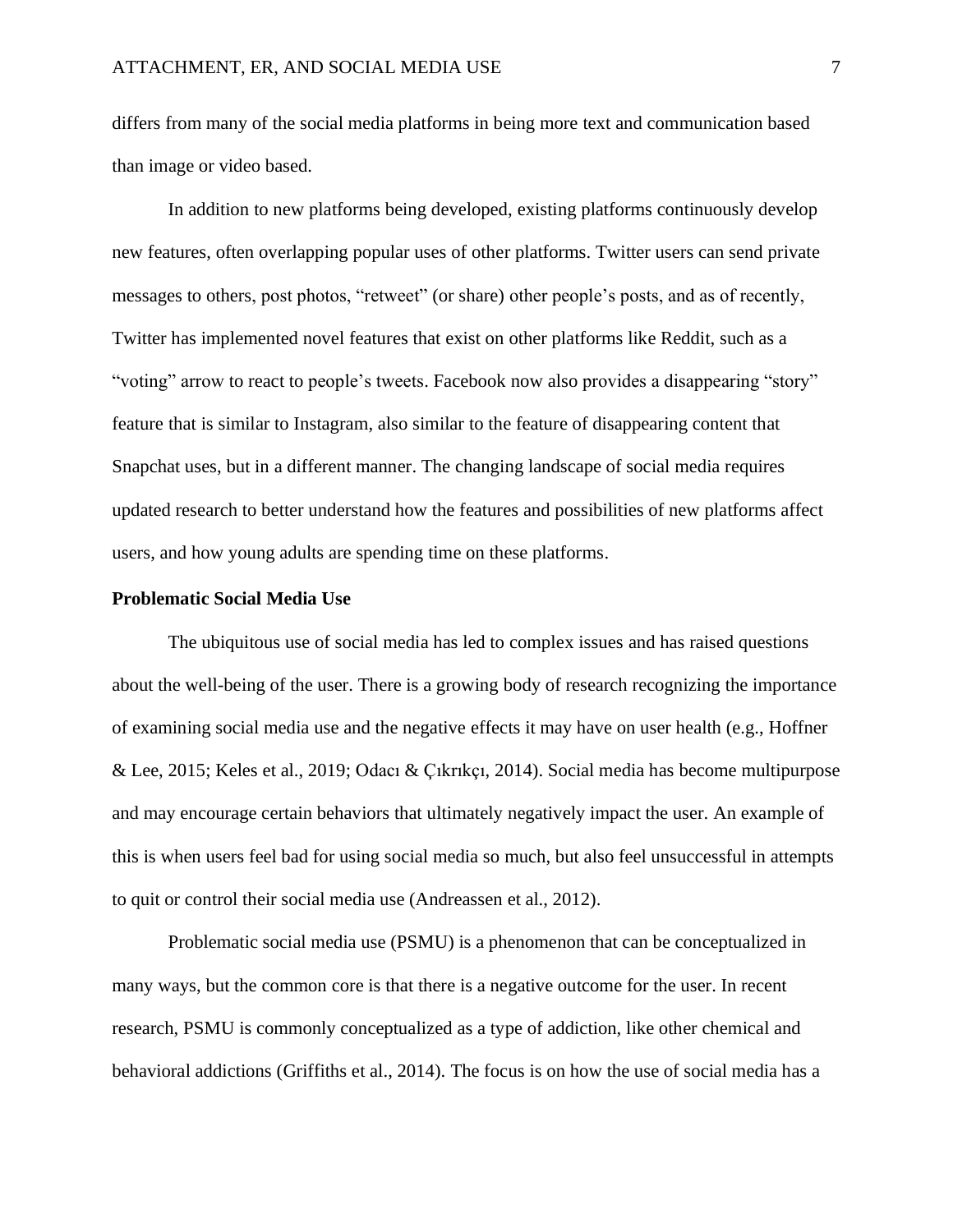differs from many of the social media platforms in being more text and communication based than image or video based.

In addition to new platforms being developed, existing platforms continuously develop new features, often overlapping popular uses of other platforms. Twitter users can send private messages to others, post photos, "retweet" (or share) other people's posts, and as of recently, Twitter has implemented novel features that exist on other platforms like Reddit, such as a "voting" arrow to react to people's tweets. Facebook now also provides a disappearing "story" feature that is similar to Instagram, also similar to the feature of disappearing content that Snapchat uses, but in a different manner. The changing landscape of social media requires updated research to better understand how the features and possibilities of new platforms affect users, and how young adults are spending time on these platforms.

## Problematic Social Media Use

The ubiquitous use of social media has led to complex issues and has raised questions about the well-being of the user. There is a growing body of research recognizing the importance of examining social media use and the negative effects it may have on user health (e.g., Hoffner & Lee, 2015; Keles et al., 2019; Odacı & Çıkrıkçı, 2014). Social media has become multipurpose and may encourage certain behaviors that ultimately negatively impact the user. An example of this is when users feel bad for using social media so much, but also feel unsuccessful in attempts to quit or control their social media use (Andreassen et al., 2012).

Problematic social media use (PSMU) is a phenomenon that can be conceptualized in many ways, but the common core is that there is a negative outcome for the user. In recent research, PSMU is commonly conceptualized as a type of addiction, like other chemical and behavioral addictions (Griffiths et al., 2014). The focus is on how the use of social media has a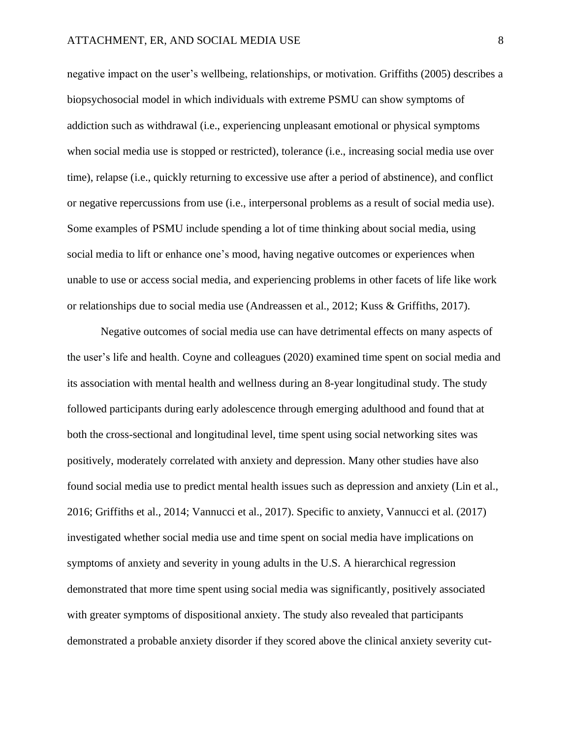negative impact on the user's wellbeing, relationships, or motivation. Griffiths (2005) describes a biopsychosocial model in which individuals with extreme PSMU can show symptoms of addiction such as withdrawal (i.e., experiencing unpleasant emotional or physical symptoms when social media use is stopped or restricted), tolerance (i.e., increasing social media use over time), relapse (i.e., quickly returning to excessive use after a period of abstinence), and conflict or negative repercussions from use (i.e., interpersonal problems as a result of social media use). Some examples of PSMU include spending a lot of time thinking about social media, using social media to lift or enhance one's mood, having negative outcomes or experiences when unable to use or access social media, and experiencing problems in other facets of life like work or relationships due to social media use (Andreassen et al., 2012; Kuss & Griffiths, 2017).

Negative outcomes of social media use can have detrimental effects on many aspects of the user's life and health. Coyne and colleagues (2020) examined time spent on social media and its association with mental health and wellness during an 8-year longitudinal study. The study followed participants during early adolescence through emerging adulthood and found that at both the cross-sectional and longitudinal level, time spent using social networking sites was positively, moderately correlated with anxiety and depression. Many other studies have also found social media use to predict mental health issues such as depression and anxiety (Lin et al., 2016; Griffiths et al., 2014; Vannucci et al., 2017). Specific to anxiety, Vannucci et al. (2017) investigated whether social media use and time spent on social media have implications on symptoms of anxiety and severity in young adults in the U.S. A hierarchical regression demonstrated that more time spent using social media was significantly, positively associated with greater symptoms of dispositional anxiety. The study also revealed that participants demonstrated a probable anxiety disorder if they scored above the clinical anxiety severity cut-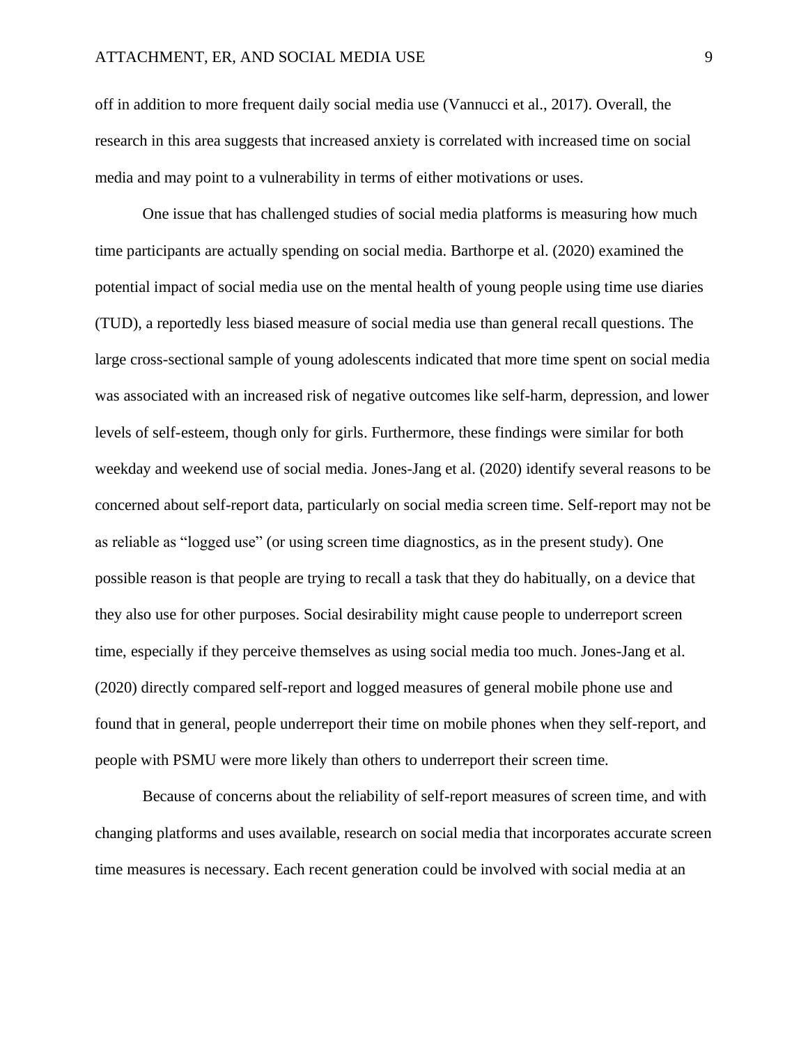off in addition to more frequent daily social media use (Vannucci et al., 2017). Overall, the research in this area suggests that increased anxiety is correlated with increased time on social media and may point to a vulnerability in terms of either motivations or uses.

One issue that has challenged studies of social media platforms is measuring how much time participants are actually spending on social media. Barthorpe et al. (2020) examined the potential impact of social media use on the mental health of young people using time use diaries (TUD), a reportedly less biased measure of social media use than general recall questions. The large cross-sectional sample of young adolescents indicated that more time spent on social media was associated with an increased risk of negative outcomes like self-harm, depression, and lower levels of self-esteem, though only for girls. Furthermore, these findings were similar for both weekday and weekend use of social media. Jones-Jang et al. (2020) identify several reasons to be concerned about self-report data, particularly on social media screen time. Self-report may not be as reliable as "logged use" (or using screen time diagnostics, as in the present study). One possible reason is that people are trying to recall a task that they do habitually, on a device that they also use for other purposes. Social desirability might cause people to underreport screen time, especially if they perceive themselves as using social media too much. Jones-Jang et al. (2020) directly compared self-report and logged measures of general mobile phone use and found that in general, people underreport their time on mobile phones when they self-report, and people with PSMU were more likely than others to underreport their screen time.

Because of concerns about the reliability of self-report measures of screen time, and with changing platforms and uses available, research on social media that incorporates accurate screen time measures is necessary. Each recent generation could be involved with social media at an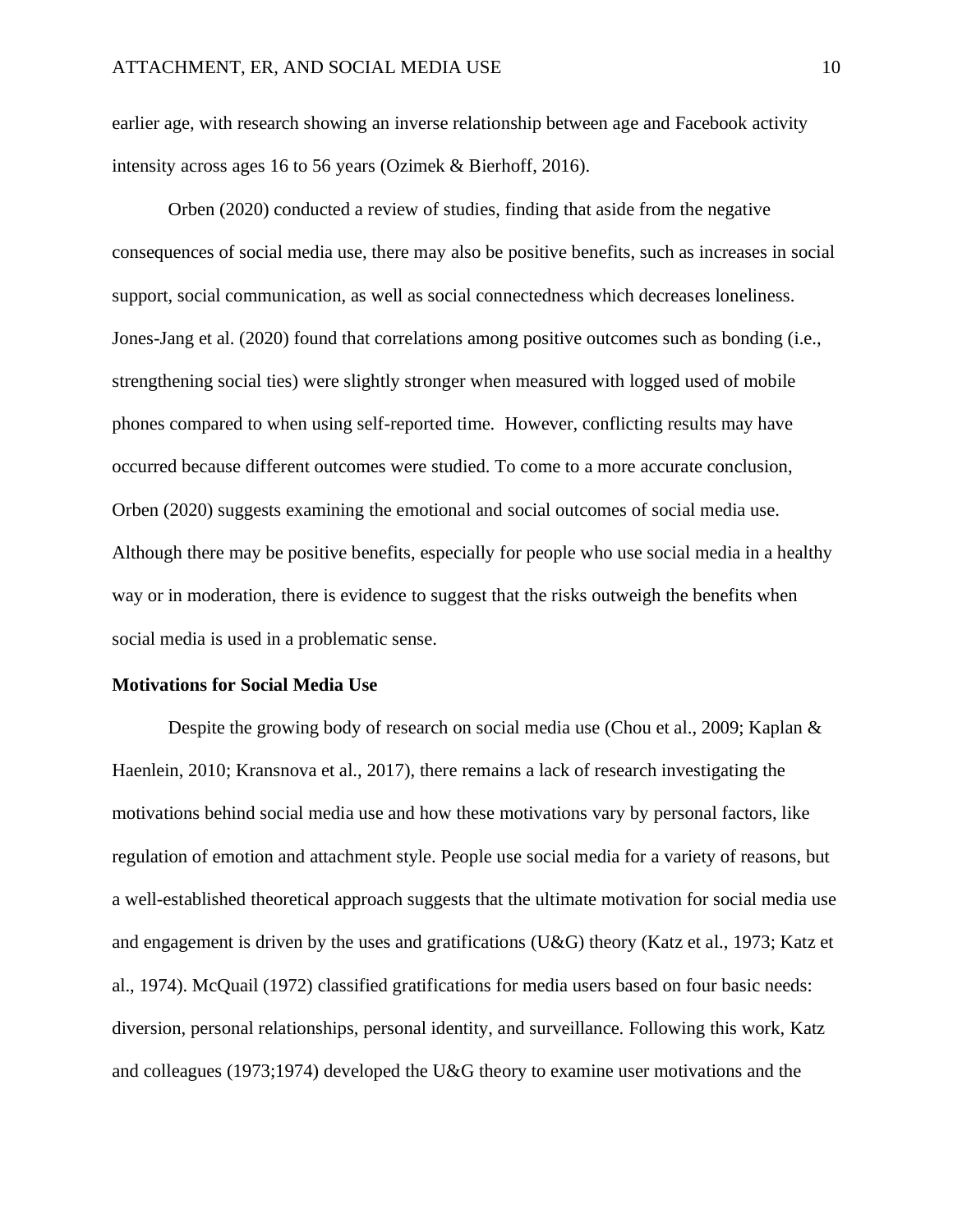earlier age, with research showing an inverse relationship between age and Facebook activity intensity across ages 16 to 56 years (Ozimek & Bierhoff, 2016).

Orben (2020) conducted a review of studies, finding that aside from the negative consequences of social media use, there may also be positive benefits, such as increases in social support, social communication, as well as social connectedness which decreases loneliness. Jones-Jang et al. (2020) found that correlations among positive outcomes such as bonding (i.e., strengthening social ties) were slightly stronger when measured with logged used of mobile phones compared to when using self-reported time. However, conflicting results may have occurred because different outcomes were studied. To come to a more accurate conclusion, Orben (2020) suggests examining the emotional and social outcomes of social media use. Although there may be positive benefits, especially for people who use social media in a healthy way or in moderation, there is evidence to suggest that the risks outweigh the benefits when social media is used in a problematic sense.

**Motivations for Social Media Use**

Despite the growing body of research on social media use (Chou et al., 2009; Kaplan & Haenlein, 2010; Kransnova et al., 2017), there remains a lack of research investigating the motivations behind social media use and how these motivations vary by personal factors, like regulation of emotion and attachment style. People use social media for a variety of reasons, but a well-established theoretical approach suggests that the ultimate motivation for social media use and engagement is driven by the uses and gratifications (U&G) theory (Katz et al., 1973; Katz et al., 1974). McQuail (1972) classified gratifications for media users based on four basic needs: diversion, personal relationships, personal identity, and surveillance. Following this work, Katz and colleagues (1973;1974) developed the U&G theory to examine user motivations and the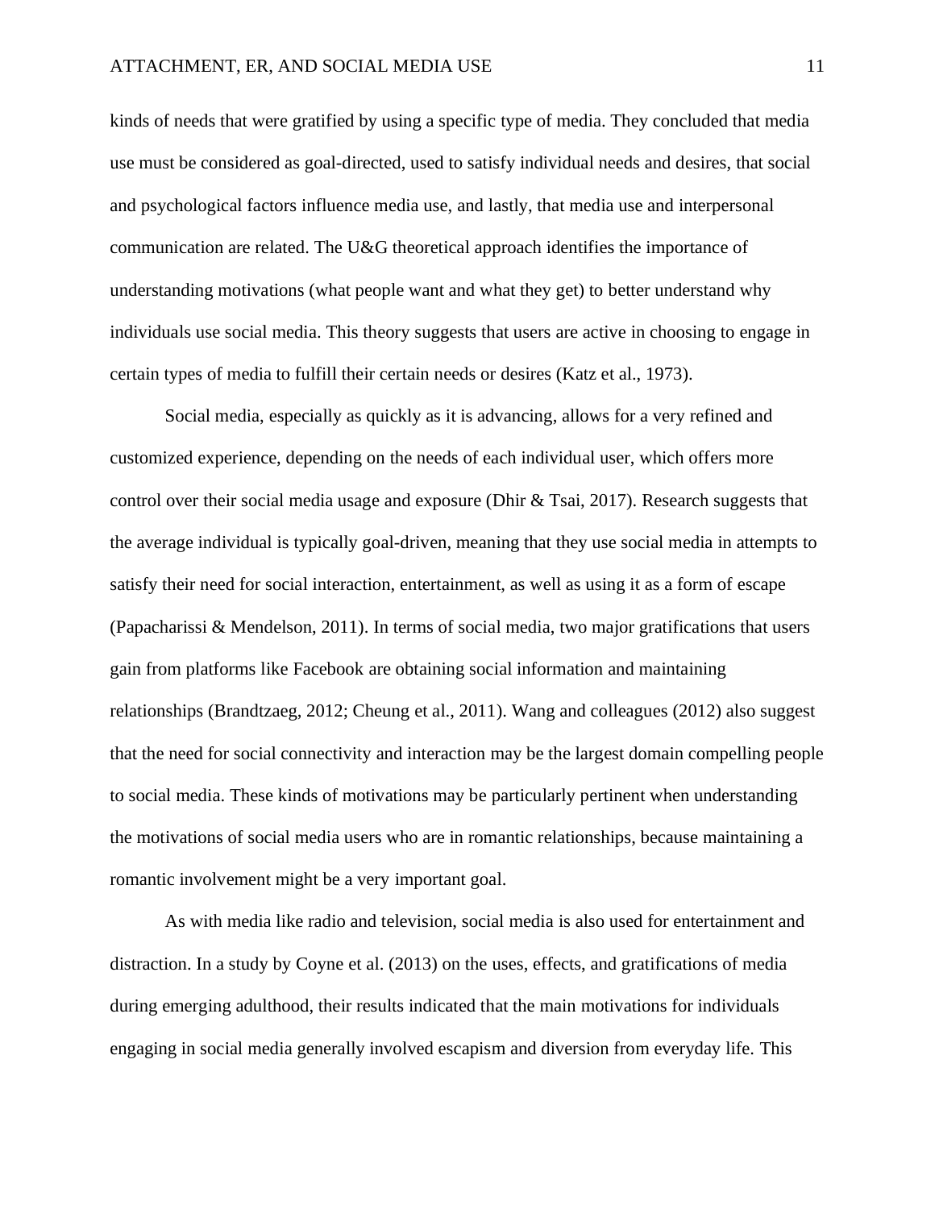kinds of needs that were gratified by using a specific type of media. They concluded that media use must be considered as goal-directed, used to satisfy individual needs and desires, that social and psychological factors influence media use, and lastly, that media use and interpersonal communication are related. The U&G theoretical approach identifies the importance of understanding motivations (what people want and what they get) to better understand why individuals use social media. This theory suggests that users are active in choosing to engage in certain types of media to fulfill their certain needs or desires (Katz et al., 1973).

Social media, especially as quickly as it is advancing, allows for a very refined and customized experience, depending on the needs of each individual user, which offers more control over their social media usage and exposure (Dhir & Tsai, 2017). Research suggests that the average individual is typically goal-driven, meaning that they use social media in attempts to satisfy their need for social interaction, entertainment, as well as using it as a form of escape (Papacharissi & Mendelson, 2011). In terms of social media, two major gratifications that users gain from platforms like Facebook are obtaining social information and maintaining relationships (Brandtzaeg, 2012; Cheung et al., 2011). Wang and colleagues (2012) also suggest that the need for social connectivity and interaction may be the largest domain compelling people to social media. These kinds of motivations may be particularly pertinent when understanding the motivations of social media users who are in romantic relationships, because maintaining a romantic involvement might be a very important goal.

As with media like radio and television, social media is also used for entertainment and distraction. In a study by Coyne et al. (2013) on the uses, effects, and gratifications of media during emerging adulthood, their results indicated that the main motivations for individuals engaging in social media generally involved escapism and diversion from everyday life. This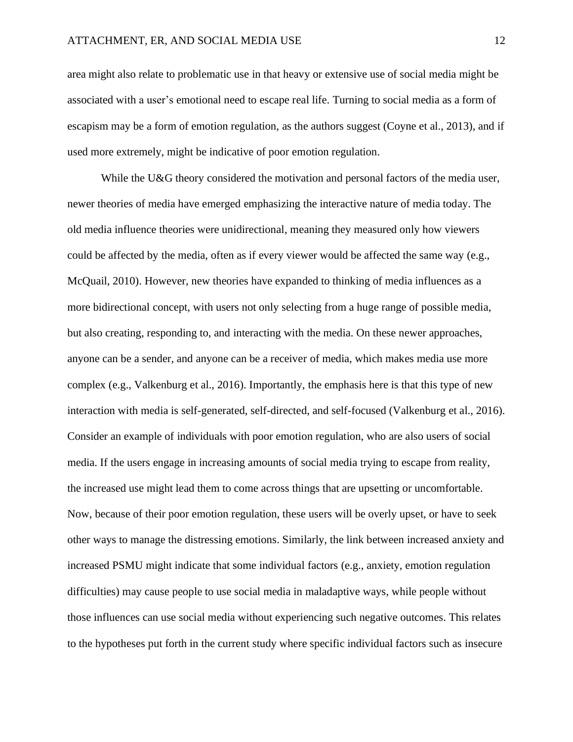area might also relate to problematic use in that heavy or extensive use of social media might be associated with a user's emotional need to escape real life. Turning to social media as a form of escapism may be a form of emotion regulation, as the authors suggest (Coyne et al., 2013), and if used more extremely, might be indicative of poor emotion regulation.

While the U&G theory considered the motivation and personal factors of the media user, newer theories of media have emerged emphasizing the interactive nature of media today. The old media influence theories were unidirectional, meaning they measured only how viewers could be affected by the media, often as if every viewer would be affected the same way (e.g., McQuail, 2010). However, new theories have expanded to thinking of media influences as a more bidirectional concept, with users not only selecting from a huge range of possible media, but also creating, responding to, and interacting with the media. On these newer approaches, anyone can be a sender, and anyone can be a receiver of media, which makes media use more complex (e.g., Valkenburg et al., 2016). Importantly, the emphasis here is that this type of new interaction with media is self-generated, self-directed, and self-focused (Valkenburg et al., 2016). Consider an example of individuals with poor emotion regulation, who are also users of social media. If the users engage in increasing amounts of social media trying to escape from reality, the increased use might lead them to come across things that are upsetting or uncomfortable. Now, because of their poor emotion regulation, these users will be overly upset, or have to seek other ways to manage the distressing emotions. Similarly, the link between increased anxiety and increased PSMU might indicate that some individual factors (e.g., anxiety, emotion regulation difficulties) may cause people to use social media in maladaptive ways, while people without those influences can use social media without experiencing such negative outcomes. This relates to the hypotheses put forth in the current study where specific individual factors such as insecure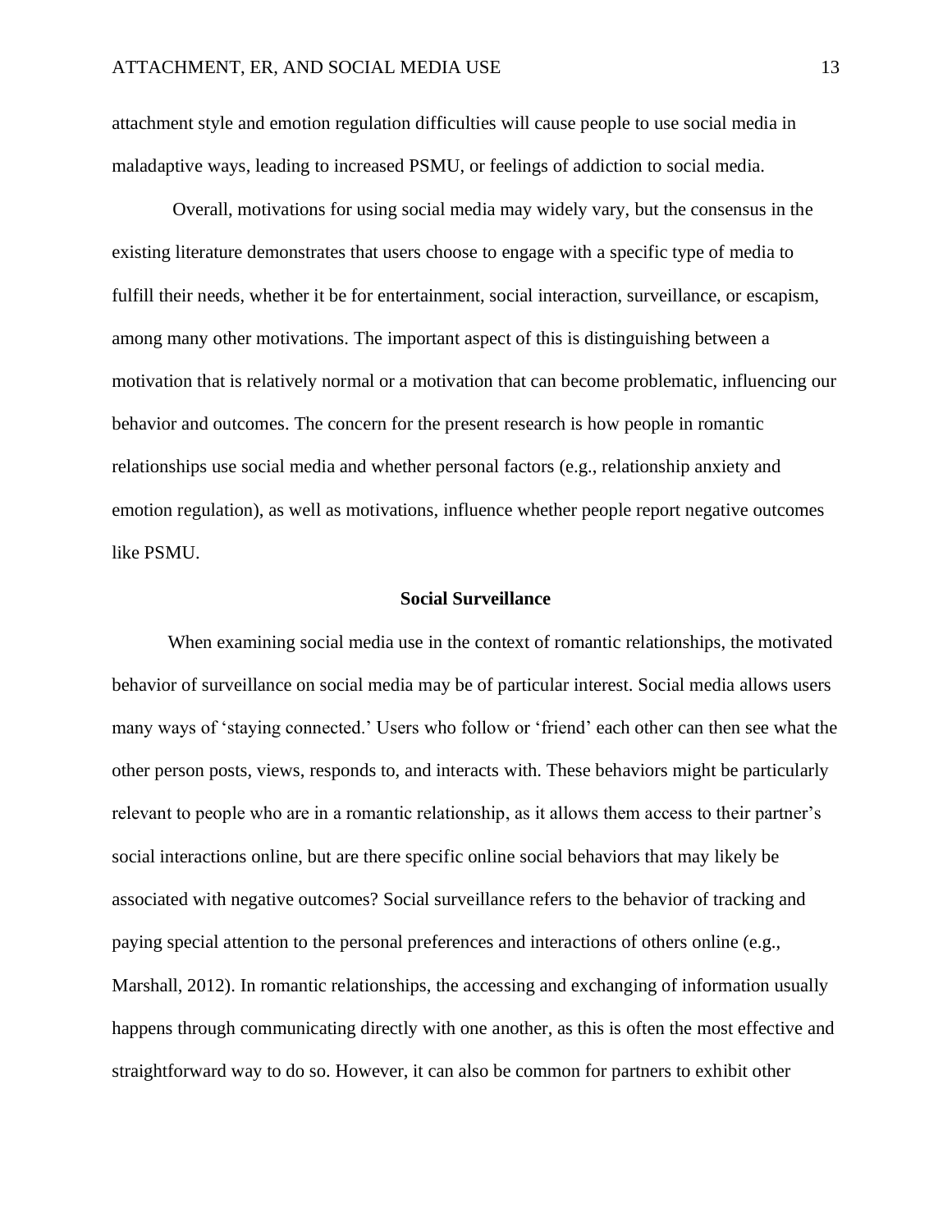attachment style and emotion regulation difficulties will cause people to use social media in maladaptive ways, leading to increased PSMU, or feelings of addiction to social media.

Overall, motivations for using social media may widely vary, but the consensus in the existing literature demonstrates that users choose to engage with a specific type of media to fulfill their needs, whether it be for entertainment, social interaction, surveillance, or escapism, among many other motivations. The important aspect of this is distinguishing between a motivation that is relatively normal or a motivation that can become problematic, influencing our behavior and outcomes. The concern for the present research is how people in romantic relationships use social media and whether personal factors (e.g., relationship anxiety and emotion regulation), as well as motivations, influence whether people report negative outcomes like PSMU.

## Social Surveillance

When examining social media use in the context of romantic relationships, the motivated behavior of surveillance on social media may be of particular interest. Social media allows users many ways of 'staying connected.' Users who follow or 'friend' each other can then see what the other person posts, views, responds to, and interacts with. These behaviors might be particularly relevant to people who are in a romantic relationship, as it allows them access to their partner's social interactions online, but are there specific online social behaviors that may likely be associated with negative outcomes? Social surveillance refers to the behavior of tracking and paying special attention to the personal preferences and interactions of others online (e.g., Marshall, 2012). In romantic relationships, the accessing and exchanging of information usually happens through communicating directly with one another, as this is often the most effective and straightforward way to do so. However, it can also be common for partners to exhibit other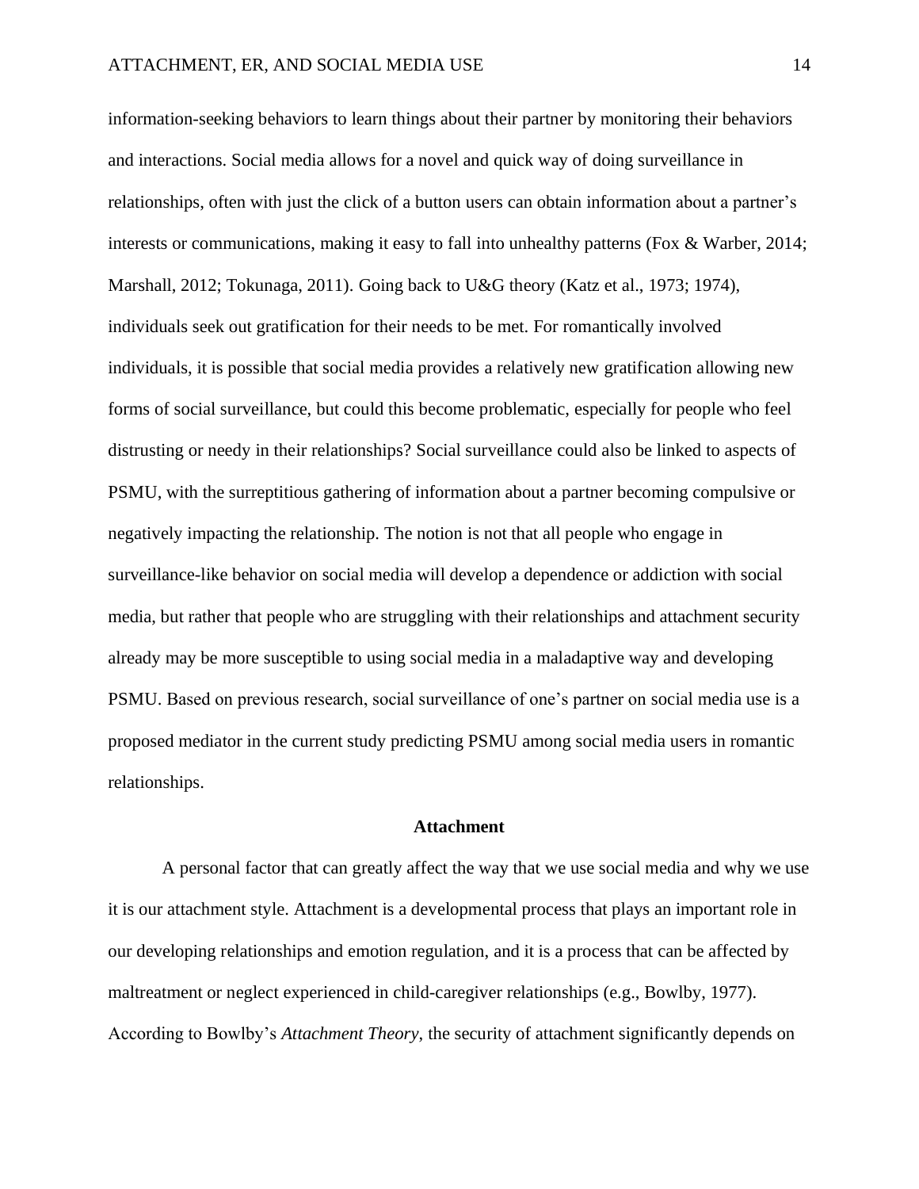information-seeking behaviors to learn things about their partner by monitoring their behaviors and interactions. Social media allows for a novel and quick way of doing surveillance in relationships, often with just the click of a button users can obtain information about a partner's interests or communications, making it easy to fall into unhealthy patterns (Fox & Warber, 2014; Marshall, 2012; Tokunaga, 2011). Going back to U&G theory (Katz et al., 1973; 1974), individuals seek out gratification for their needs to be met. For romantically involved individuals, it is possible that social media provides a relatively new gratification allowing new forms of social surveillance, but could this become problematic, especially for people who feel distrusting or needy in their relationships? Social surveillance could also be linked to aspects of PSMU, with the surreptitious gathering of information about a partner becoming compulsive or negatively impacting the relationship. The notion is not that all people who engage in surveillance-like behavior on social media will develop a dependence or addiction with social media, but rather that people who are struggling with their relationships and attachment security already may be more susceptible to using social media in a maladaptive way and developing PSMU. Based on previous research, social surveillance of one's partner on social media use is a proposed mediator in the current study predicting PSMU among social media users in romantic relationships.

## Attachment

A personal factor that can greatly affect the way that we use social media and why we use it is our attachment style. Attachment is a developmental process that plays an important role in our developing relationships and emotion regulation, and it is a process that can be affected by maltreatment or neglect experienced in child-caregiver relationships (e.g., Bowlby, 1977). According to Bowlby's *Attachment Theory*, the security of attachment significantly depends on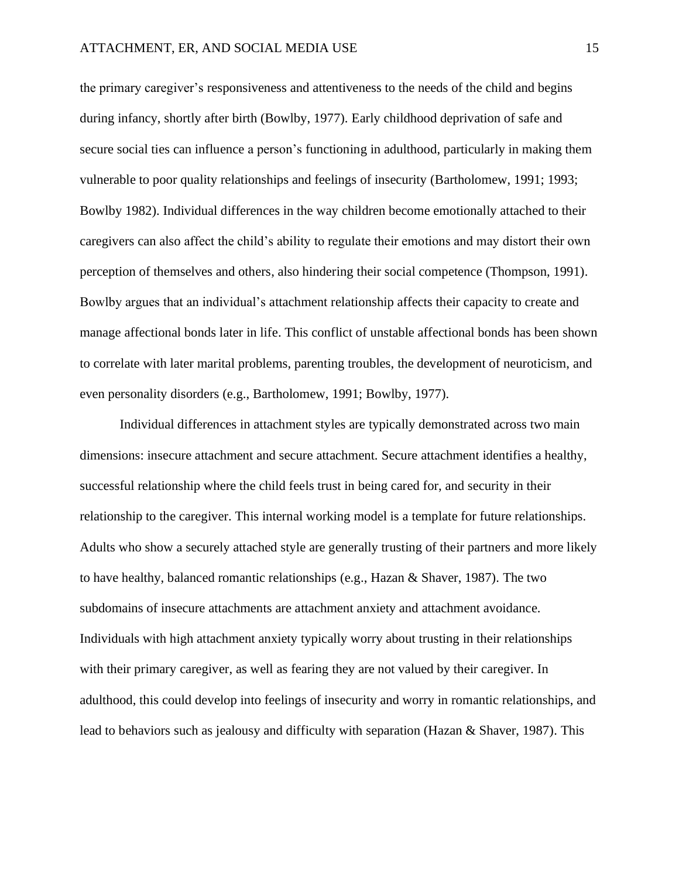the primary caregiver's responsiveness and attentiveness to the needs of the child and begins during infancy, shortly after birth (Bowlby, 1977). Early childhood deprivation of safe and secure social ties can influence a person's functioning in adulthood, particularly in making them vulnerable to poor quality relationships and feelings of insecurity (Bartholomew, 1991; 1993; Bowlby 1982). Individual differences in the way children become emotionally attached to their caregivers can also affect the child's ability to regulate their emotions and may distort their own perception of themselves and others, also hindering their social competence (Thompson, 1991). Bowlby argues that an individual's attachment relationship affects their capacity to create and manage affectional bonds later in life. This conflict of unstable affectional bonds has been shown to correlate with later marital problems, parenting troubles, the development of neuroticism, and even personality disorders (e.g., Bartholomew, 1991; Bowlby, 1977).

Individual differences in attachment styles are typically demonstrated across two main dimensions: insecure attachment and secure attachment. Secure attachment identifies a healthy, successful relationship where the child feels trust in being cared for, and security in their relationship to the caregiver. This internal working model is a template for future relationships. Adults who show a securely attached style are generally trusting of their partners and more likely to have healthy, balanced romantic relationships (e.g., Hazan & Shaver, 1987). The two subdomains of insecure attachments are attachment anxiety and attachment avoidance. Individuals with high attachment anxiety typically worry about trusting in their relationships with their primary caregiver, as well as fearing they are not valued by their caregiver. In adulthood, this could develop into feelings of insecurity and worry in romantic relationships, and lead to behaviors such as jealousy and difficulty with separation (Hazan & Shaver, 1987). This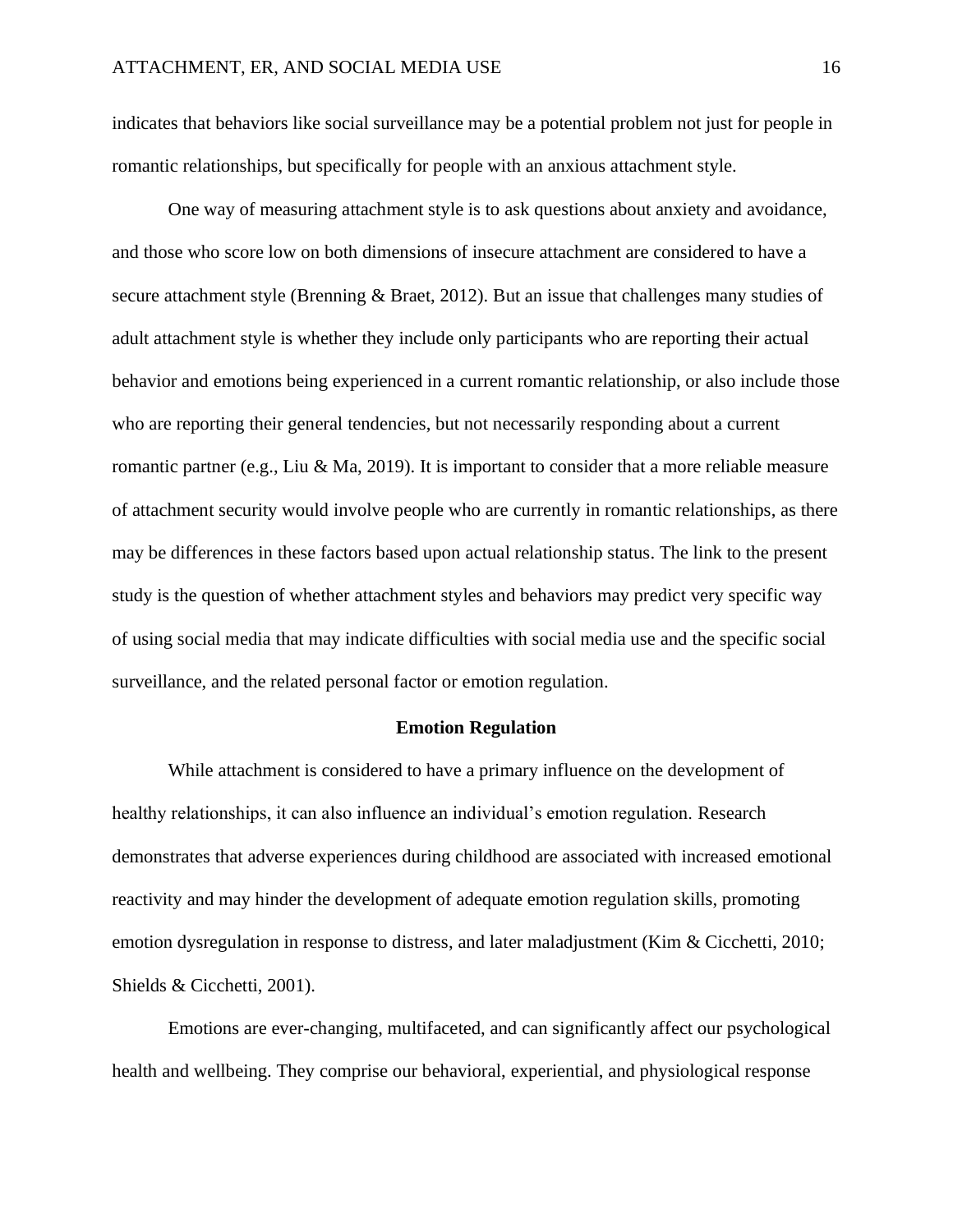indicates that behaviors like social surveillance may be a potential problem not just for people in romantic relationships, but specifically for people with an anxious attachment style.

One way of measuring attachment style is to ask questions about anxiety and avoidance, and those who score low on both dimensions of insecure attachment are considered to have a secure attachment style (Brenning & Braet, 2012). But an issue that challenges many studies of adult attachment style is whether they include only participants who are reporting their actual behavior and emotions being experienced in a current romantic relationship, or also include those who are reporting their general tendencies, but not necessarily responding about a current romantic partner (e.g., Liu & Ma, 2019). It is important to consider that a more reliable measure of attachment security would involve people who are currently in romantic relationships, as there may be differences in these factors based upon actual relationship status. The link to the present study is the question of whether attachment styles and behaviors may predict very specific way of using social media that may indicate difficulties with social media use and the specific social surveillance, and the related personal factor or emotion regulation.

## Emotion Regulation

While attachment is considered to have a primary influence on the development of healthy relationships, it can also influence an individual's emotion regulation. Research demonstrates that adverse experiences during childhood are associated with increased emotional reactivity and may hinder the development of adequate emotion regulation skills, promoting emotion dysregulation in response to distress, and later maladjustment (Kim & Cicchetti, 2010; Shields & Cicchetti, 2001).

Emotions are ever-changing, multifaceted, and can significantly affect our psychological health and wellbeing. They comprise our behavioral, experiential, and physiological response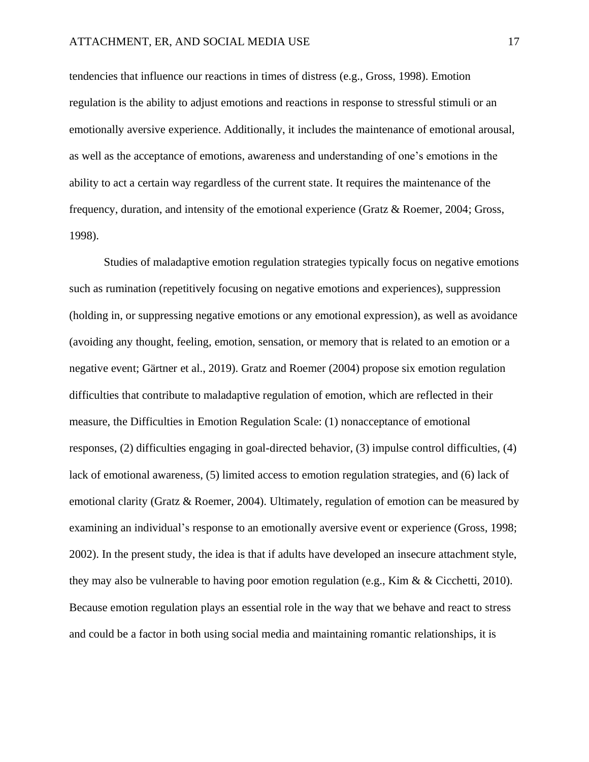tendencies that influence our reactions in times of distress (e.g., Gross, 1998). Emotion regulation is the ability to adjust emotions and reactions in response to stressful stimuli or an emotionally aversive experience. Additionally, it includes the maintenance of emotional arousal, as well as the acceptance of emotions, awareness and understanding of one's emotions in the ability to act a certain way regardless of the current state. It requires the maintenance of the frequency, duration, and intensity of the emotional experience (Gratz & Roemer, 2004; Gross, 1998).

Studies of maladaptive emotion regulation strategies typically focus on negative emotions such as rumination (repetitively focusing on negative emotions and experiences), suppression (holding in, or suppressing negative emotions or any emotional expression), as well as avoidance (avoiding any thought, feeling, emotion, sensation, or memory that is related to an emotion or a negative event; Gärtner et al., 2019). Gratz and Roemer (2004) propose six emotion regulation difficulties that contribute to maladaptive regulation of emotion, which are reflected in their measure, the Difficulties in Emotion Regulation Scale: (1) nonacceptance of emotional responses, (2) difficulties engaging in goal-directed behavior, (3) impulse control difficulties, (4) lack of emotional awareness, (5) limited access to emotion regulation strategies, and (6) lack of emotional clarity (Gratz & Roemer, 2004). Ultimately, regulation of emotion can be measured by examining an individual's response to an emotionally aversive event or experience (Gross, 1998; 2002). In the present study, the idea is that if adults have developed an insecure attachment style, they may also be vulnerable to having poor emotion regulation (e.g., Kim & & Cicchetti, 2010). Because emotion regulation plays an essential role in the way that we behave and react to stress and could be a factor in both using social media and maintaining romantic relationships, it is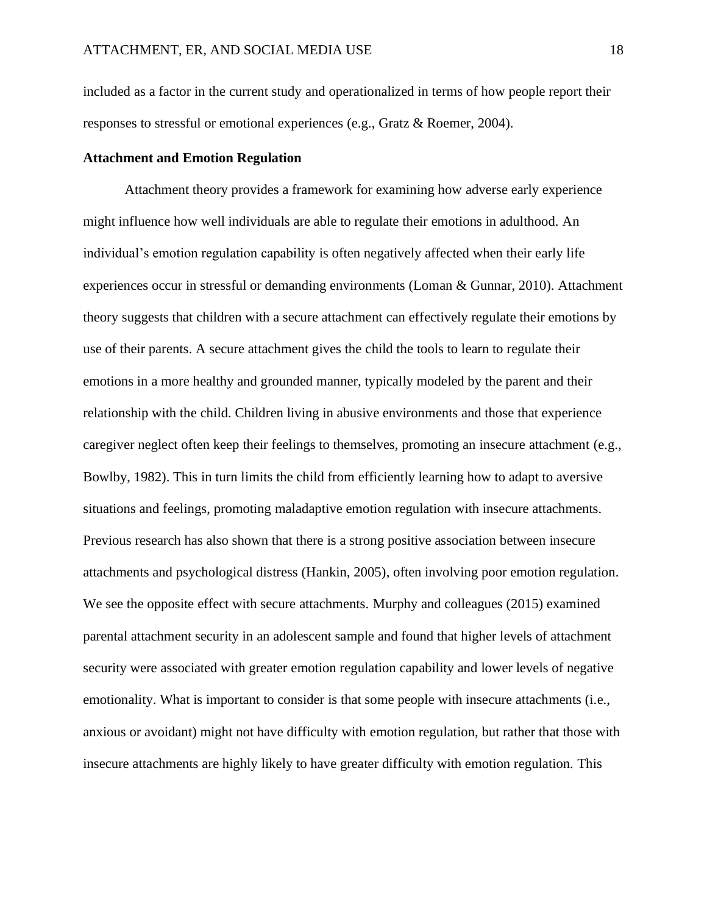included as a factor in the current study and operationalized in terms of how people report their responses to stressful or emotional experiences (e.g., Gratz & Roemer, 2004).

**Attachment and Emotion Regulation**

Attachment theory provides a framework for examining how adverse early experience might influence how well individuals are able to regulate their emotions in adulthood. An individual's emotion regulation capability is often negatively affected when their early life experiences occur in stressful or demanding environments (Loman & Gunnar, 2010). Attachment theory suggests that children with a secure attachment can effectively regulate their emotions by use of their parents. A secure attachment gives the child the tools to learn to regulate their emotions in a more healthy and grounded manner, typically modeled by the parent and their relationship with the child. Children living in abusive environments and those that experience caregiver neglect often keep their feelings to themselves, promoting an insecure attachment (e.g., Bowlby, 1982). This in turn limits the child from efficiently learning how to adapt to aversive situations and feelings, promoting maladaptive emotion regulation with insecure attachments. Previous research has also shown that there is a strong positive association between insecure attachments and psychological distress (Hankin, 2005), often involving poor emotion regulation. We see the opposite effect with secure attachments. Murphy and colleagues (2015) examined parental attachment security in an adolescent sample and found that higher levels of attachment security were associated with greater emotion regulation capability and lower levels of negative emotionality. What is important to consider is that some people with insecure attachments (i.e., anxious or avoidant) might not have difficulty with emotion regulation, but rather that those with insecure attachments are highly likely to have greater difficulty with emotion regulation. This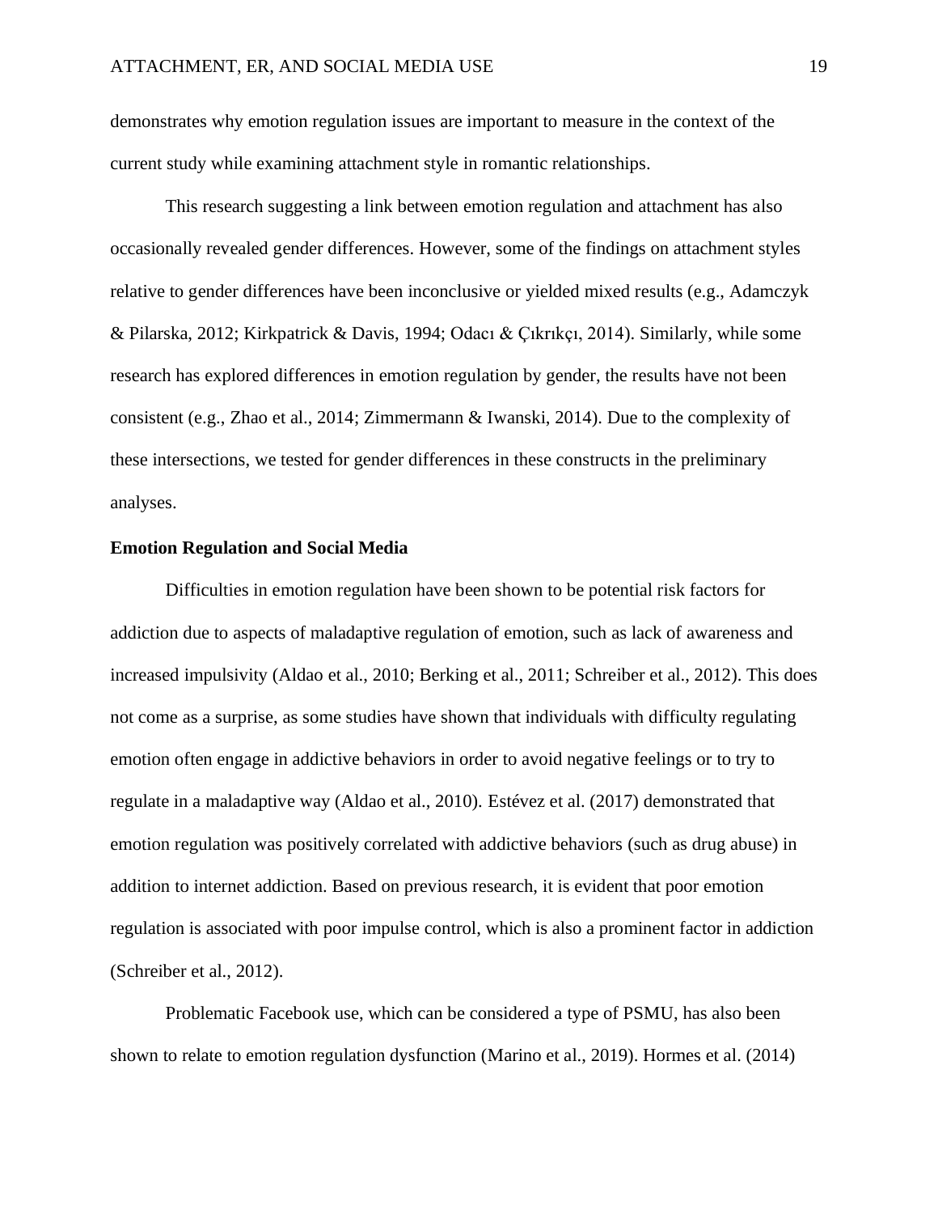demonstrates why emotion regulation issues are important to measure in the context of the current study while examining attachment style in romantic relationships.

This research suggesting a link between emotion regulation and attachment has also occasionally revealed gender differences. However, some of the findings on attachment styles relative to gender differences have been inconclusive or yielded mixed results (e.g., Adamczyk & Pilarska, 2012; Kirkpatrick & Davis, 1994; Odacı & Çıkrıkçı, 2014). Similarly, while some research has explored differences in emotion regulation by gender, the results have not been consistent (e.g., Zhao et al., 2014; Zimmermann & Iwanski, 2014). Due to the complexity of these intersections, we tested for gender differences in these constructs in the preliminary analyses.

**Emotion Regulation and Social Media**

Difficulties in emotion regulation have been shown to be potential risk factors for addiction due to aspects of maladaptive regulation of emotion, such as lack of awareness and increased impulsivity (Aldao et al., 2010; Berking et al., 2011; Schreiber et al., 2012). This does not come as a surprise, as some studies have shown that individuals with difficulty regulating emotion often engage in addictive behaviors in order to avoid negative feelings or to try to regulate in a maladaptive way (Aldao et al., 2010). Estévez et al. (2017) demonstrated that emotion regulation was positively correlated with addictive behaviors (such as drug abuse) in addition to internet addiction. Based on previous research, it is evident that poor emotion regulation is associated with poor impulse control, which is also a prominent factor in addiction (Schreiber et al., 2012).

Problematic Facebook use, which can be considered a type of PSMU, has also been shown to relate to emotion regulation dysfunction (Marino et al., 2019). Hormes et al. (2014)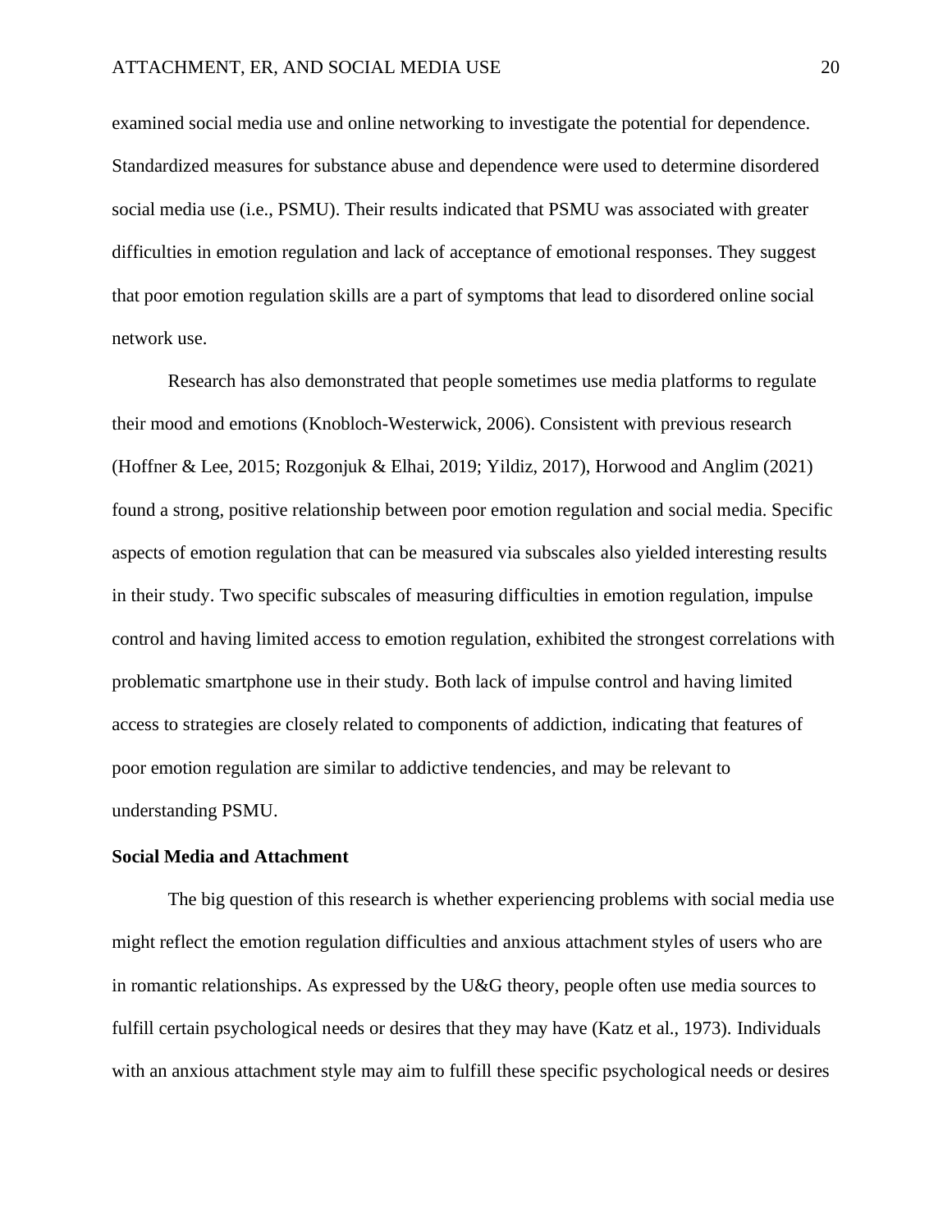examined social media use and online networking to investigate the potential for dependence. Standardized measures for substance abuse and dependence were used to determine disordered social media use (i.e., PSMU). Their results indicated that PSMU was associated with greater difficulties in emotion regulation and lack of acceptance of emotional responses. They suggest that poor emotion regulation skills are a part of symptoms that lead to disordered online social network use.

Research has also demonstrated that people sometimes use media platforms to regulate their mood and emotions (Knobloch-Westerwick, 2006). Consistent with previous research (Hoffner & Lee, 2015; Rozgonjuk & Elhai, 2019; Yildiz, 2017), Horwood and Anglim (2021) found a strong, positive relationship between poor emotion regulation and social media. Specific aspects of emotion regulation that can be measured via subscales also yielded interesting results in their study. Two specific subscales of measuring difficulties in emotion regulation, impulse control and having limited access to emotion regulation, exhibited the strongest correlations with problematic smartphone use in their study. Both lack of impulse control and having limited access to strategies are closely related to components of addiction, indicating that features of poor emotion regulation are similar to addictive tendencies, and may be relevant to understanding PSMU.

## Social Media and Attachment

The big question of this research is whether experiencing problems with social media use might reflect the emotion regulation difficulties and anxious attachment styles of users who are in romantic relationships. As expressed by the U&G theory, people often use media sources to fulfill certain psychological needs or desires that they may have (Katz et al., 1973). Individuals with an anxious attachment style may aim to fulfill these specific psychological needs or desires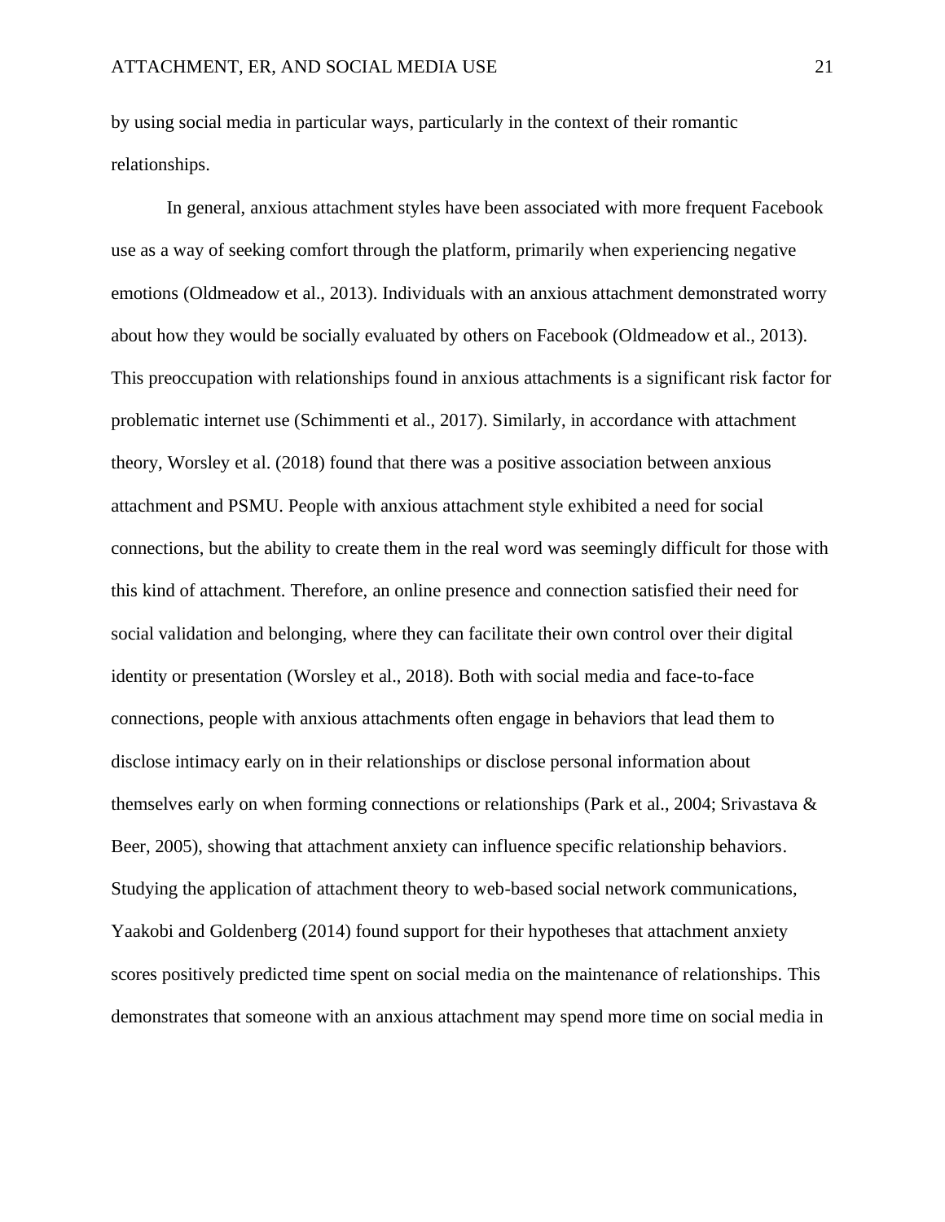by using social media in particular ways, particularly in the context of their romantic relationships.

In general, anxious attachment styles have been associated with more frequent Facebook use as a way of seeking comfort through the platform, primarily when experiencing negative emotions (Oldmeadow et al., 2013). Individuals with an anxious attachment demonstrated worry about how they would be socially evaluated by others on Facebook (Oldmeadow et al., 2013). This preoccupation with relationships found in anxious attachments is a significant risk factor for problematic internet use (Schimmenti et al., 2017). Similarly, in accordance with attachment theory, Worsley et al. (2018) found that there was a positive association between anxious attachment and PSMU. People with anxious attachment style exhibited a need for social connections, but the ability to create them in the real word was seemingly difficult for those with this kind of attachment. Therefore, an online presence and connection satisfied their need for social validation and belonging, where they can facilitate their own control over their digital identity or presentation (Worsley et al., 2018). Both with social media and face-to-face connections, people with anxious attachments often engage in behaviors that lead them to disclose intimacy early on in their relationships or disclose personal information about themselves early on when forming connections or relationships (Park et al., 2004; Srivastava & Beer, 2005), showing that attachment anxiety can influence specific relationship behaviors. Studying the application of attachment theory to web-based social network communications, Yaakobi and Goldenberg (2014) found support for their hypotheses that attachment anxiety scores positively predicted time spent on social media on the maintenance of relationships. This demonstrates that someone with an anxious attachment may spend more time on social media in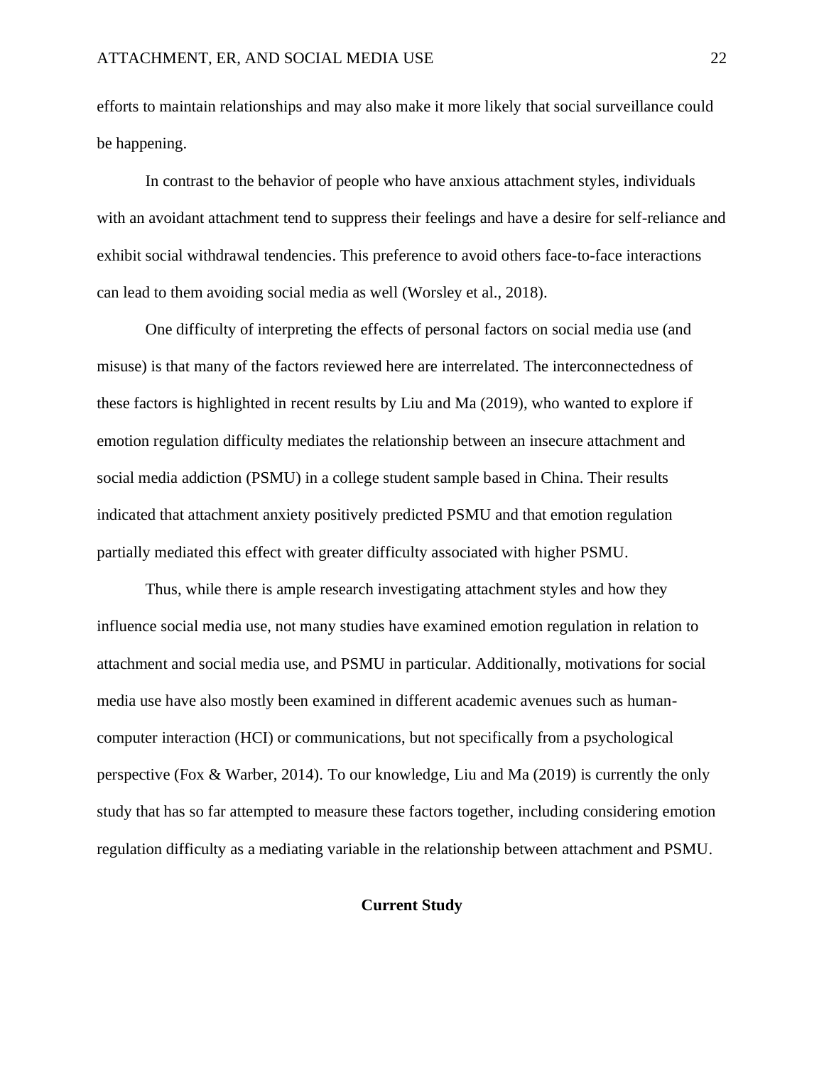efforts to maintain relationships and may also make it more likely that social surveillance could be happening.

In contrast to the behavior of people who have anxious attachment styles, individuals with an avoidant attachment tend to suppress their feelings and have a desire for self-reliance and exhibit social withdrawal tendencies. This preference to avoid others face-to-face interactions can lead to them avoiding social media as well (Worsley et al., 2018).

One difficulty of interpreting the effects of personal factors on social media use (and misuse) is that many of the factors reviewed here are interrelated. The interconnectedness of these factors is highlighted in recent results by Liu and Ma (2019), who wanted to explore if emotion regulation difficulty mediates the relationship between an insecure attachment and social media addiction (PSMU) in a college student sample based in China. Their results indicated that attachment anxiety positively predicted PSMU and that emotion regulation partially mediated this effect with greater difficulty associated with higher PSMU.

Thus, while there is ample research investigating attachment styles and how they influence social media use, not many studies have examined emotion regulation in relation to attachment and social media use, and PSMU in particular. Additionally, motivations for social media use have also mostly been examined in different academic avenues such as human-computer interaction (HCI) or communications, but not specifically from a psychological perspective (Fox & Warber, 2014). To our knowledge, Liu and Ma (2019) is currently the only study that has so far attempted to measure these factors together, including considering emotion regulation difficulty as a mediating variable in the relationship between attachment and PSMU.

## Current Study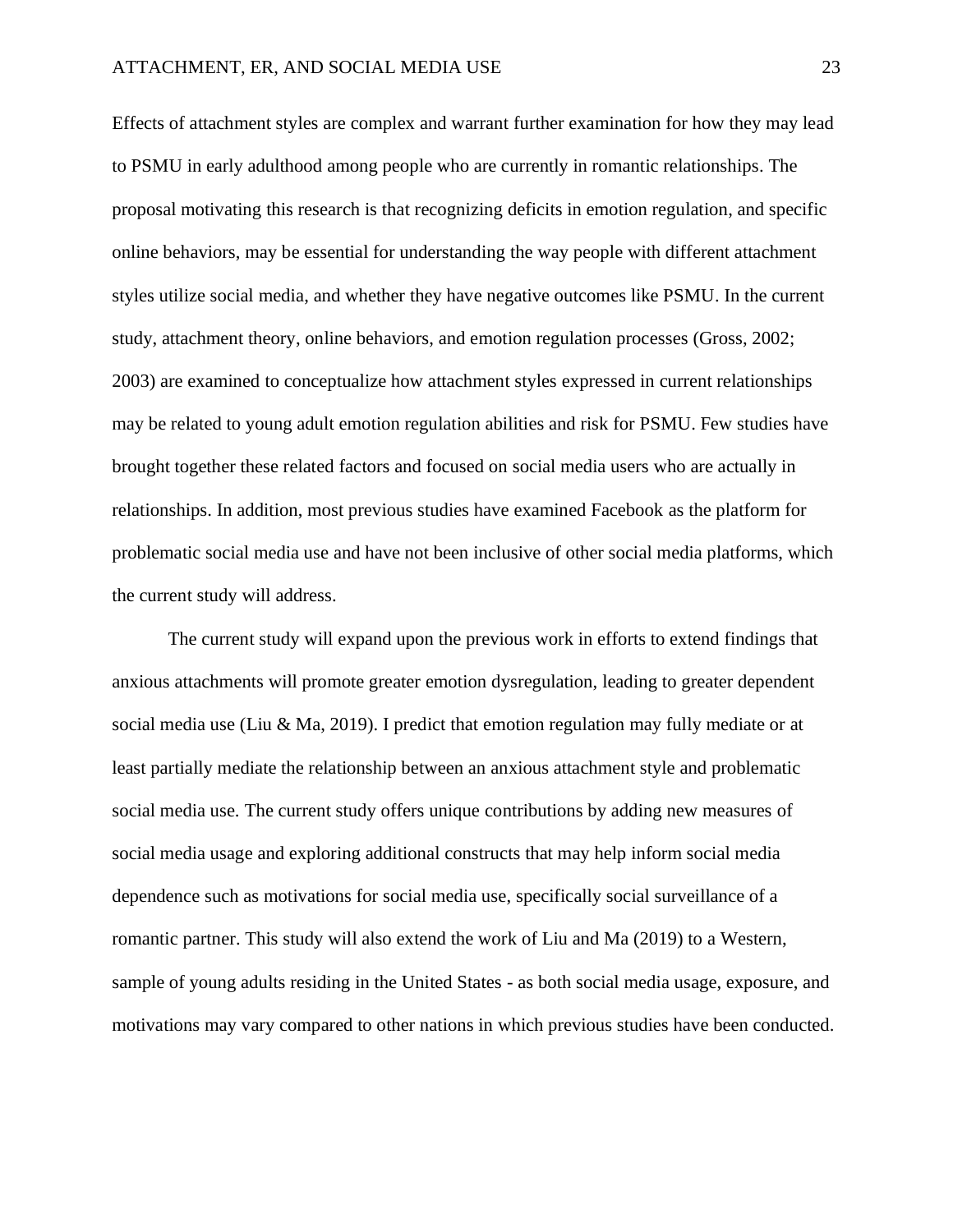Effects of attachment styles are complex and warrant further examination for how they may lead to PSMU in early adulthood among people who are currently in romantic relationships. The proposal motivating this research is that recognizing deficits in emotion regulation, and specific online behaviors, may be essential for understanding the way people with different attachment styles utilize social media, and whether they have negative outcomes like PSMU. In the current study, attachment theory, online behaviors, and emotion regulation processes (Gross, 2002; 2003) are examined to conceptualize how attachment styles expressed in current relationships may be related to young adult emotion regulation abilities and risk for PSMU. Few studies have brought together these related factors and focused on social media users who are actually in relationships. In addition, most previous studies have examined Facebook as the platform for problematic social media use and have not been inclusive of other social media platforms, which the current study will address.

The current study will expand upon the previous work in efforts to extend findings that anxious attachments will promote greater emotion dysregulation, leading to greater dependent social media use (Liu & Ma, 2019). I predict that emotion regulation may fully mediate or at least partially mediate the relationship between an anxious attachment style and problematic social media use. The current study offers unique contributions by adding new measures of social media usage and exploring additional constructs that may help inform social media dependence such as motivations for social media use, specifically social surveillance of a romantic partner. This study will also extend the work of Liu and Ma (2019) to a Western, sample of young adults residing in the United States - as both social media usage, exposure, and motivations may vary compared to other nations in which previous studies have been conducted.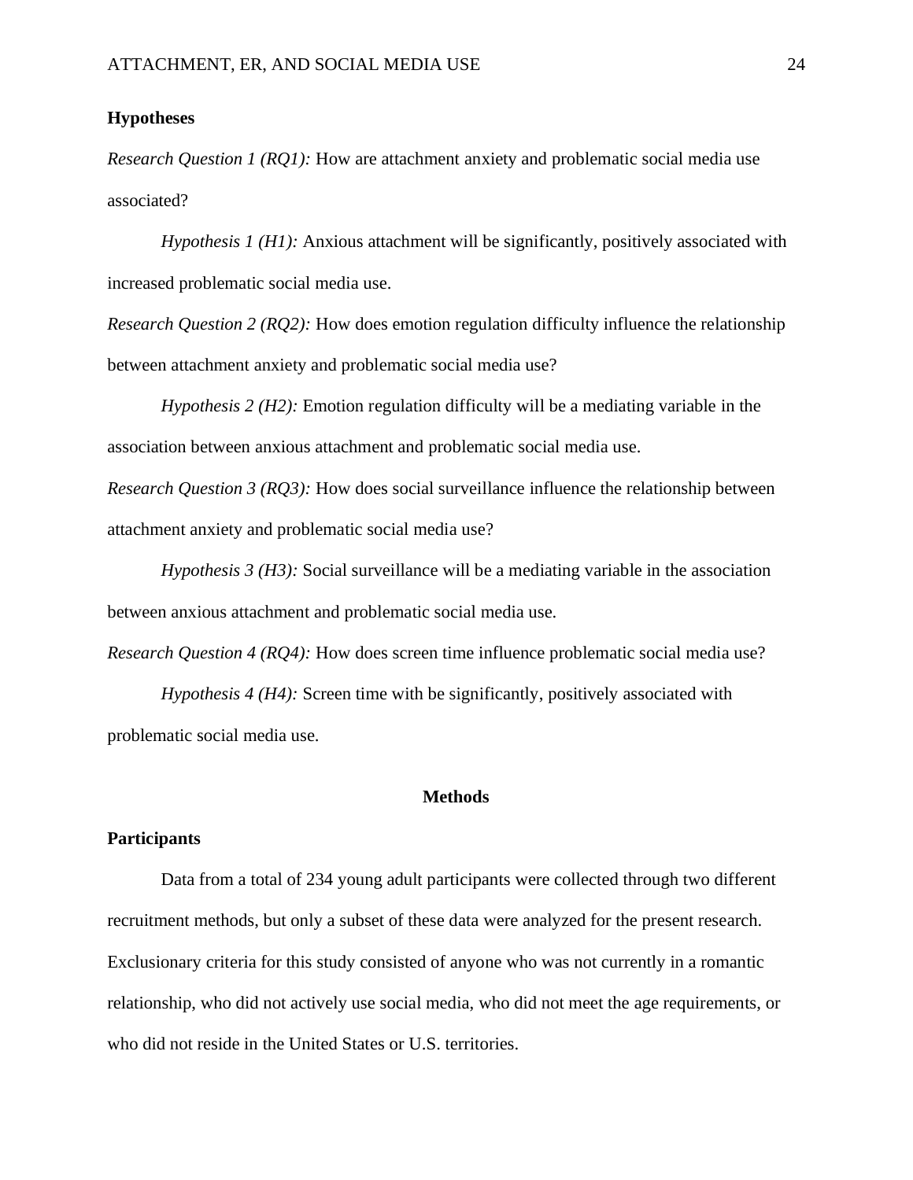**Hypotheses**

*Research Question 1 (RQ1):* How are attachment anxiety and problematic social media use associated?

*Hypothesis 1 (H1):* Anxious attachment will be significantly, positively associated with increased problematic social media use.

*Research Question 2 (RQ2):* How does emotion regulation difficulty influence the relationship between attachment anxiety and problematic social media use?

*Hypothesis 2 (H2):* Emotion regulation difficulty will be a mediating variable in the association between anxious attachment and problematic social media use.

*Research Question 3 (RQ3):* How does social surveillance influence the relationship between attachment anxiety and problematic social media use?

*Hypothesis 3 (H3):* Social surveillance will be a mediating variable in the association between anxious attachment and problematic social media use.

*Research Question 4 (RQ4):* How does screen time influence problematic social media use?

*Hypothesis 4 (H4):* Screen time with be significantly, positively associated with problematic social media use.

## Methods

**Participants**

Data from a total of 234 young adult participants were collected through two different recruitment methods, but only a subset of these data were analyzed for the present research. Exclusionary criteria for this study consisted of anyone who was not currently in a romantic relationship, who did not actively use social media, who did not meet the age requirements, or who did not reside in the United States or U.S. territories.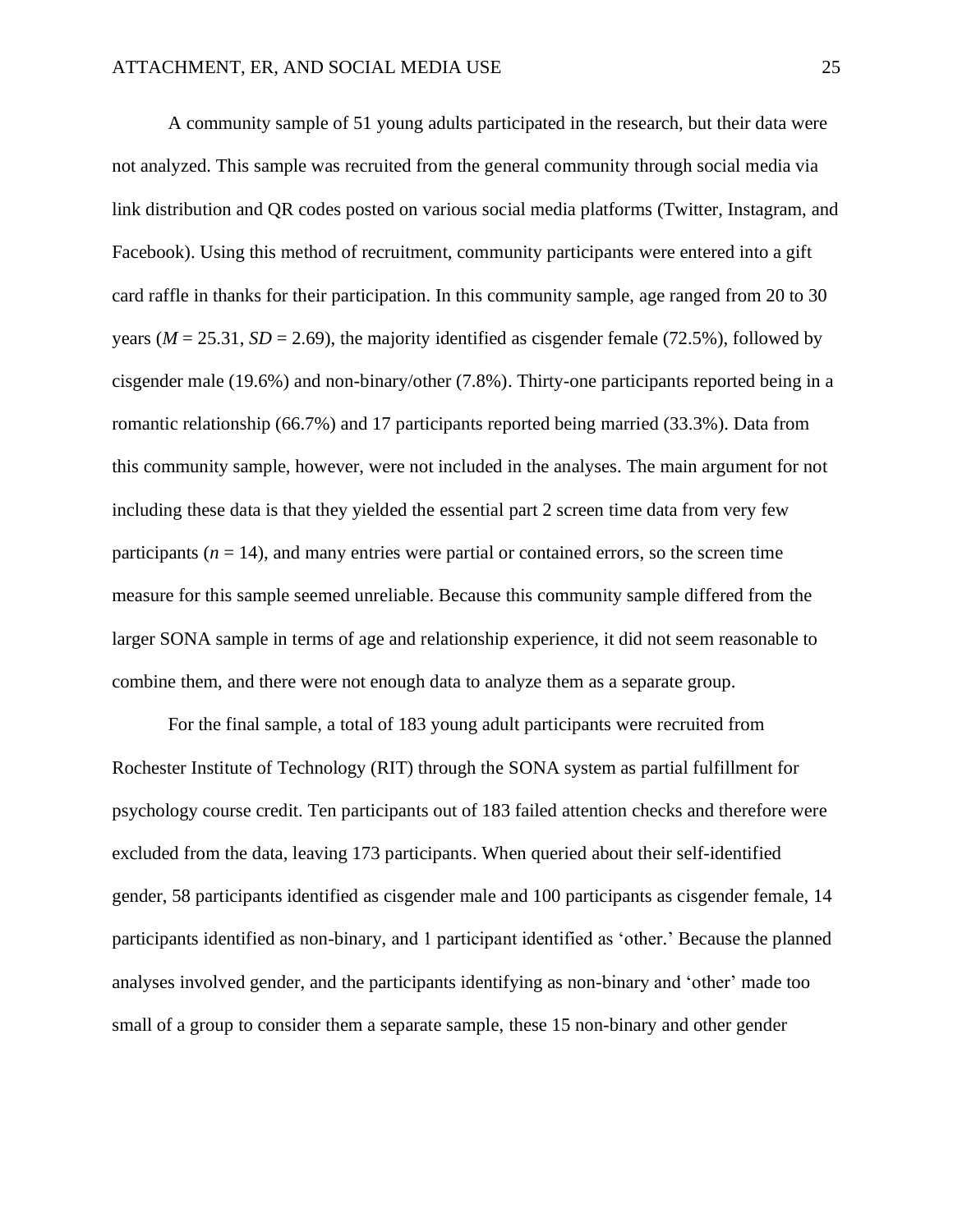A community sample of 51 young adults participated in the research, but their data were not analyzed. This sample was recruited from the general community through social media via link distribution and QR codes posted on various social media platforms (Twitter, Instagram, and Facebook). Using this method of recruitment, community participants were entered into a gift card raffle in thanks for their participation. In this community sample, age ranged from 20 to 30 years ($M$ = 25.31, $SD$ = 2.69), the majority identified as cisgender female (72.5%), followed by cisgender male (19.6%) and non-binary/other (7.8%). Thirty-one participants reported being in a romantic relationship (66.7%) and 17 participants reported being married (33.3%). Data from this community sample, however, were not included in the analyses. The main argument for not including these data is that they yielded the essential part 2 screen time data from very few participants ($n$ = 14), and many entries were partial or contained errors, so the screen time measure for this sample seemed unreliable. Because this community sample differed from the larger SONA sample in terms of age and relationship experience, it did not seem reasonable to combine them, and there were not enough data to analyze them as a separate group.

For the final sample, a total of 183 young adult participants were recruited from Rochester Institute of Technology (RIT) through the SONA system as partial fulfillment for psychology course credit. Ten participants out of 183 failed attention checks and therefore were excluded from the data, leaving 173 participants. When queried about their self-identified gender, 58 participants identified as cisgender male and 100 participants as cisgender female, 14 participants identified as non-binary, and 1 participant identified as 'other.' Because the planned analyses involved gender, and the participants identifying as non-binary and 'other' made too small of a group to consider them a separate sample, these 15 non-binary and other gender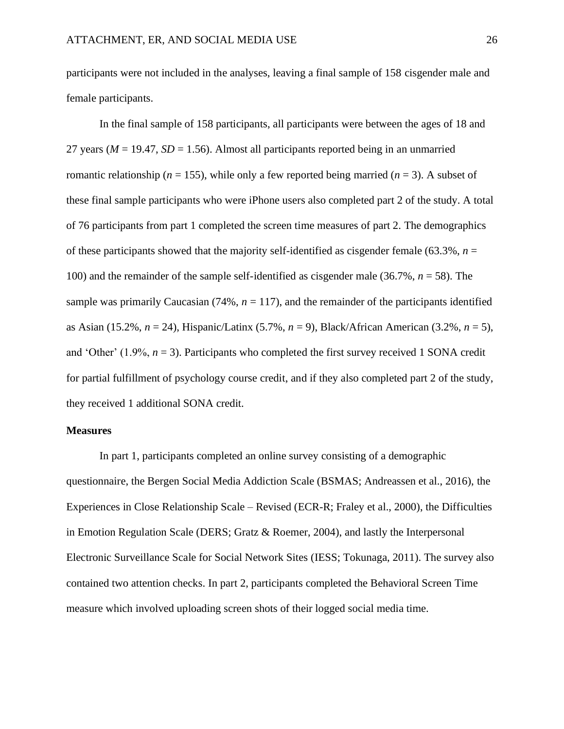participants were not included in the analyses, leaving a final sample of 158 cisgender male and female participants.

In the final sample of 158 participants, all participants were between the ages of 18 and 27 years ($M$ = 19.47, $SD$ = 1.56). Almost all participants reported being in an unmarried romantic relationship ($n$ = 155), while only a few reported being married ($n$ = 3). A subset of these final sample participants who were iPhone users also completed part 2 of the study. A total of 76 participants from part 1 completed the screen time measures of part 2. The demographics of these participants showed that the majority self-identified as cisgender female (63.3%, $n$ = 100) and the remainder of the sample self-identified as cisgender male (36.7%, $n$ = 58). The sample was primarily Caucasian (74%, $n$ = 117), and the remainder of the participants identified as Asian (15.2%, $n$ = 24), Hispanic/Latinx (5.7%, $n$ = 9), Black/African American (3.2%, $n$ = 5), and 'Other' (1.9%, $n$ = 3). Participants who completed the first survey received 1 SONA credit for partial fulfillment of psychology course credit, and if they also completed part 2 of the study, they received 1 additional SONA credit.

**Measures**

In part 1, participants completed an online survey consisting of a demographic questionnaire, the Bergen Social Media Addiction Scale (BSMAS; Andreassen et al., 2016), the Experiences in Close Relationship Scale – Revised (ECR-R; Fraley et al., 2000), the Difficulties in Emotion Regulation Scale (DERS; Gratz & Roemer, 2004), and lastly the Interpersonal Electronic Surveillance Scale for Social Network Sites (IESS; Tokunaga, 2011). The survey also contained two attention checks. In part 2, participants completed the Behavioral Screen Time measure which involved uploading screen shots of their logged social media time.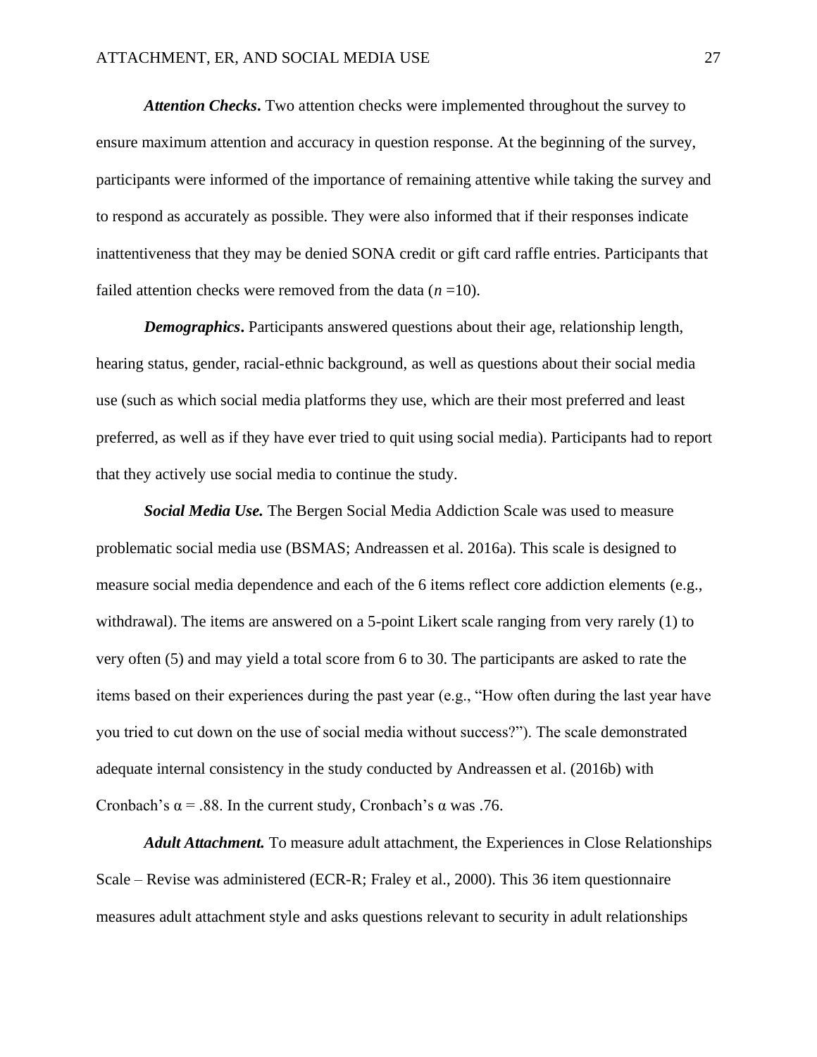***Attention Checks*.** Two attention checks were implemented throughout the survey to ensure maximum attention and accuracy in question response. At the beginning of the survey, participants were informed of the importance of remaining attentive while taking the survey and to respond as accurately as possible. They were also informed that if their responses indicate inattentiveness that they may be denied SONA credit or gift card raffle entries. Participants that failed attention checks were removed from the data ($n$ =10).

***Demographics*.** Participants answered questions about their age, relationship length, hearing status, gender, racial-ethnic background, as well as questions about their social media use (such as which social media platforms they use, which are their most preferred and least preferred, as well as if they have ever tried to quit using social media). Participants had to report that they actively use social media to continue the study.

***Social Media Use.*** The Bergen Social Media Addiction Scale was used to measure problematic social media use (BSMAS; Andreassen et al. 2016a). This scale is designed to measure social media dependence and each of the 6 items reflect core addiction elements (e.g., withdrawal). The items are answered on a 5-point Likert scale ranging from very rarely (1) to very often (5) and may yield a total score from 6 to 30. The participants are asked to rate the items based on their experiences during the past year (e.g., "How often during the last year have you tried to cut down on the use of social media without success?"). The scale demonstrated adequate internal consistency in the study conducted by Andreassen et al. (2016b) with Cronbach's $\alpha = .88$. In the current study, Cronbach's $\alpha$ was .76.

***Adult Attachment.*** To measure adult attachment, the Experiences in Close Relationships Scale – Revise was administered (ECR-R; Fraley et al., 2000). This 36 item questionnaire measures adult attachment style and asks questions relevant to security in adult relationships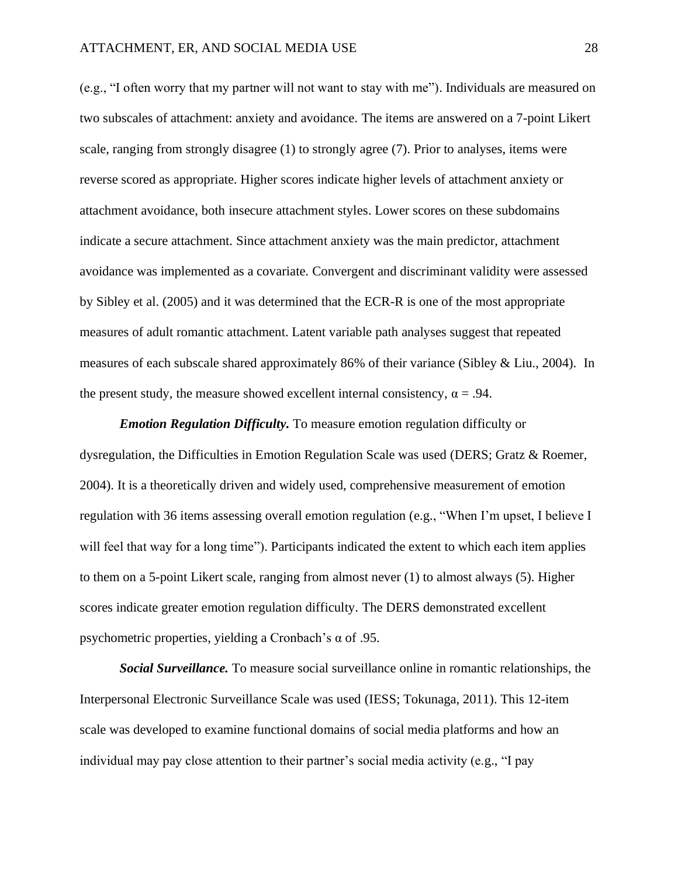(e.g., "I often worry that my partner will not want to stay with me"). Individuals are measured on two subscales of attachment: anxiety and avoidance. The items are answered on a 7-point Likert scale, ranging from strongly disagree (1) to strongly agree (7). Prior to analyses, items were reverse scored as appropriate. Higher scores indicate higher levels of attachment anxiety or attachment avoidance, both insecure attachment styles. Lower scores on these subdomains indicate a secure attachment. Since attachment anxiety was the main predictor, attachment avoidance was implemented as a covariate. Convergent and discriminant validity were assessed by Sibley et al. (2005) and it was determined that the ECR-R is one of the most appropriate measures of adult romantic attachment. Latent variable path analyses suggest that repeated measures of each subscale shared approximately 86% of their variance (Sibley & Liu., 2004). In the present study, the measure showed excellent internal consistency, $\alpha = .94$.

***Emotion Regulation Difficulty.*** To measure emotion regulation difficulty or dysregulation, the Difficulties in Emotion Regulation Scale was used (DERS; Gratz & Roemer, 2004). It is a theoretically driven and widely used, comprehensive measurement of emotion regulation with 36 items assessing overall emotion regulation (e.g., "When I'm upset, I believe I will feel that way for a long time"). Participants indicated the extent to which each item applies to them on a 5-point Likert scale, ranging from almost never (1) to almost always (5). Higher scores indicate greater emotion regulation difficulty. The DERS demonstrated excellent psychometric properties, yielding a Cronbach's $\alpha$ of .95.

***Social Surveillance.*** To measure social surveillance online in romantic relationships, the Interpersonal Electronic Surveillance Scale was used (IESS; Tokunaga, 2011). This 12-item scale was developed to examine functional domains of social media platforms and how an individual may pay close attention to their partner's social media activity (e.g., "I pay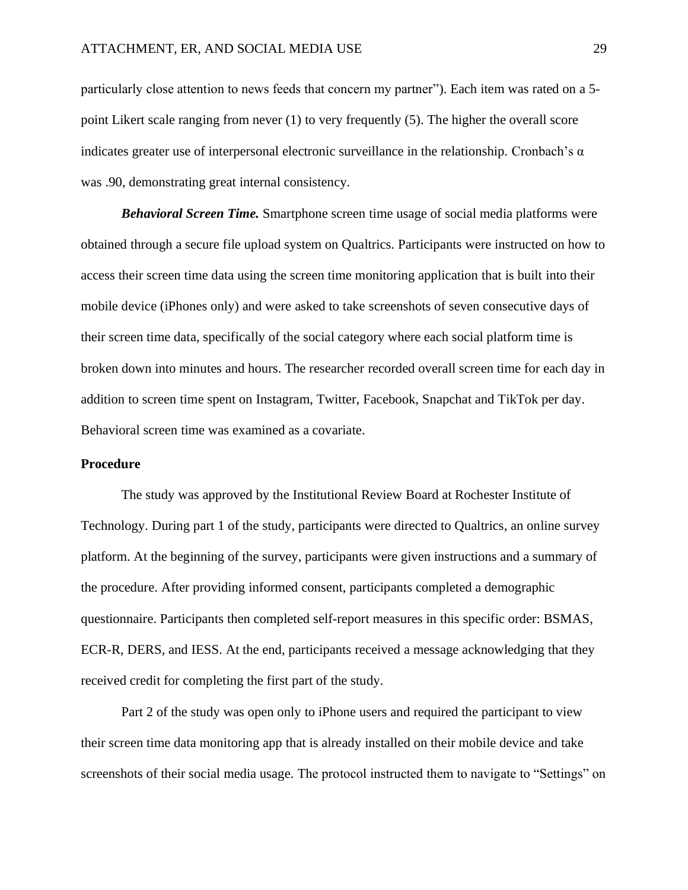particularly close attention to news feeds that concern my partner"). Each item was rated on a 5-point Likert scale ranging from never (1) to very frequently (5). The higher the overall score indicates greater use of interpersonal electronic surveillance in the relationship. Cronbach's α was .90, demonstrating great internal consistency.

***Behavioral Screen Time.*** Smartphone screen time usage of social media platforms were obtained through a secure file upload system on Qualtrics. Participants were instructed on how to access their screen time data using the screen time monitoring application that is built into their mobile device (iPhones only) and were asked to take screenshots of seven consecutive days of their screen time data, specifically of the social category where each social platform time is broken down into minutes and hours. The researcher recorded overall screen time for each day in addition to screen time spent on Instagram, Twitter, Facebook, Snapchat and TikTok per day. Behavioral screen time was examined as a covariate.

**Procedure**

The study was approved by the Institutional Review Board at Rochester Institute of Technology. During part 1 of the study, participants were directed to Qualtrics, an online survey platform. At the beginning of the survey, participants were given instructions and a summary of the procedure. After providing informed consent, participants completed a demographic questionnaire. Participants then completed self-report measures in this specific order: BSMAS, ECR-R, DERS, and IESS. At the end, participants received a message acknowledging that they received credit for completing the first part of the study.

Part 2 of the study was open only to iPhone users and required the participant to view their screen time data monitoring app that is already installed on their mobile device and take screenshots of their social media usage. The protocol instructed them to navigate to "Settings" on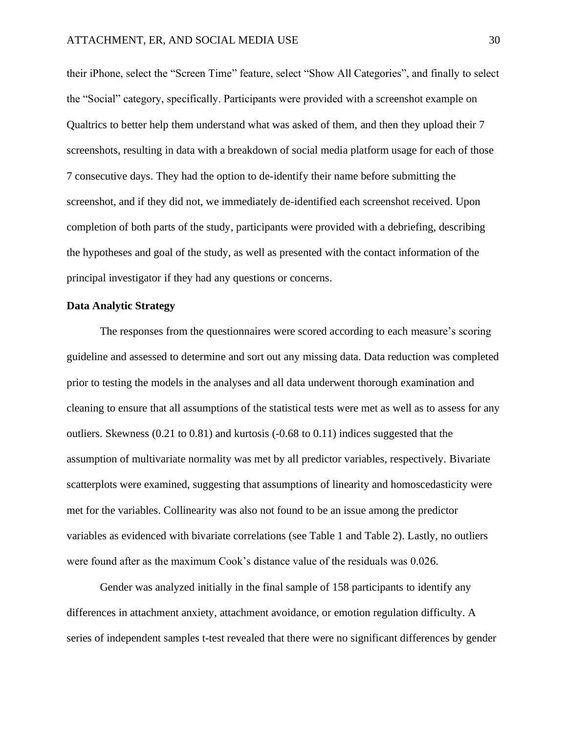their iPhone, select the "Screen Time" feature, select "Show All Categories", and finally to select the "Social" category, specifically. Participants were provided with a screenshot example on Qualtrics to better help them understand what was asked of them, and then they upload their 7 screenshots, resulting in data with a breakdown of social media platform usage for each of those 7 consecutive days. They had the option to de-identify their name before submitting the screenshot, and if they did not, we immediately de-identified each screenshot received. Upon completion of both parts of the study, participants were provided with a debriefing, describing the hypotheses and goal of the study, as well as presented with the contact information of the principal investigator if they had any questions or concerns.

**Data Analytic Strategy**

The responses from the questionnaires were scored according to each measure's scoring guideline and assessed to determine and sort out any missing data. Data reduction was completed prior to testing the models in the analyses and all data underwent thorough examination and cleaning to ensure that all assumptions of the statistical tests were met as well as to assess for any outliers. Skewness (0.21 to 0.81) and kurtosis (-0.68 to 0.11) indices suggested that the assumption of multivariate normality was met by all predictor variables, respectively. Bivariate scatterplots were examined, suggesting that assumptions of linearity and homoscedasticity were met for the variables. Collinearity was also not found to be an issue among the predictor variables as evidenced with bivariate correlations (see Table 1 and Table 2). Lastly, no outliers were found after as the maximum Cook's distance value of the residuals was 0.026.

Gender was analyzed initially in the final sample of 158 participants to identify any differences in attachment anxiety, attachment avoidance, or emotion regulation difficulty. A series of independent samples t-test revealed that there were no significant differences by gender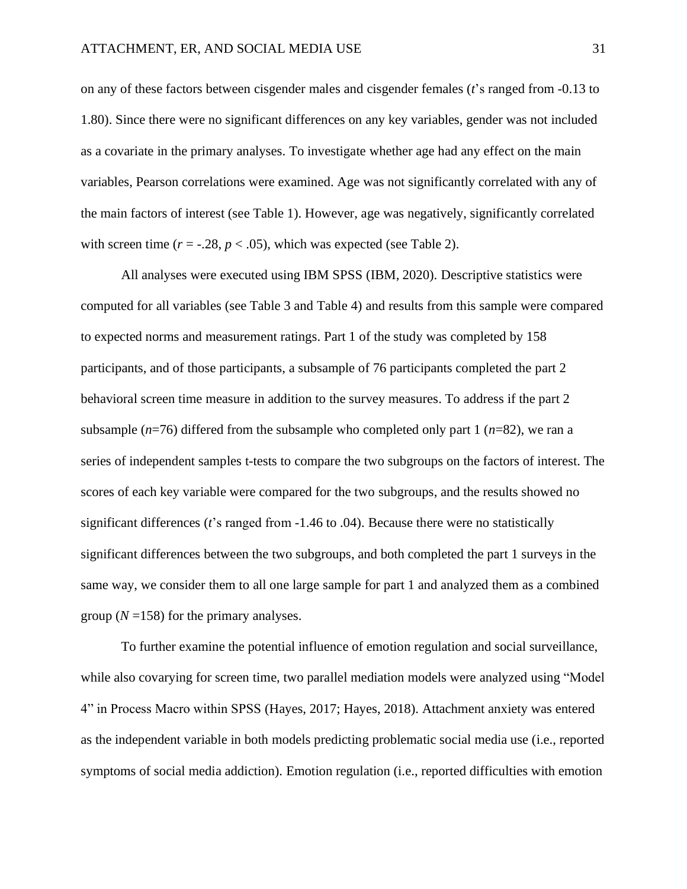on any of these factors between cisgender males and cisgender females (*t*'s ranged from -0.13 to 1.80). Since there were no significant differences on any key variables, gender was not included as a covariate in the primary analyses. To investigate whether age had any effect on the main variables, Pearson correlations were examined. Age was not significantly correlated with any of the main factors of interest (see Table 1). However, age was negatively, significantly correlated with screen time ($r = -.28$, $p < .05$), which was expected (see Table 2).

All analyses were executed using IBM SPSS (IBM, 2020). Descriptive statistics were computed for all variables (see Table 3 and Table 4) and results from this sample were compared to expected norms and measurement ratings. Part 1 of the study was completed by 158 participants, and of those participants, a subsample of 76 participants completed the part 2 behavioral screen time measure in addition to the survey measures. To address if the part 2 subsample ($n$=76) differed from the subsample who completed only part 1 ($n$=82), we ran a series of independent samples t-tests to compare the two subgroups on the factors of interest. The scores of each key variable were compared for the two subgroups, and the results showed no significant differences (*t*'s ranged from -1.46 to .04). Because there were no statistically significant differences between the two subgroups, and both completed the part 1 surveys in the same way, we consider them to all one large sample for part 1 and analyzed them as a combined group ($N$ =158) for the primary analyses.

To further examine the potential influence of emotion regulation and social surveillance, while also covarying for screen time, two parallel mediation models were analyzed using "Model 4" in Process Macro within SPSS (Hayes, 2017; Hayes, 2018). Attachment anxiety was entered as the independent variable in both models predicting problematic social media use (i.e., reported symptoms of social media addiction). Emotion regulation (i.e., reported difficulties with emotion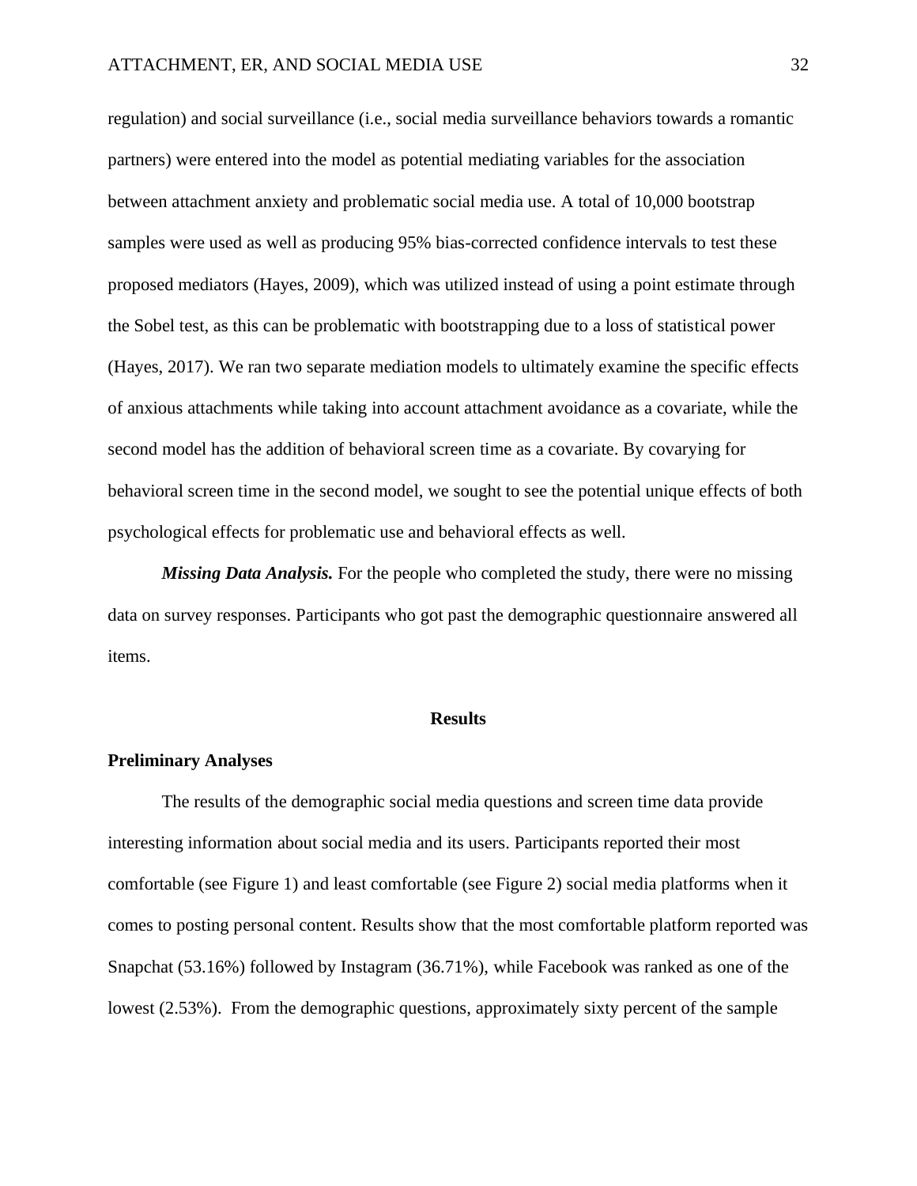regulation) and social surveillance (i.e., social media surveillance behaviors towards a romantic partners) were entered into the model as potential mediating variables for the association between attachment anxiety and problematic social media use. A total of 10,000 bootstrap samples were used as well as producing 95% bias-corrected confidence intervals to test these proposed mediators (Hayes, 2009), which was utilized instead of using a point estimate through the Sobel test, as this can be problematic with bootstrapping due to a loss of statistical power (Hayes, 2017). We ran two separate mediation models to ultimately examine the specific effects of anxious attachments while taking into account attachment avoidance as a covariate, while the second model has the addition of behavioral screen time as a covariate. By covarying for behavioral screen time in the second model, we sought to see the potential unique effects of both psychological effects for problematic use and behavioral effects as well.

***Missing Data Analysis.*** For the people who completed the study, there were no missing data on survey responses. Participants who got past the demographic questionnaire answered all items.

## Results

### Preliminary Analyses

The results of the demographic social media questions and screen time data provide interesting information about social media and its users. Participants reported their most comfortable (see Figure 1) and least comfortable (see Figure 2) social media platforms when it comes to posting personal content. Results show that the most comfortable platform reported was Snapchat (53.16%) followed by Instagram (36.71%), while Facebook was ranked as one of the lowest (2.53%). From the demographic questions, approximately sixty percent of the sample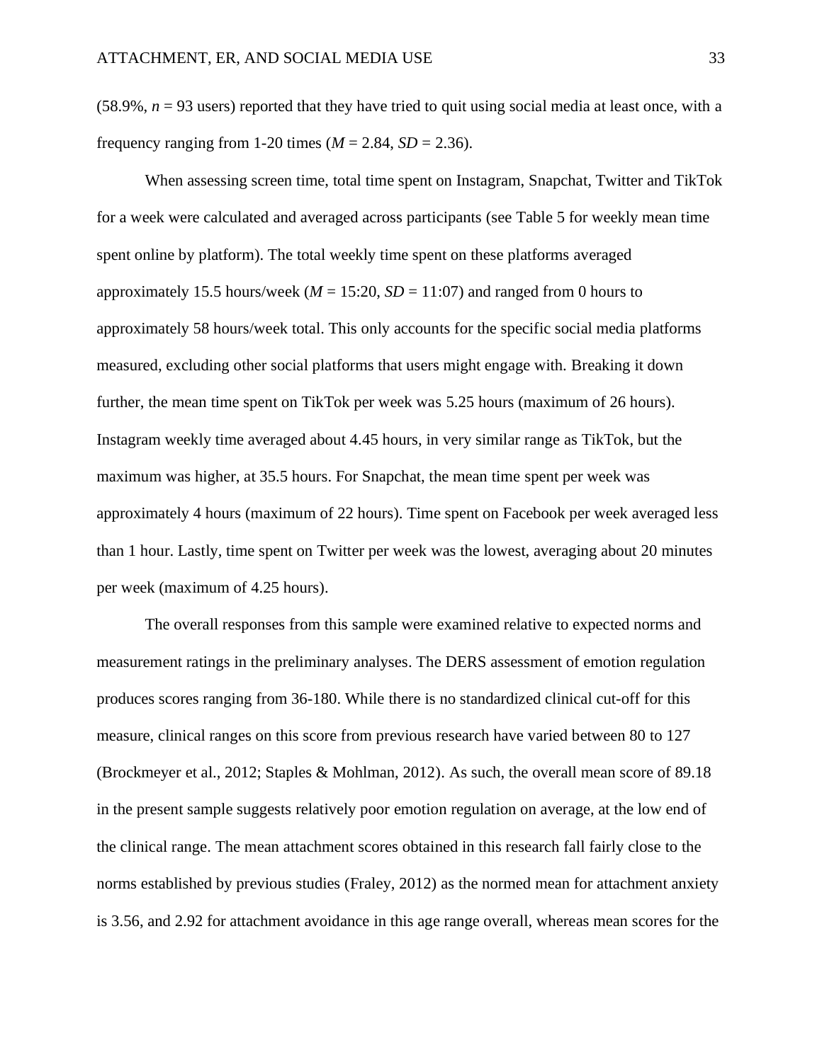(58.9%, $n$ = 93 users) reported that they have tried to quit using social media at least once, with a frequency ranging from 1-20 times ($M$ = 2.84, $SD$ = 2.36).

When assessing screen time, total time spent on Instagram, Snapchat, Twitter and TikTok for a week were calculated and averaged across participants (see Table 5 for weekly mean time spent online by platform). The total weekly time spent on these platforms averaged approximately 15.5 hours/week ($M$ = 15:20, $SD$ = 11:07) and ranged from 0 hours to approximately 58 hours/week total. This only accounts for the specific social media platforms measured, excluding other social platforms that users might engage with. Breaking it down further, the mean time spent on TikTok per week was 5.25 hours (maximum of 26 hours). Instagram weekly time averaged about 4.45 hours, in very similar range as TikTok, but the maximum was higher, at 35.5 hours. For Snapchat, the mean time spent per week was approximately 4 hours (maximum of 22 hours). Time spent on Facebook per week averaged less than 1 hour. Lastly, time spent on Twitter per week was the lowest, averaging about 20 minutes per week (maximum of 4.25 hours).

The overall responses from this sample were examined relative to expected norms and measurement ratings in the preliminary analyses. The DERS assessment of emotion regulation produces scores ranging from 36-180. While there is no standardized clinical cut-off for this measure, clinical ranges on this score from previous research have varied between 80 to 127 (Brockmeyer et al., 2012; Staples & Mohlman, 2012). As such, the overall mean score of 89.18 in the present sample suggests relatively poor emotion regulation on average, at the low end of the clinical range. The mean attachment scores obtained in this research fall fairly close to the norms established by previous studies (Fraley, 2012) as the normed mean for attachment anxiety is 3.56, and 2.92 for attachment avoidance in this age range overall, whereas mean scores for the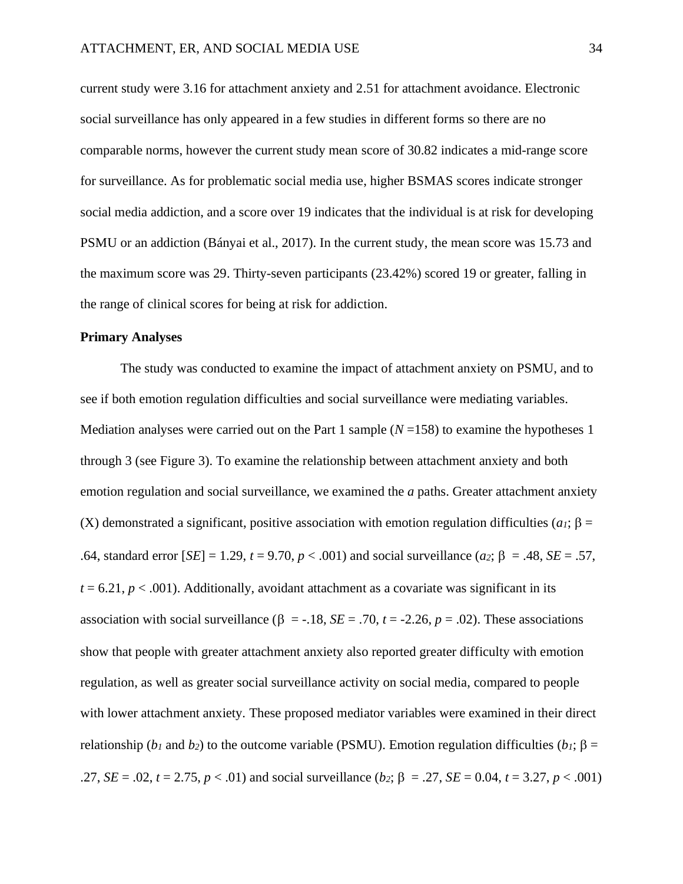current study were 3.16 for attachment anxiety and 2.51 for attachment avoidance. Electronic social surveillance has only appeared in a few studies in different forms so there are no comparable norms, however the current study mean score of 30.82 indicates a mid-range score for surveillance. As for problematic social media use, higher BSMAS scores indicate stronger social media addiction, and a score over 19 indicates that the individual is at risk for developing PSMU or an addiction (Bányai et al., 2017). In the current study, the mean score was 15.73 and the maximum score was 29. Thirty-seven participants (23.42%) scored 19 or greater, falling in the range of clinical scores for being at risk for addiction.

**Primary Analyses**

The study was conducted to examine the impact of attachment anxiety on PSMU, and to see if both emotion regulation difficulties and social surveillance were mediating variables. Mediation analyses were carried out on the Part 1 sample ($N$ =158) to examine the hypotheses 1 through 3 (see Figure 3). To examine the relationship between attachment anxiety and both emotion regulation and social surveillance, we examined the *a* paths. Greater attachment anxiety (X) demonstrated a significant, positive association with emotion regulation difficulties ($a_1$; $\beta$ = .64, standard error [$SE$] = 1.29, $t$ = 9.70, $p < .001$) and social surveillance ($a_2$; $\beta$ = .48, $SE$ = .57, $t$ = 6.21, $p < .001$). Additionally, avoidant attachment as a covariate was significant in its association with social surveillance ($\beta$ = -.18, $SE$ = .70, $t$ = -2.26, $p$ = .02). These associations show that people with greater attachment anxiety also reported greater difficulty with emotion regulation, as well as greater social surveillance activity on social media, compared to people with lower attachment anxiety. These proposed mediator variables were examined in their direct relationship ($b_1$ and $b_2$) to the outcome variable (PSMU). Emotion regulation difficulties ($b_1$; $\beta$ = .27, $SE$ = .02, $t$ = 2.75, $p < .01$) and social surveillance ($b_2$; $\beta$ = .27, $SE$ = 0.04, $t$ = 3.27, $p < .001$)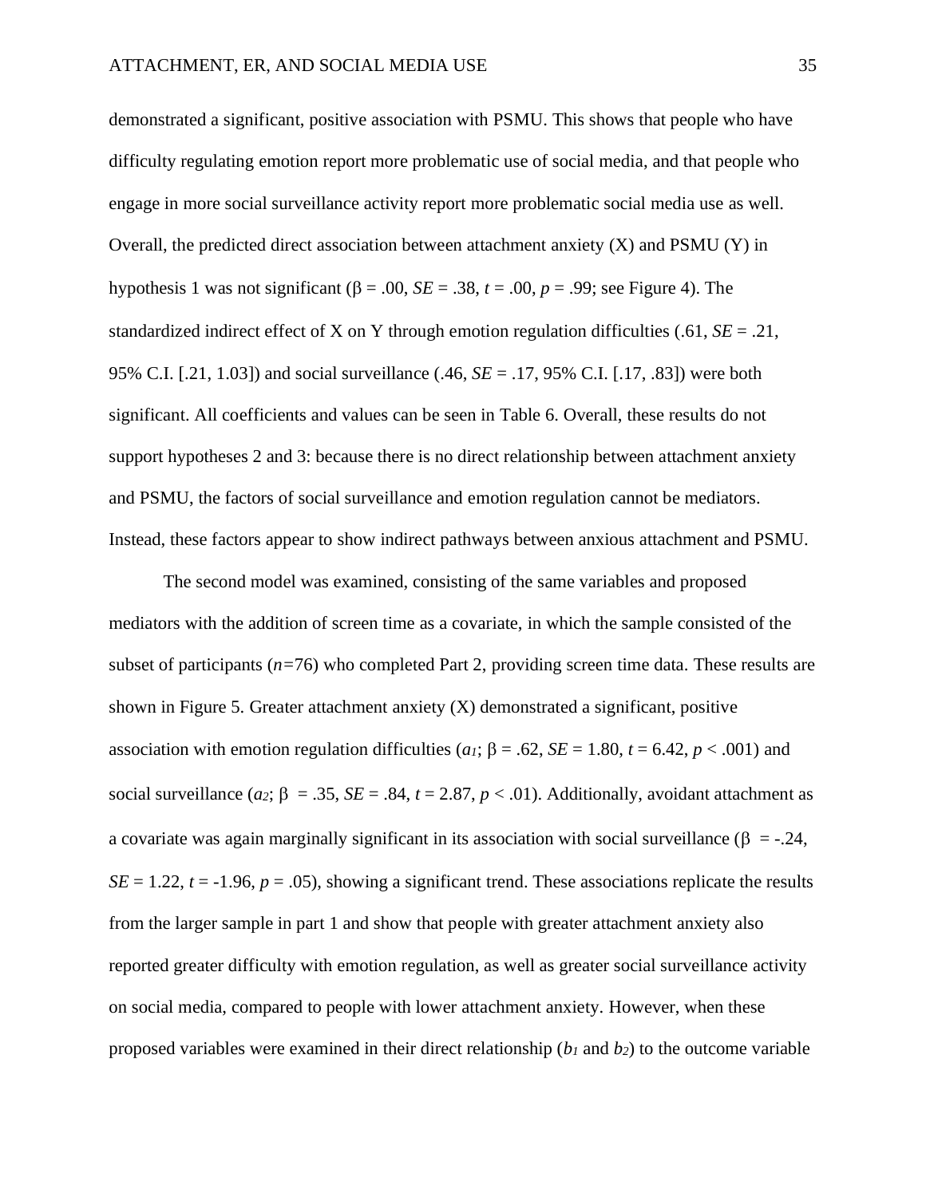demonstrated a significant, positive association with PSMU. This shows that people who have difficulty regulating emotion report more problematic use of social media, and that people who engage in more social surveillance activity report more problematic social media use as well. Overall, the predicted direct association between attachment anxiety (X) and PSMU (Y) in hypothesis 1 was not significant ($\beta$ = .00, *SE* = .38, *t* = .00, *p* = .99; see Figure 4). The standardized indirect effect of X on Y through emotion regulation difficulties (.61, *SE* = .21, 95% C.I. [.21, 1.03]) and social surveillance (.46, *SE* = .17, 95% C.I. [.17, .83]) were both significant. All coefficients and values can be seen in Table 6. Overall, these results do not support hypotheses 2 and 3: because there is no direct relationship between attachment anxiety and PSMU, the factors of social surveillance and emotion regulation cannot be mediators. Instead, these factors appear to show indirect pathways between anxious attachment and PSMU.

The second model was examined, consisting of the same variables and proposed mediators with the addition of screen time as a covariate, in which the sample consisted of the subset of participants (*n*=76) who completed Part 2, providing screen time data. These results are shown in Figure 5. Greater attachment anxiety (X) demonstrated a significant, positive association with emotion regulation difficulties ($a_1$; $\beta$ = .62, *SE* = 1.80, *t* = 6.42, *p* < .001) and social surveillance ($a_2$; $\beta$ = .35, *SE* = .84, *t* = 2.87, *p* < .01). Additionally, avoidant attachment as a covariate was again marginally significant in its association with social surveillance ($\beta$ = -.24, *SE* = 1.22, *t* = -1.96, *p* = .05), showing a significant trend. These associations replicate the results from the larger sample in part 1 and show that people with greater attachment anxiety also reported greater difficulty with emotion regulation, as well as greater social surveillance activity on social media, compared to people with lower attachment anxiety. However, when these proposed variables were examined in their direct relationship ($b_1$ and $b_2$) to the outcome variable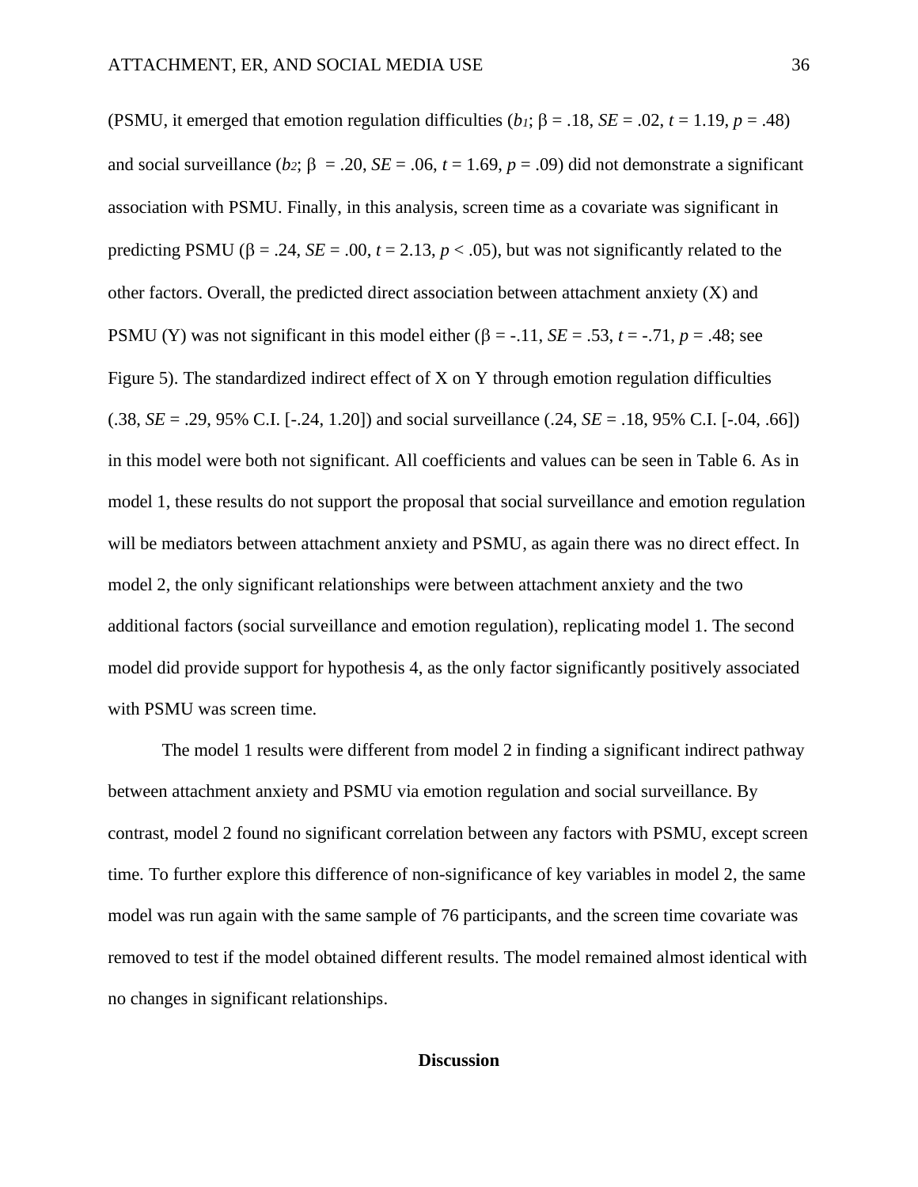(PSMU, it emerged that emotion regulation difficulties ($b_1$; β = .18, *SE* = .02, *t* = 1.19, *p* = .48) and social surveillance ($b_2$; β = .20, *SE* = .06, *t* = 1.69, *p* = .09) did not demonstrate a significant association with PSMU. Finally, in this analysis, screen time as a covariate was significant in predicting PSMU (β = .24, *SE* = .00, *t* = 2.13, $p < .05$), but was not significantly related to the other factors. Overall, the predicted direct association between attachment anxiety (X) and PSMU (Y) was not significant in this model either (β = -.11, *SE* = .53, *t* = -.71, *p* = .48; see Figure 5). The standardized indirect effect of X on Y through emotion regulation difficulties (.38, *SE* = .29, 95% C.I. [-.24, 1.20]) and social surveillance (.24, *SE* = .18, 95% C.I. [-.04, .66]) in this model were both not significant. All coefficients and values can be seen in Table 6. As in model 1, these results do not support the proposal that social surveillance and emotion regulation will be mediators between attachment anxiety and PSMU, as again there was no direct effect. In model 2, the only significant relationships were between attachment anxiety and the two additional factors (social surveillance and emotion regulation), replicating model 1. The second model did provide support for hypothesis 4, as the only factor significantly positively associated with PSMU was screen time.

The model 1 results were different from model 2 in finding a significant indirect pathway between attachment anxiety and PSMU via emotion regulation and social surveillance. By contrast, model 2 found no significant correlation between any factors with PSMU, except screen time. To further explore this difference of non-significance of key variables in model 2, the same model was run again with the same sample of 76 participants, and the screen time covariate was removed to test if the model obtained different results. The model remained almost identical with no changes in significant relationships.

## Discussion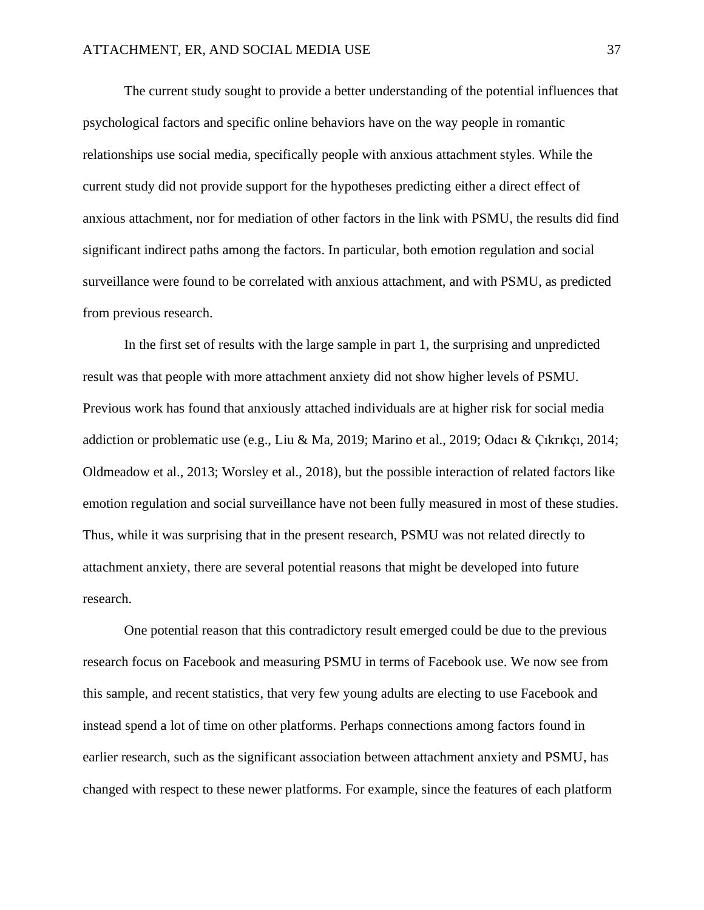The current study sought to provide a better understanding of the potential influences that psychological factors and specific online behaviors have on the way people in romantic relationships use social media, specifically people with anxious attachment styles. While the current study did not provide support for the hypotheses predicting either a direct effect of anxious attachment, nor for mediation of other factors in the link with PSMU, the results did find significant indirect paths among the factors. In particular, both emotion regulation and social surveillance were found to be correlated with anxious attachment, and with PSMU, as predicted from previous research.

In the first set of results with the large sample in part 1, the surprising and unpredicted result was that people with more attachment anxiety did not show higher levels of PSMU. Previous work has found that anxiously attached individuals are at higher risk for social media addiction or problematic use (e.g., Liu & Ma, 2019; Marino et al., 2019; Odacı & Çıkrıkçı, 2014; Oldmeadow et al., 2013; Worsley et al., 2018), but the possible interaction of related factors like emotion regulation and social surveillance have not been fully measured in most of these studies. Thus, while it was surprising that in the present research, PSMU was not related directly to attachment anxiety, there are several potential reasons that might be developed into future research.

One potential reason that this contradictory result emerged could be due to the previous research focus on Facebook and measuring PSMU in terms of Facebook use. We now see from this sample, and recent statistics, that very few young adults are electing to use Facebook and instead spend a lot of time on other platforms. Perhaps connections among factors found in earlier research, such as the significant association between attachment anxiety and PSMU, has changed with respect to these newer platforms. For example, since the features of each platform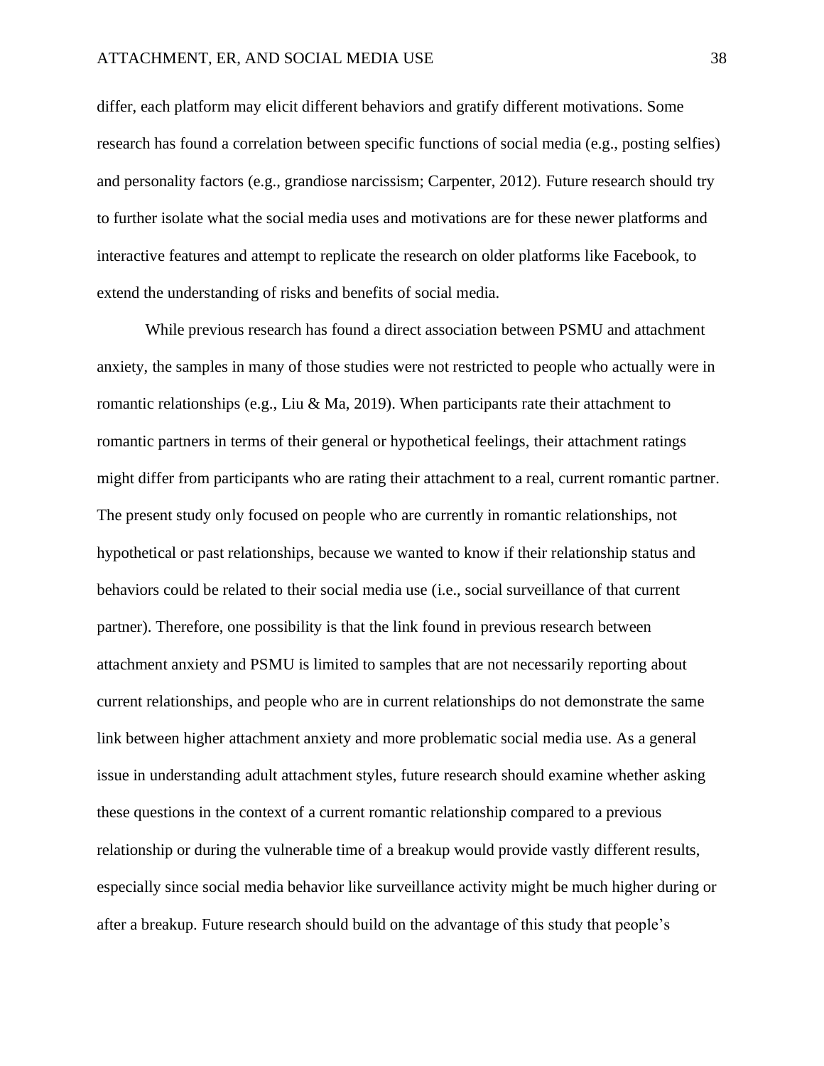differ, each platform may elicit different behaviors and gratify different motivations. Some research has found a correlation between specific functions of social media (e.g., posting selfies) and personality factors (e.g., grandiose narcissism; Carpenter, 2012). Future research should try to further isolate what the social media uses and motivations are for these newer platforms and interactive features and attempt to replicate the research on older platforms like Facebook, to extend the understanding of risks and benefits of social media.

While previous research has found a direct association between PSMU and attachment anxiety, the samples in many of those studies were not restricted to people who actually were in romantic relationships (e.g., Liu & Ma, 2019). When participants rate their attachment to romantic partners in terms of their general or hypothetical feelings, their attachment ratings might differ from participants who are rating their attachment to a real, current romantic partner. The present study only focused on people who are currently in romantic relationships, not hypothetical or past relationships, because we wanted to know if their relationship status and behaviors could be related to their social media use (i.e., social surveillance of that current partner). Therefore, one possibility is that the link found in previous research between attachment anxiety and PSMU is limited to samples that are not necessarily reporting about current relationships, and people who are in current relationships do not demonstrate the same link between higher attachment anxiety and more problematic social media use. As a general issue in understanding adult attachment styles, future research should examine whether asking these questions in the context of a current romantic relationship compared to a previous relationship or during the vulnerable time of a breakup would provide vastly different results, especially since social media behavior like surveillance activity might be much higher during or after a breakup. Future research should build on the advantage of this study that people's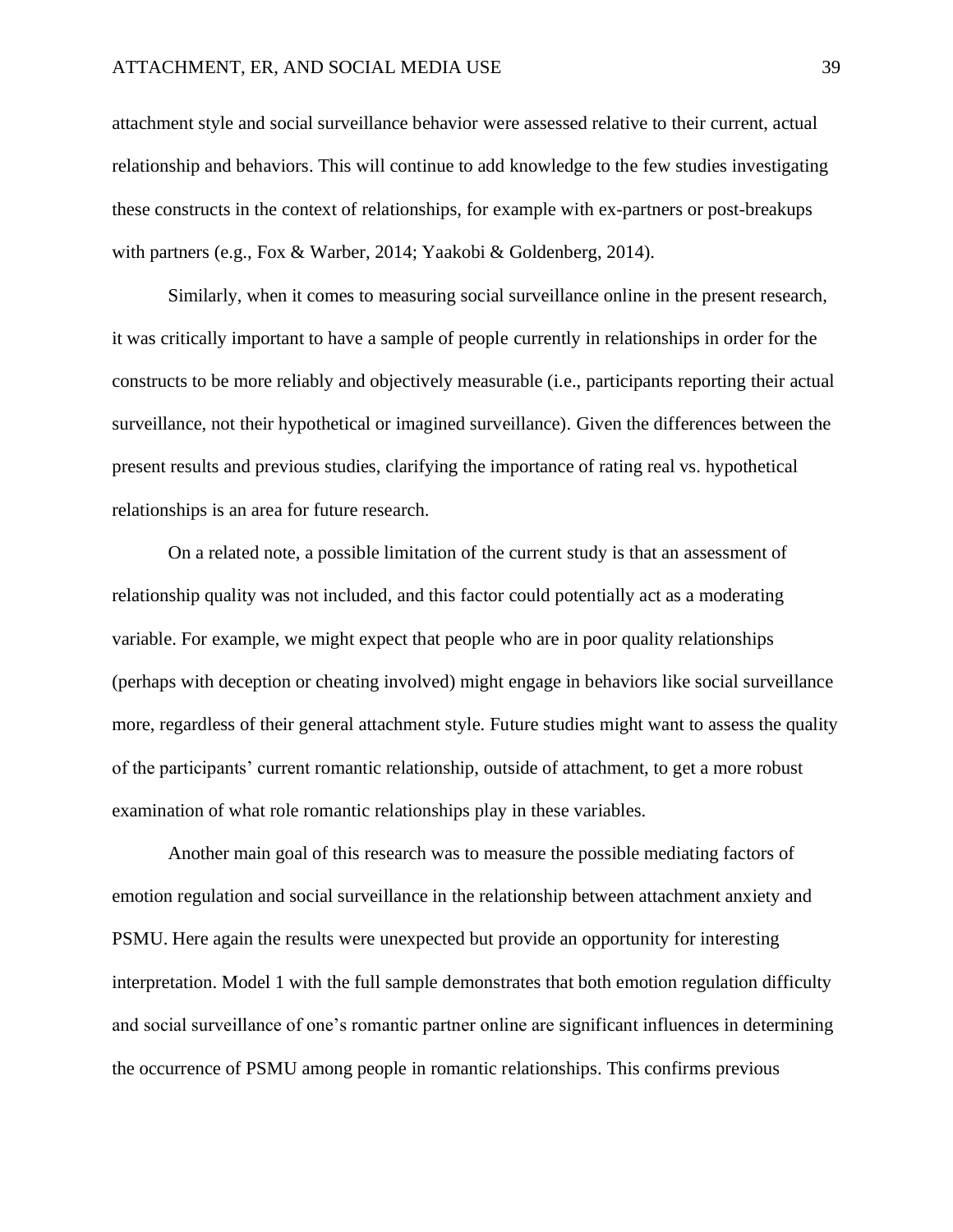attachment style and social surveillance behavior were assessed relative to their current, actual relationship and behaviors. This will continue to add knowledge to the few studies investigating these constructs in the context of relationships, for example with ex-partners or post-breakups with partners (e.g., Fox & Warber, 2014; Yaakobi & Goldenberg, 2014).

Similarly, when it comes to measuring social surveillance online in the present research, it was critically important to have a sample of people currently in relationships in order for the constructs to be more reliably and objectively measurable (i.e., participants reporting their actual surveillance, not their hypothetical or imagined surveillance). Given the differences between the present results and previous studies, clarifying the importance of rating real vs. hypothetical relationships is an area for future research.

On a related note, a possible limitation of the current study is that an assessment of relationship quality was not included, and this factor could potentially act as a moderating variable. For example, we might expect that people who are in poor quality relationships (perhaps with deception or cheating involved) might engage in behaviors like social surveillance more, regardless of their general attachment style. Future studies might want to assess the quality of the participants' current romantic relationship, outside of attachment, to get a more robust examination of what role romantic relationships play in these variables.

Another main goal of this research was to measure the possible mediating factors of emotion regulation and social surveillance in the relationship between attachment anxiety and PSMU. Here again the results were unexpected but provide an opportunity for interesting interpretation. Model 1 with the full sample demonstrates that both emotion regulation difficulty and social surveillance of one's romantic partner online are significant influences in determining the occurrence of PSMU among people in romantic relationships. This confirms previous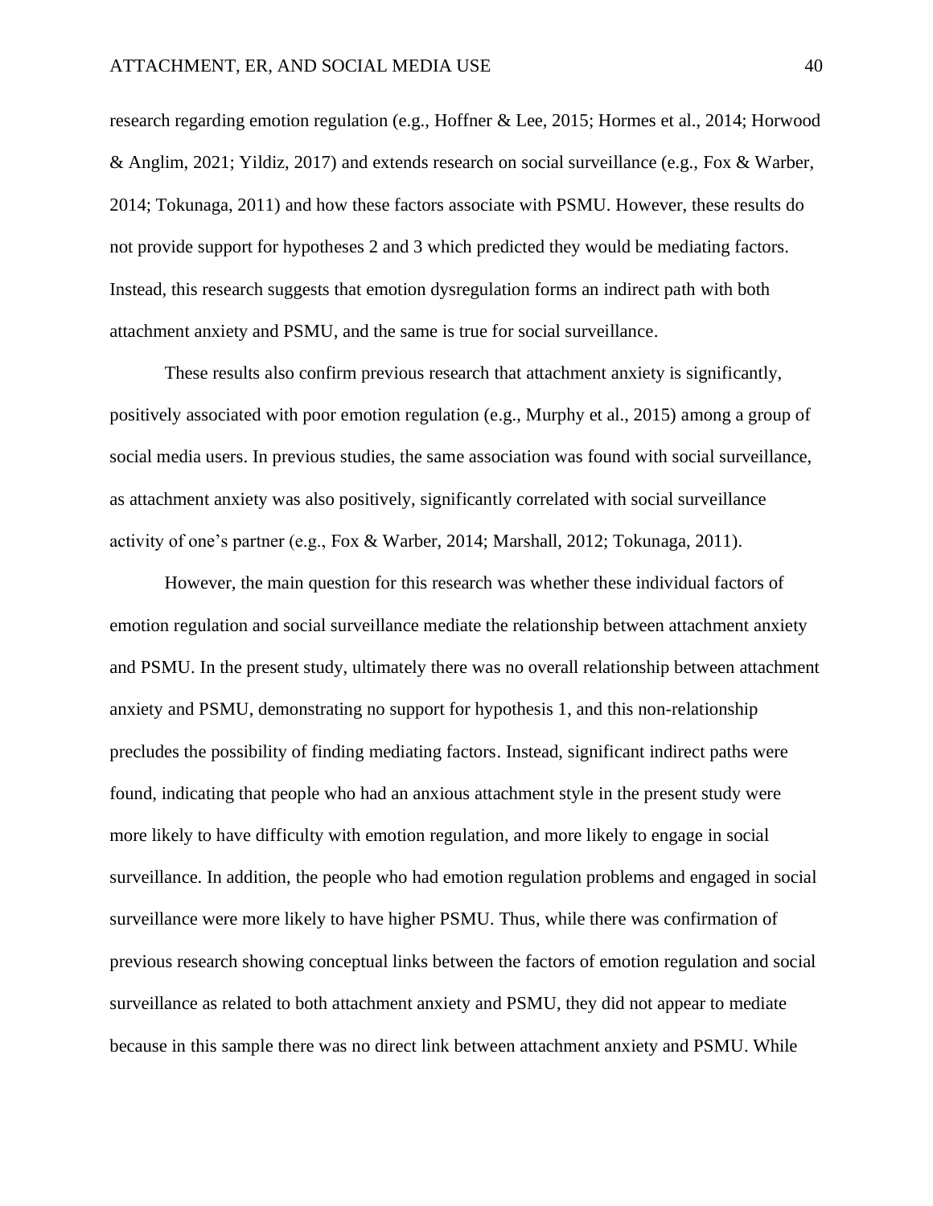research regarding emotion regulation (e.g., Hoffner & Lee, 2015; Hormes et al., 2014; Horwood & Anglim, 2021; Yildiz, 2017) and extends research on social surveillance (e.g., Fox & Warber, 2014; Tokunaga, 2011) and how these factors associate with PSMU. However, these results do not provide support for hypotheses 2 and 3 which predicted they would be mediating factors. Instead, this research suggests that emotion dysregulation forms an indirect path with both attachment anxiety and PSMU, and the same is true for social surveillance.

These results also confirm previous research that attachment anxiety is significantly, positively associated with poor emotion regulation (e.g., Murphy et al., 2015) among a group of social media users. In previous studies, the same association was found with social surveillance, as attachment anxiety was also positively, significantly correlated with social surveillance activity of one's partner (e.g., Fox & Warber, 2014; Marshall, 2012; Tokunaga, 2011).

However, the main question for this research was whether these individual factors of emotion regulation and social surveillance mediate the relationship between attachment anxiety and PSMU. In the present study, ultimately there was no overall relationship between attachment anxiety and PSMU, demonstrating no support for hypothesis 1, and this non-relationship precludes the possibility of finding mediating factors. Instead, significant indirect paths were found, indicating that people who had an anxious attachment style in the present study were more likely to have difficulty with emotion regulation, and more likely to engage in social surveillance. In addition, the people who had emotion regulation problems and engaged in social surveillance were more likely to have higher PSMU. Thus, while there was confirmation of previous research showing conceptual links between the factors of emotion regulation and social surveillance as related to both attachment anxiety and PSMU, they did not appear to mediate because in this sample there was no direct link between attachment anxiety and PSMU. While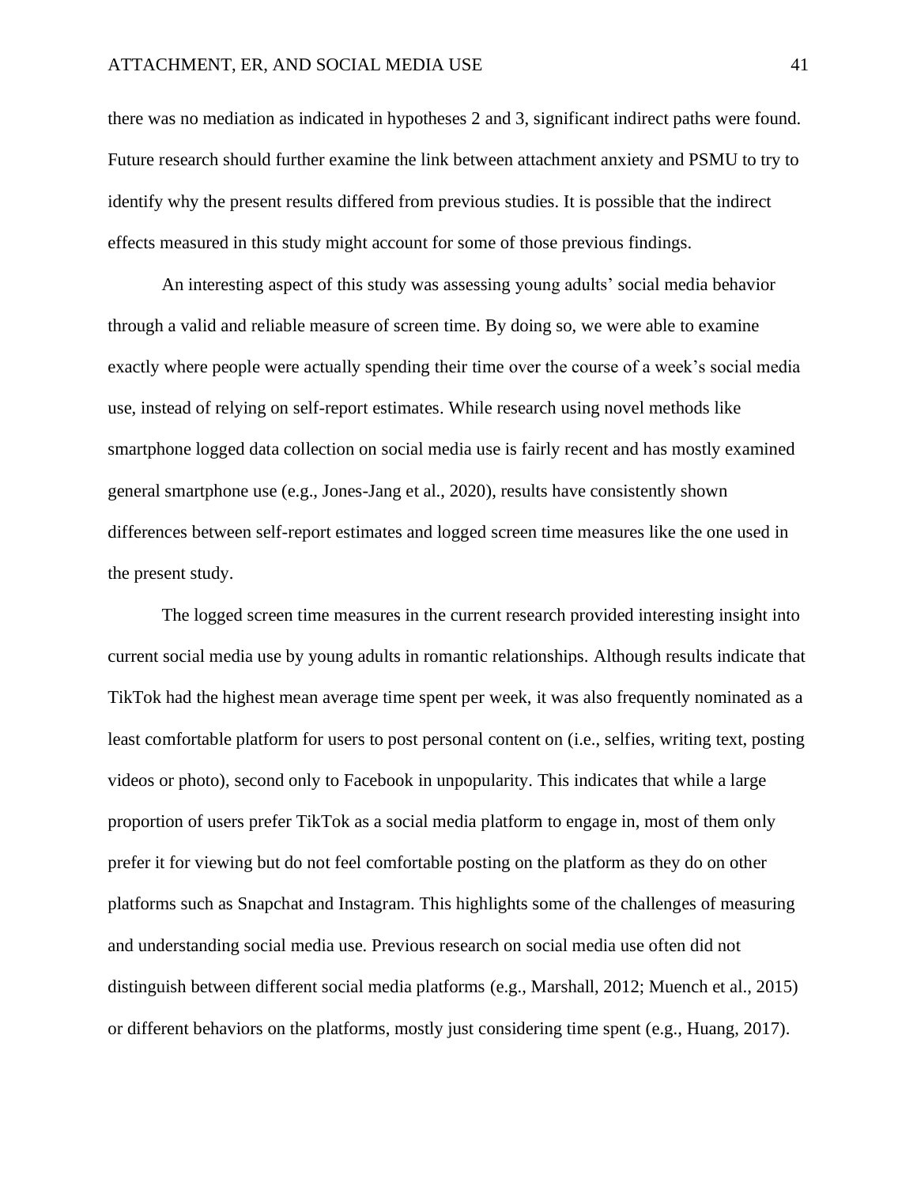there was no mediation as indicated in hypotheses 2 and 3, significant indirect paths were found. Future research should further examine the link between attachment anxiety and PSMU to try to identify why the present results differed from previous studies. It is possible that the indirect effects measured in this study might account for some of those previous findings.

An interesting aspect of this study was assessing young adults' social media behavior through a valid and reliable measure of screen time. By doing so, we were able to examine exactly where people were actually spending their time over the course of a week's social media use, instead of relying on self-report estimates. While research using novel methods like smartphone logged data collection on social media use is fairly recent and has mostly examined general smartphone use (e.g., Jones-Jang et al., 2020), results have consistently shown differences between self-report estimates and logged screen time measures like the one used in the present study.

The logged screen time measures in the current research provided interesting insight into current social media use by young adults in romantic relationships. Although results indicate that TikTok had the highest mean average time spent per week, it was also frequently nominated as a least comfortable platform for users to post personal content on (i.e., selfies, writing text, posting videos or photo), second only to Facebook in unpopularity. This indicates that while a large proportion of users prefer TikTok as a social media platform to engage in, most of them only prefer it for viewing but do not feel comfortable posting on the platform as they do on other platforms such as Snapchat and Instagram. This highlights some of the challenges of measuring and understanding social media use. Previous research on social media use often did not distinguish between different social media platforms (e.g., Marshall, 2012; Muench et al., 2015) or different behaviors on the platforms, mostly just considering time spent (e.g., Huang, 2017).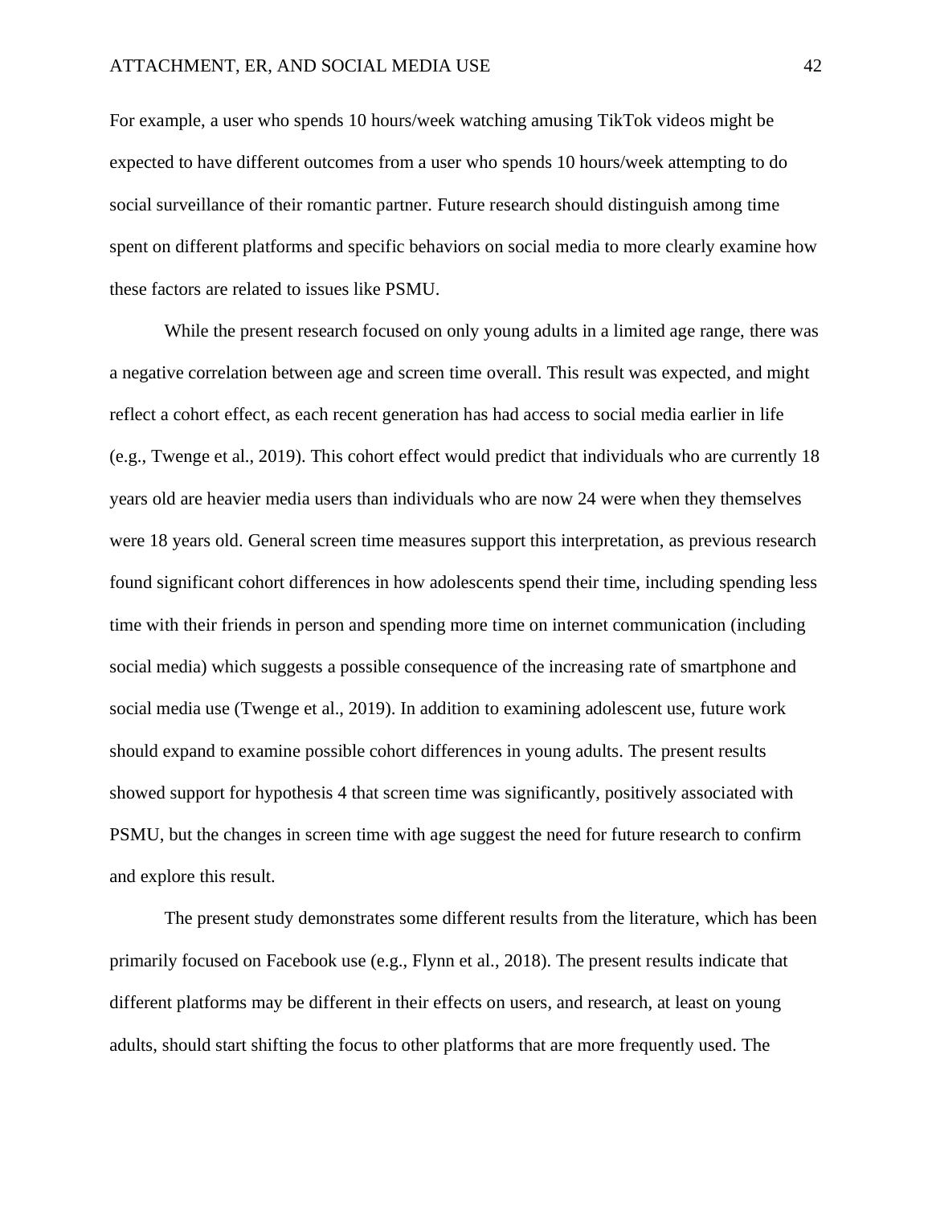For example, a user who spends 10 hours/week watching amusing TikTok videos might be expected to have different outcomes from a user who spends 10 hours/week attempting to do social surveillance of their romantic partner. Future research should distinguish among time spent on different platforms and specific behaviors on social media to more clearly examine how these factors are related to issues like PSMU.

While the present research focused on only young adults in a limited age range, there was a negative correlation between age and screen time overall. This result was expected, and might reflect a cohort effect, as each recent generation has had access to social media earlier in life (e.g., Twenge et al., 2019). This cohort effect would predict that individuals who are currently 18 years old are heavier media users than individuals who are now 24 were when they themselves were 18 years old. General screen time measures support this interpretation, as previous research found significant cohort differences in how adolescents spend their time, including spending less time with their friends in person and spending more time on internet communication (including social media) which suggests a possible consequence of the increasing rate of smartphone and social media use (Twenge et al., 2019). In addition to examining adolescent use, future work should expand to examine possible cohort differences in young adults. The present results showed support for hypothesis 4 that screen time was significantly, positively associated with PSMU, but the changes in screen time with age suggest the need for future research to confirm and explore this result.

The present study demonstrates some different results from the literature, which has been primarily focused on Facebook use (e.g., Flynn et al., 2018). The present results indicate that different platforms may be different in their effects on users, and research, at least on young adults, should start shifting the focus to other platforms that are more frequently used. The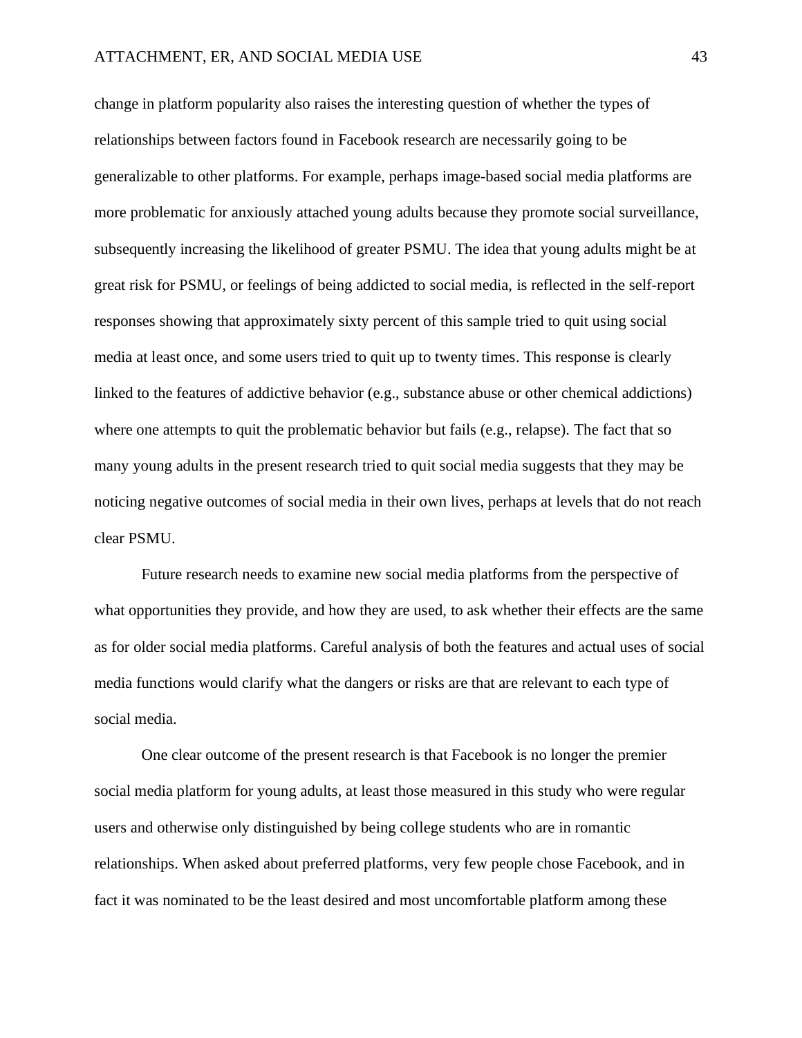change in platform popularity also raises the interesting question of whether the types of relationships between factors found in Facebook research are necessarily going to be generalizable to other platforms. For example, perhaps image-based social media platforms are more problematic for anxiously attached young adults because they promote social surveillance, subsequently increasing the likelihood of greater PSMU. The idea that young adults might be at great risk for PSMU, or feelings of being addicted to social media, is reflected in the self-report responses showing that approximately sixty percent of this sample tried to quit using social media at least once, and some users tried to quit up to twenty times. This response is clearly linked to the features of addictive behavior (e.g., substance abuse or other chemical addictions) where one attempts to quit the problematic behavior but fails (e.g., relapse). The fact that so many young adults in the present research tried to quit social media suggests that they may be noticing negative outcomes of social media in their own lives, perhaps at levels that do not reach clear PSMU.

Future research needs to examine new social media platforms from the perspective of what opportunities they provide, and how they are used, to ask whether their effects are the same as for older social media platforms. Careful analysis of both the features and actual uses of social media functions would clarify what the dangers or risks are that are relevant to each type of social media.

One clear outcome of the present research is that Facebook is no longer the premier social media platform for young adults, at least those measured in this study who were regular users and otherwise only distinguished by being college students who are in romantic relationships. When asked about preferred platforms, very few people chose Facebook, and in fact it was nominated to be the least desired and most uncomfortable platform among these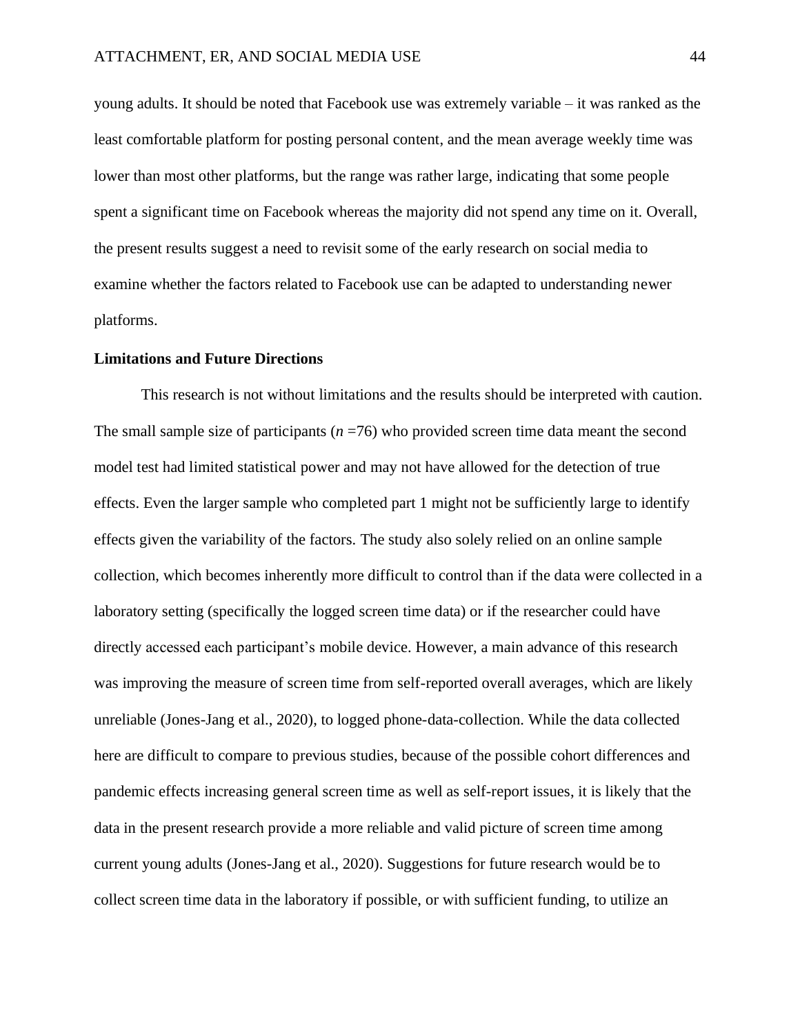young adults. It should be noted that Facebook use was extremely variable – it was ranked as the least comfortable platform for posting personal content, and the mean average weekly time was lower than most other platforms, but the range was rather large, indicating that some people spent a significant time on Facebook whereas the majority did not spend any time on it. Overall, the present results suggest a need to revisit some of the early research on social media to examine whether the factors related to Facebook use can be adapted to understanding newer platforms.

## Limitations and Future Directions

This research is not without limitations and the results should be interpreted with caution. The small sample size of participants (*n* =76) who provided screen time data meant the second model test had limited statistical power and may not have allowed for the detection of true effects. Even the larger sample who completed part 1 might not be sufficiently large to identify effects given the variability of the factors. The study also solely relied on an online sample collection, which becomes inherently more difficult to control than if the data were collected in a laboratory setting (specifically the logged screen time data) or if the researcher could have directly accessed each participant's mobile device. However, a main advance of this research was improving the measure of screen time from self-reported overall averages, which are likely unreliable (Jones-Jang et al., 2020), to logged phone-data-collection. While the data collected here are difficult to compare to previous studies, because of the possible cohort differences and pandemic effects increasing general screen time as well as self-report issues, it is likely that the data in the present research provide a more reliable and valid picture of screen time among current young adults (Jones-Jang et al., 2020). Suggestions for future research would be to collect screen time data in the laboratory if possible, or with sufficient funding, to utilize an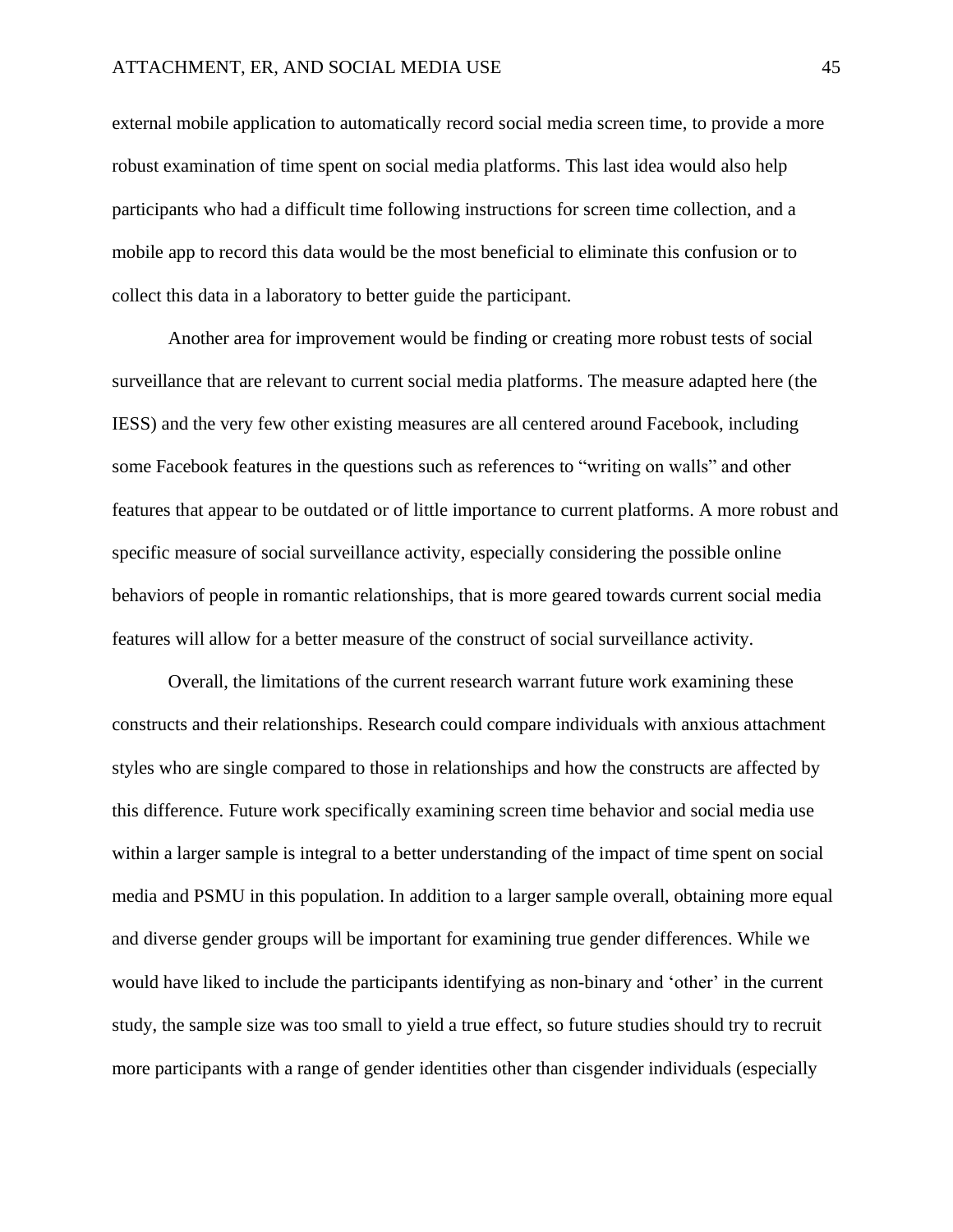external mobile application to automatically record social media screen time, to provide a more robust examination of time spent on social media platforms. This last idea would also help participants who had a difficult time following instructions for screen time collection, and a mobile app to record this data would be the most beneficial to eliminate this confusion or to collect this data in a laboratory to better guide the participant.

Another area for improvement would be finding or creating more robust tests of social surveillance that are relevant to current social media platforms. The measure adapted here (the IESS) and the very few other existing measures are all centered around Facebook, including some Facebook features in the questions such as references to "writing on walls" and other features that appear to be outdated or of little importance to current platforms. A more robust and specific measure of social surveillance activity, especially considering the possible online behaviors of people in romantic relationships, that is more geared towards current social media features will allow for a better measure of the construct of social surveillance activity.

Overall, the limitations of the current research warrant future work examining these constructs and their relationships. Research could compare individuals with anxious attachment styles who are single compared to those in relationships and how the constructs are affected by this difference. Future work specifically examining screen time behavior and social media use within a larger sample is integral to a better understanding of the impact of time spent on social media and PSMU in this population. In addition to a larger sample overall, obtaining more equal and diverse gender groups will be important for examining true gender differences. While we would have liked to include the participants identifying as non-binary and 'other' in the current study, the sample size was too small to yield a true effect, so future studies should try to recruit more participants with a range of gender identities other than cisgender individuals (especially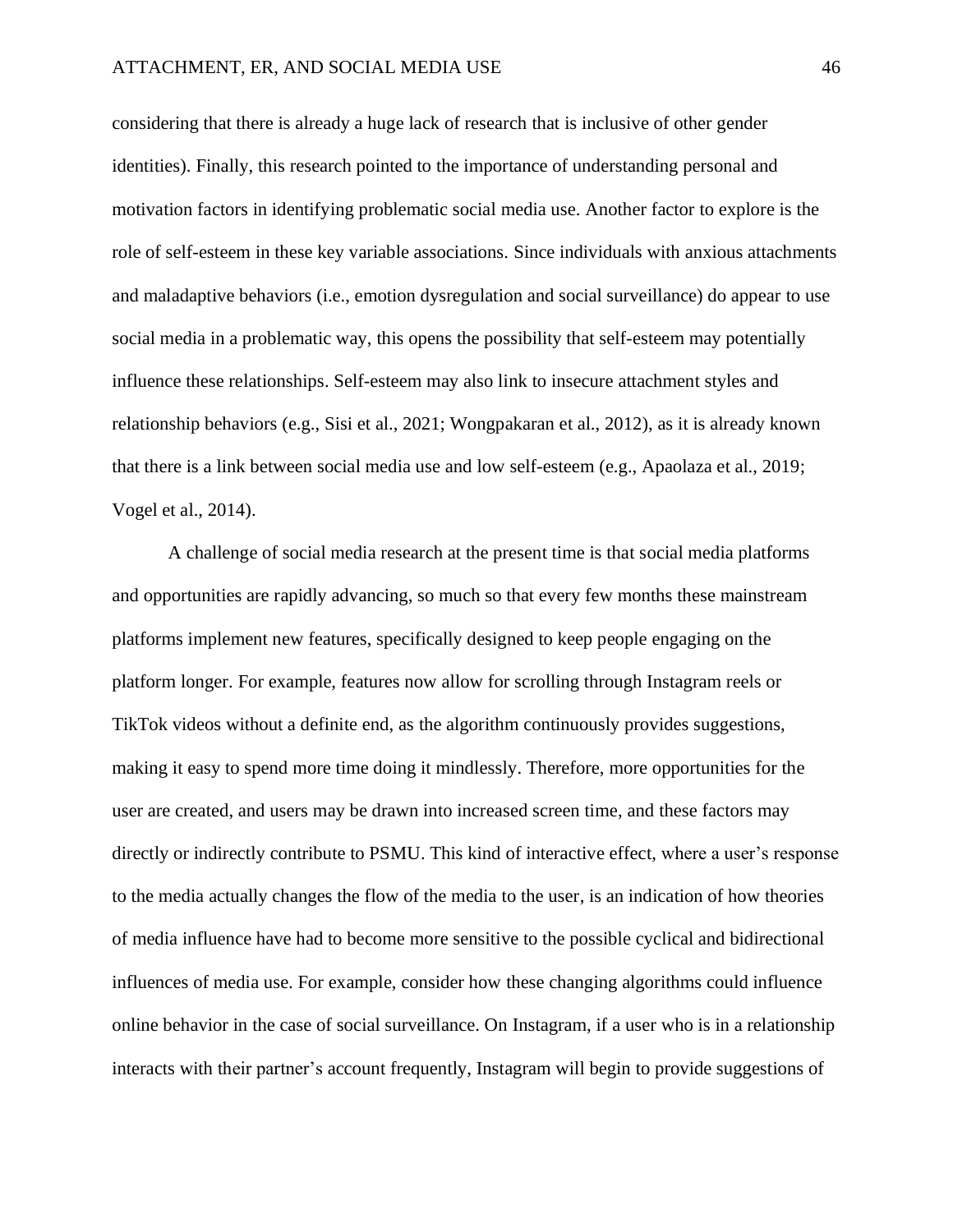considering that there is already a huge lack of research that is inclusive of other gender identities). Finally, this research pointed to the importance of understanding personal and motivation factors in identifying problematic social media use. Another factor to explore is the role of self-esteem in these key variable associations. Since individuals with anxious attachments and maladaptive behaviors (i.e., emotion dysregulation and social surveillance) do appear to use social media in a problematic way, this opens the possibility that self-esteem may potentially influence these relationships. Self-esteem may also link to insecure attachment styles and relationship behaviors (e.g., Sisi et al., 2021; Wongpakaran et al., 2012), as it is already known that there is a link between social media use and low self-esteem (e.g., Apaolaza et al., 2019; Vogel et al., 2014).

A challenge of social media research at the present time is that social media platforms and opportunities are rapidly advancing, so much so that every few months these mainstream platforms implement new features, specifically designed to keep people engaging on the platform longer. For example, features now allow for scrolling through Instagram reels or TikTok videos without a definite end, as the algorithm continuously provides suggestions, making it easy to spend more time doing it mindlessly. Therefore, more opportunities for the user are created, and users may be drawn into increased screen time, and these factors may directly or indirectly contribute to PSMU. This kind of interactive effect, where a user's response to the media actually changes the flow of the media to the user, is an indication of how theories of media influence have had to become more sensitive to the possible cyclical and bidirectional influences of media use. For example, consider how these changing algorithms could influence online behavior in the case of social surveillance. On Instagram, if a user who is in a relationship interacts with their partner's account frequently, Instagram will begin to provide suggestions of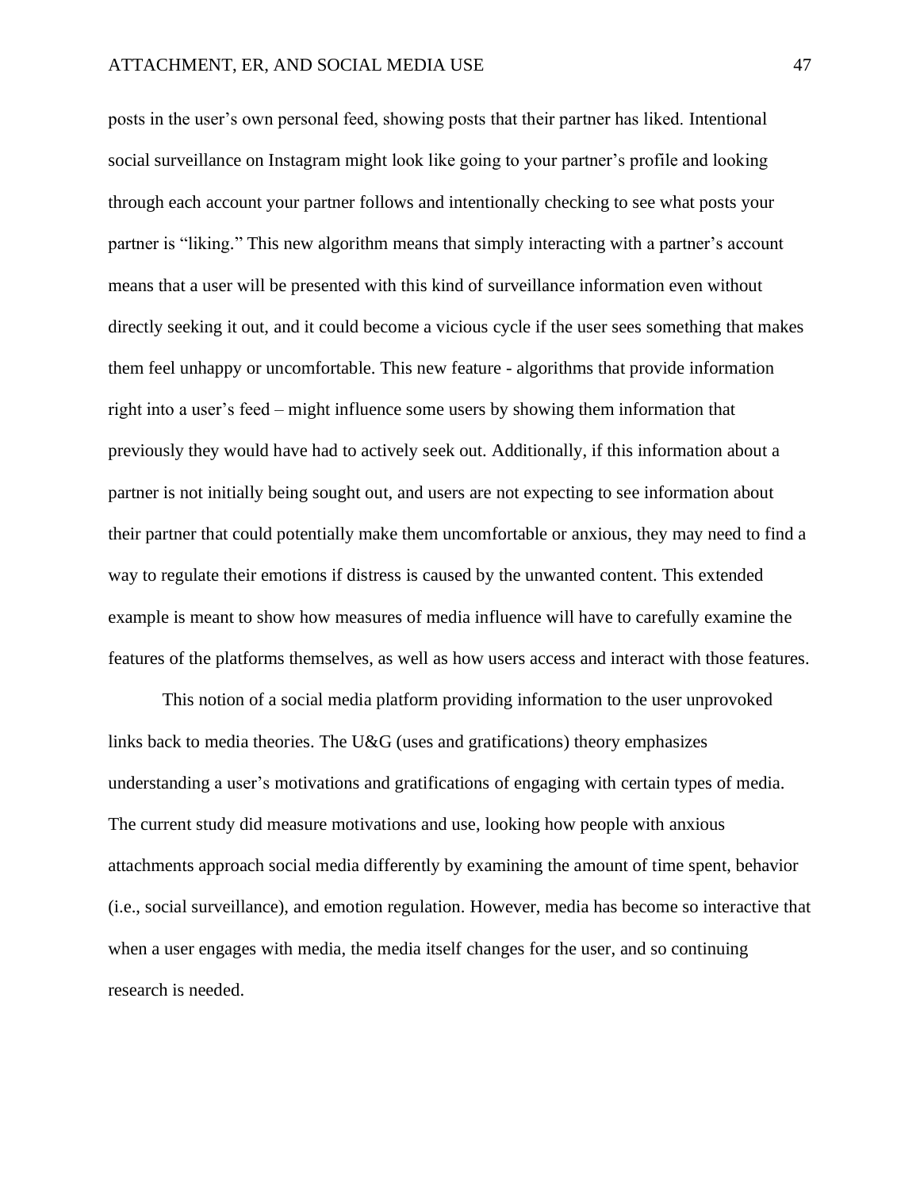posts in the user's own personal feed, showing posts that their partner has liked. Intentional social surveillance on Instagram might look like going to your partner's profile and looking through each account your partner follows and intentionally checking to see what posts your partner is "liking." This new algorithm means that simply interacting with a partner's account means that a user will be presented with this kind of surveillance information even without directly seeking it out, and it could become a vicious cycle if the user sees something that makes them feel unhappy or uncomfortable. This new feature - algorithms that provide information right into a user's feed – might influence some users by showing them information that previously they would have had to actively seek out. Additionally, if this information about a partner is not initially being sought out, and users are not expecting to see information about their partner that could potentially make them uncomfortable or anxious, they may need to find a way to regulate their emotions if distress is caused by the unwanted content. This extended example is meant to show how measures of media influence will have to carefully examine the features of the platforms themselves, as well as how users access and interact with those features.

This notion of a social media platform providing information to the user unprovoked links back to media theories. The U&G (uses and gratifications) theory emphasizes understanding a user's motivations and gratifications of engaging with certain types of media. The current study did measure motivations and use, looking how people with anxious attachments approach social media differently by examining the amount of time spent, behavior (i.e., social surveillance), and emotion regulation. However, media has become so interactive that when a user engages with media, the media itself changes for the user, and so continuing research is needed.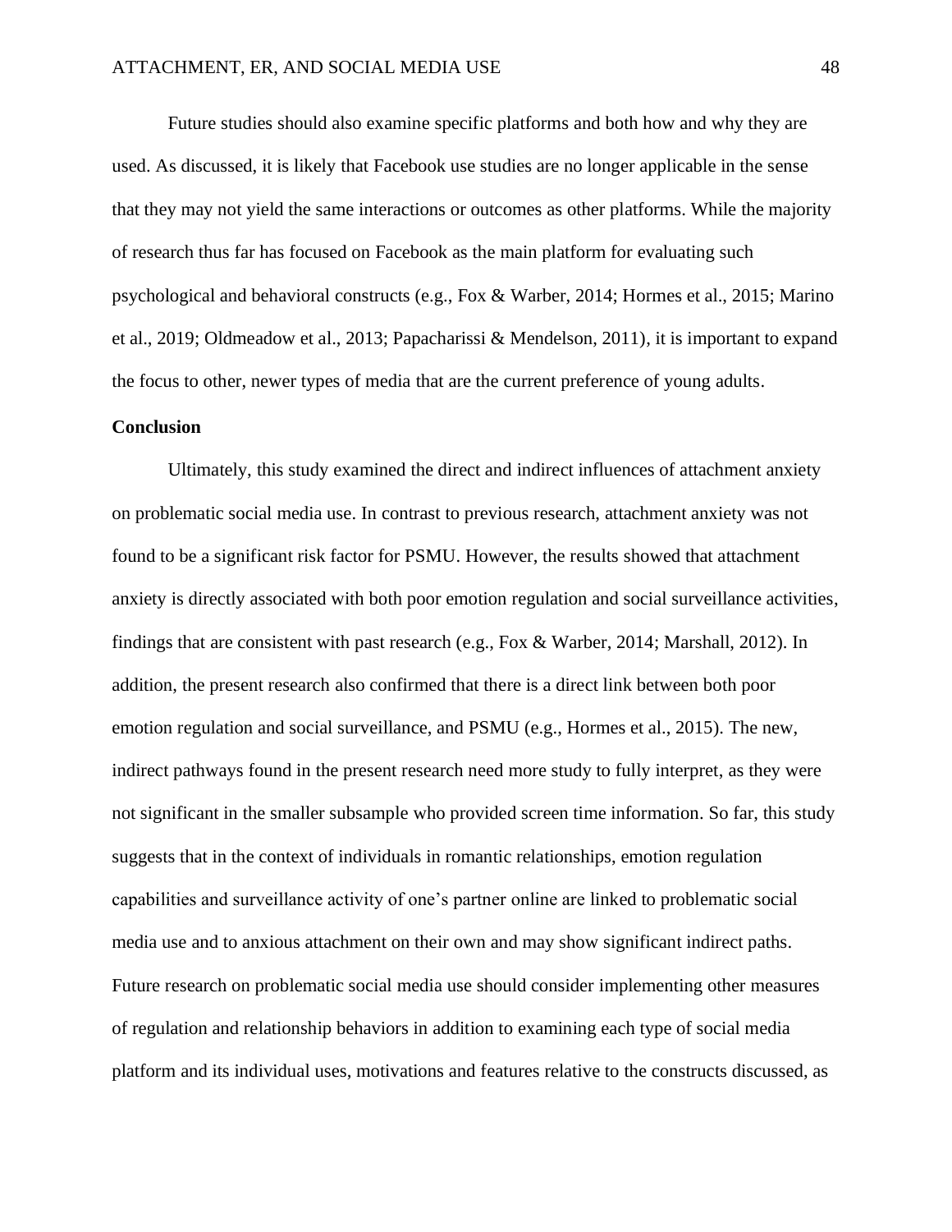Future studies should also examine specific platforms and both how and why they are used. As discussed, it is likely that Facebook use studies are no longer applicable in the sense that they may not yield the same interactions or outcomes as other platforms. While the majority of research thus far has focused on Facebook as the main platform for evaluating such psychological and behavioral constructs (e.g., Fox & Warber, 2014; Hormes et al., 2015; Marino et al., 2019; Oldmeadow et al., 2013; Papacharissi & Mendelson, 2011), it is important to expand the focus to other, newer types of media that are the current preference of young adults.

## Conclusion

Ultimately, this study examined the direct and indirect influences of attachment anxiety on problematic social media use. In contrast to previous research, attachment anxiety was not found to be a significant risk factor for PSMU. However, the results showed that attachment anxiety is directly associated with both poor emotion regulation and social surveillance activities, findings that are consistent with past research (e.g., Fox & Warber, 2014; Marshall, 2012). In addition, the present research also confirmed that there is a direct link between both poor emotion regulation and social surveillance, and PSMU (e.g., Hormes et al., 2015). The new, indirect pathways found in the present research need more study to fully interpret, as they were not significant in the smaller subsample who provided screen time information. So far, this study suggests that in the context of individuals in romantic relationships, emotion regulation capabilities and surveillance activity of one's partner online are linked to problematic social media use and to anxious attachment on their own and may show significant indirect paths. Future research on problematic social media use should consider implementing other measures of regulation and relationship behaviors in addition to examining each type of social media platform and its individual uses, motivations and features relative to the constructs discussed, as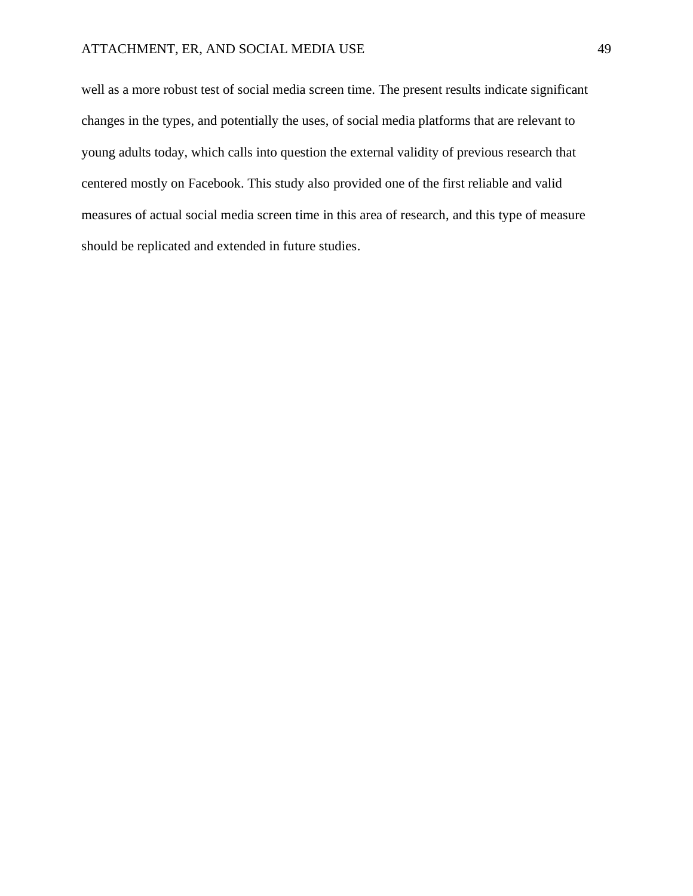well as a more robust test of social media screen time. The present results indicate significant changes in the types, and potentially the uses, of social media platforms that are relevant to young adults today, which calls into question the external validity of previous research that centered mostly on Facebook. This study also provided one of the first reliable and valid measures of actual social media screen time in this area of research, and this type of measure should be replicated and extended in future studies.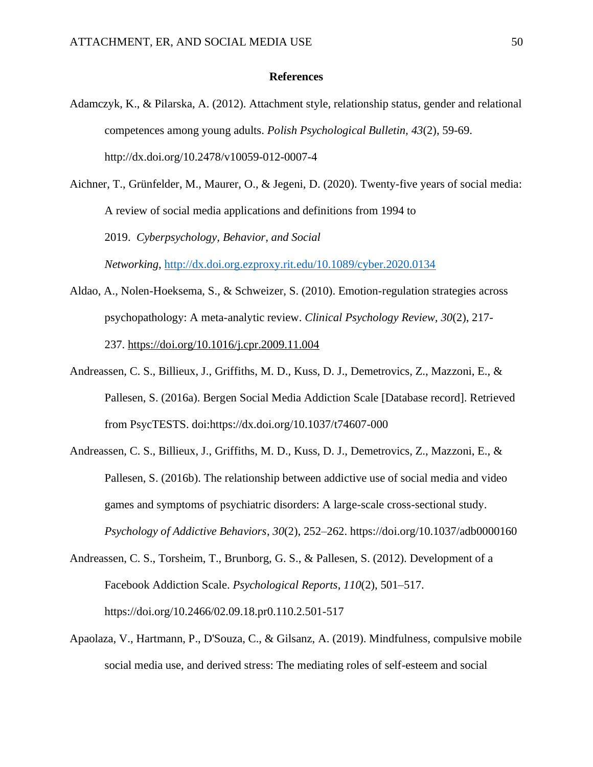# References

Adamczyk, K., & Pilarska, A. (2012). Attachment style, relationship status, gender and relational competences among young adults. *Polish Psychological Bulletin, 43*(2), 59-69. http://dx.doi.org/10.2478/v10059-012-0007-4

Aichner, T., Grünfelder, M., Maurer, O., & Jegeni, D. (2020). Twenty-five years of social media: A review of social media applications and definitions from 1994 to 2019. *Cyberpsychology, Behavior, and Social Networking*, http://dx.doi.org.ezproxy.rit.edu/10.1089/cyber.2020.0134

Aldao, A., Nolen-Hoeksema, S., & Schweizer, S. (2010). Emotion-regulation strategies across psychopathology: A meta-analytic review. *Clinical Psychology Review, 30*(2), 217-237. https://doi.org/10.1016/j.cpr.2009.11.004

Andreassen, C. S., Billieux, J., Griffiths, M. D., Kuss, D. J., Demetrovics, Z., Mazzoni, E., & Pallesen, S. (2016a). Bergen Social Media Addiction Scale [Database record]. Retrieved from PsycTESTS. doi:https://dx.doi.org/10.1037/t74607-000

Andreassen, C. S., Billieux, J., Griffiths, M. D., Kuss, D. J., Demetrovics, Z., Mazzoni, E., & Pallesen, S. (2016b). The relationship between addictive use of social media and video games and symptoms of psychiatric disorders: A large-scale cross-sectional study. *Psychology of Addictive Behaviors*, *30*(2), 252–262. https://doi.org/10.1037/adb0000160

Andreassen, C. S., Torsheim, T., Brunborg, G. S., & Pallesen, S. (2012). Development of a Facebook Addiction Scale. *Psychological Reports*, *110*(2), 501–517. https://doi.org/10.2466/02.09.18.pr0.110.2.501-517

Apaolaza, V., Hartmann, P., D'Souza, C., & Gilsanz, A. (2019). Mindfulness, compulsive mobile social media use, and derived stress: The mediating roles of self-esteem and social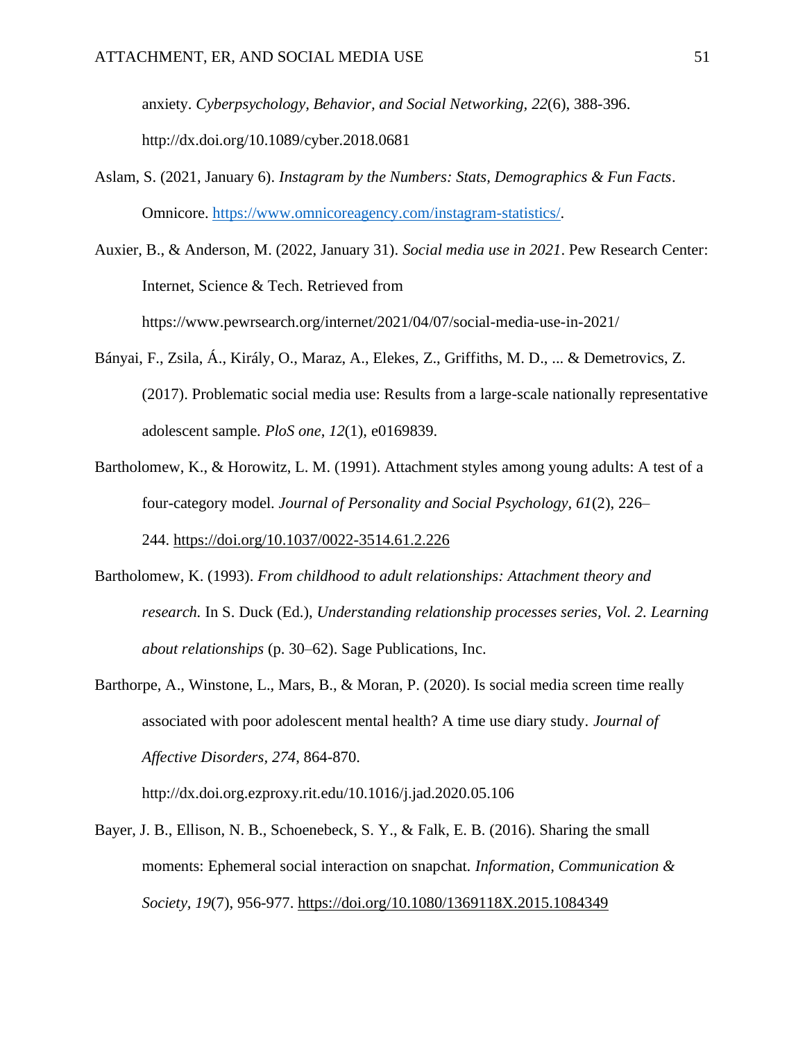anxiety. *Cyberpsychology, Behavior, and Social Networking, 22*(6), 388-396. http://dx.doi.org/10.1089/cyber.2018.0681

Aslam, S. (2021, January 6). *Instagram by the Numbers: Stats, Demographics & Fun Facts*. Omnicore. https://www.omnicoreagency.com/instagram-statistics/.

Auxier, B., & Anderson, M. (2022, January 31). *Social media use in 2021*. Pew Research Center: Internet, Science & Tech. Retrieved from https://www.pewrsearch.org/internet/2021/04/07/social-media-use-in-2021/

Bányai, F., Zsila, Á., Király, O., Maraz, A., Elekes, Z., Griffiths, M. D., ... & Demetrovics, Z. (2017). Problematic social media use: Results from a large-scale nationally representative adolescent sample. *PloS one*, *12*(1), e0169839.

Bartholomew, K., & Horowitz, L. M. (1991). Attachment styles among young adults: A test of a four-category model. *Journal of Personality and Social Psychology, 61*(2), 226–244. https://doi.org/10.1037/0022-3514.61.2.226

Bartholomew, K. (1993). *From childhood to adult relationships: Attachment theory and research.* In S. Duck (Ed.), *Understanding relationship processes series, Vol. 2. Learning about relationships* (p. 30–62). Sage Publications, Inc.

Barthorpe, A., Winstone, L., Mars, B., & Moran, P. (2020). Is social media screen time really associated with poor adolescent mental health? A time use diary study. *Journal of Affective Disorders, 274*, 864-870. http://dx.doi.org.ezproxy.rit.edu/10.1016/j.jad.2020.05.106

Bayer, J. B., Ellison, N. B., Schoenebeck, S. Y., & Falk, E. B. (2016). Sharing the small moments: Ephemeral social interaction on snapchat. *Information, Communication & Society*, *19*(7), 956-977. https://doi.org/10.1080/1369118X.2015.1084349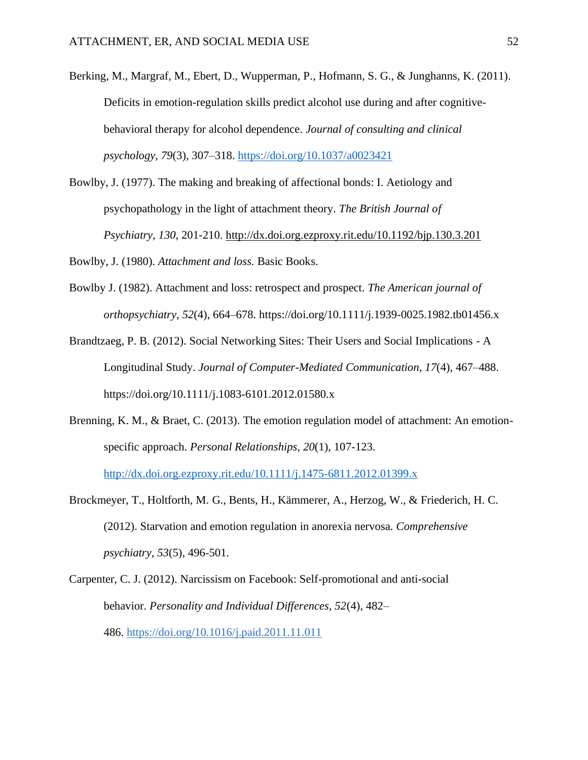Berking, M., Margraf, M., Ebert, D., Wupperman, P., Hofmann, S. G., & Junghanns, K. (2011). Deficits in emotion-regulation skills predict alcohol use during and after cognitive-behavioral therapy for alcohol dependence. *Journal of consulting and clinical psychology*, *79*(3), 307–318. https://doi.org/10.1037/a0023421

Bowlby, J. (1977). The making and breaking of affectional bonds: I. Aetiology and psychopathology in the light of attachment theory. *The British Journal of Psychiatry, 130*, 201-210. http://dx.doi.org.ezproxy.rit.edu/10.1192/bjp.130.3.201

Bowlby, J. (1980). *Attachment and loss.* Basic Books.

Bowlby J. (1982). Attachment and loss: retrospect and prospect. *The American journal of orthopsychiatry*, *52*(4), 664–678. https://doi.org/10.1111/j.1939-0025.1982.tb01456.x

Brandtzaeg, P. B. (2012). Social Networking Sites: Their Users and Social Implications - A Longitudinal Study. *Journal of Computer-Mediated Communication*, *17*(4), 467–488. https://doi.org/10.1111/j.1083-6101.2012.01580.x

Brenning, K. M., & Braet, C. (2013). The emotion regulation model of attachment: An emotion-specific approach. *Personal Relationships, 20*(1), 107-123. http://dx.doi.org.ezproxy.rit.edu/10.1111/j.1475-6811.2012.01399.x

Brockmeyer, T., Holtforth, M. G., Bents, H., Kämmerer, A., Herzog, W., & Friederich, H. C. (2012). Starvation and emotion regulation in anorexia nervosa. *Comprehensive psychiatry*, *53*(5), 496-501.

Carpenter, C. J. (2012). Narcissism on Facebook: Self-promotional and anti-social behavior. *Personality and Individual Differences*, *52*(4), 482–486. https://doi.org/10.1016/j.paid.2011.11.011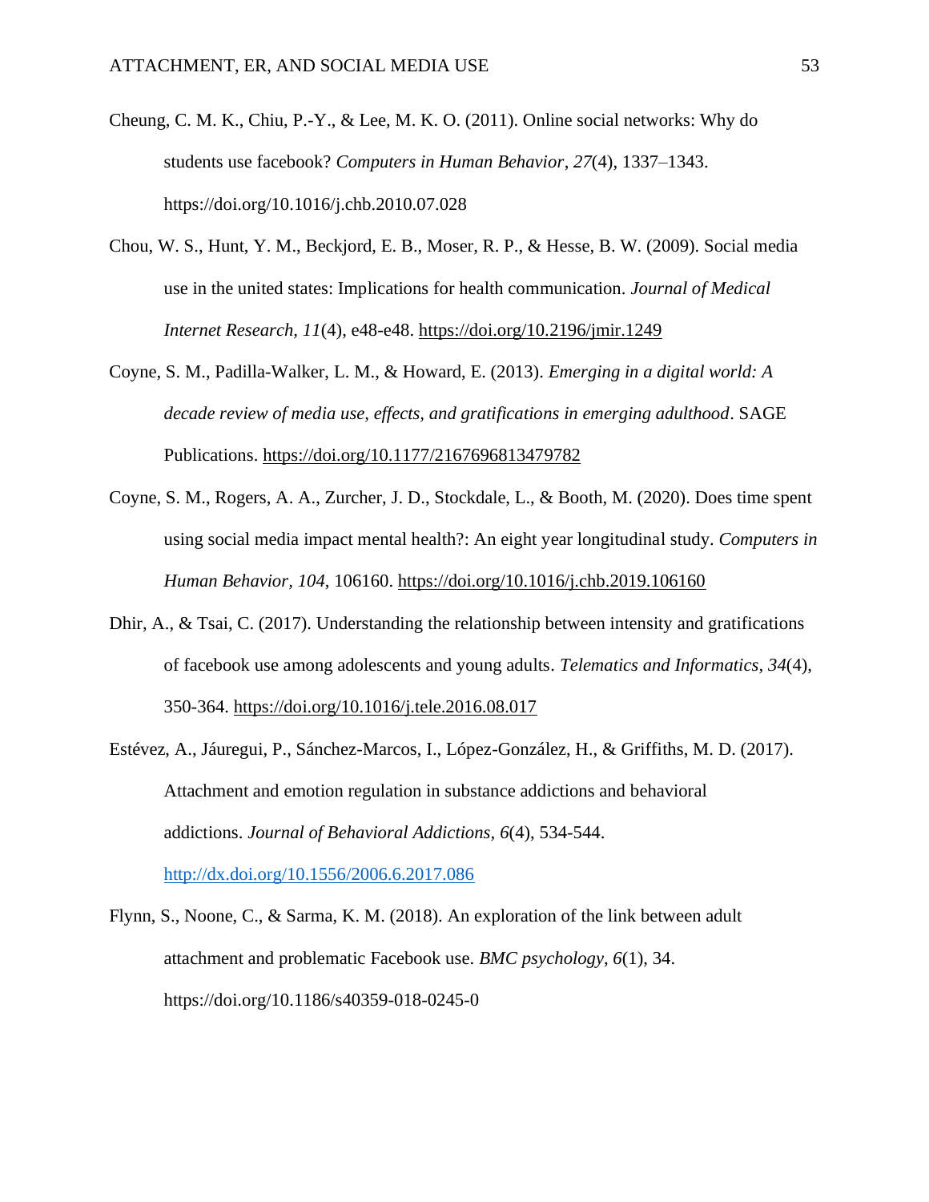Cheung, C. M. K., Chiu, P.-Y., & Lee, M. K. O. (2011). Online social networks: Why do students use facebook? *Computers in Human Behavior*, *27*(4), 1337–1343. https://doi.org/10.1016/j.chb.2010.07.028

Chou, W. S., Hunt, Y. M., Beckjord, E. B., Moser, R. P., & Hesse, B. W. (2009). Social media use in the united states: Implications for health communication. *Journal of Medical Internet Research, 11*(4), e48-e48. https://doi.org/10.2196/jmir.1249

Coyne, S. M., Padilla-Walker, L. M., & Howard, E. (2013). *Emerging in a digital world: A decade review of media use, effects, and gratifications in emerging adulthood*. SAGE Publications. https://doi.org/10.1177/2167696813479782

Coyne, S. M., Rogers, A. A., Zurcher, J. D., Stockdale, L., & Booth, M. (2020). Does time spent using social media impact mental health?: An eight year longitudinal study. *Computers in Human Behavior, 104*, 106160. https://doi.org/10.1016/j.chb.2019.106160

Dhir, A., & Tsai, C. (2017). Understanding the relationship between intensity and gratifications of facebook use among adolescents and young adults. *Telematics and Informatics, 34*(4), 350-364. https://doi.org/10.1016/j.tele.2016.08.017

Estévez, A., Jáuregui, P., Sánchez-Marcos, I., López-González, H., & Griffiths, M. D. (2017). Attachment and emotion regulation in substance addictions and behavioral addictions. *Journal of Behavioral Addictions, 6*(4), 534-544. http://dx.doi.org/10.1556/2006.6.2017.086

Flynn, S., Noone, C., & Sarma, K. M. (2018). An exploration of the link between adult attachment and problematic Facebook use. *BMC psychology*, *6*(1), 34. https://doi.org/10.1186/s40359-018-0245-0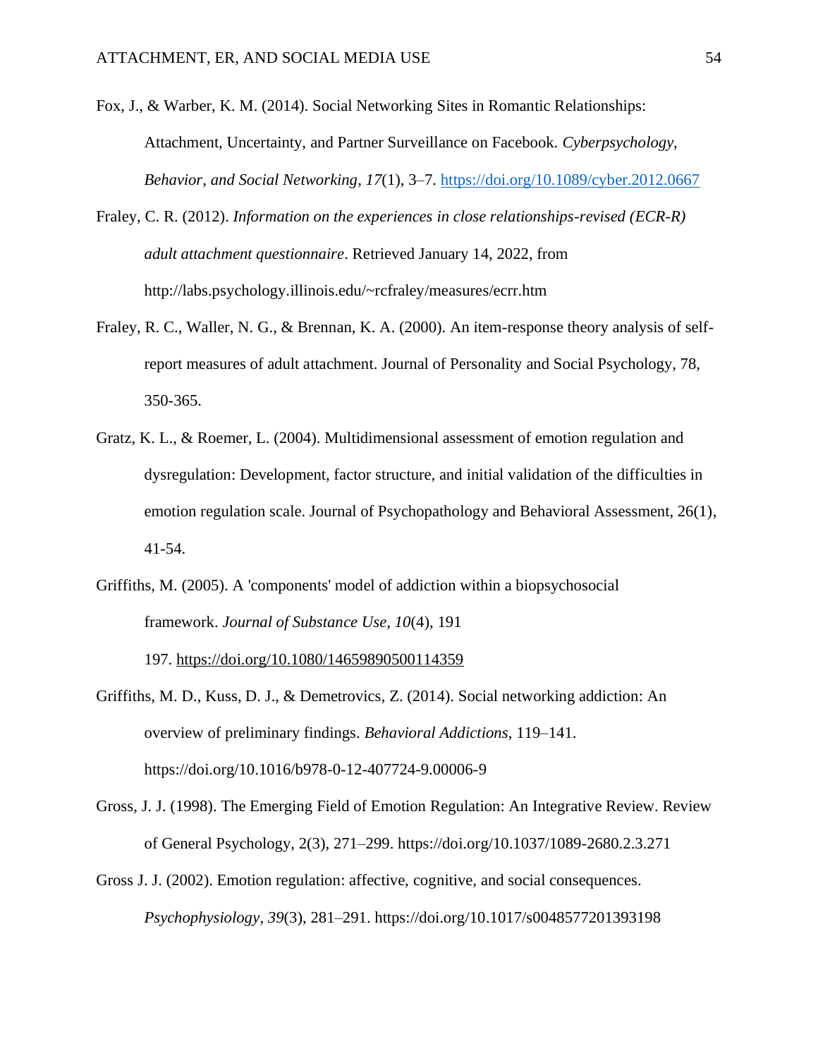Fox, J., & Warber, K. M. (2014). Social Networking Sites in Romantic Relationships: Attachment, Uncertainty, and Partner Surveillance on Facebook. *Cyberpsychology, Behavior, and Social Networking*, *17*(1), 3–7. https://doi.org/10.1089/cyber.2012.0667

Fraley, C. R. (2012). *Information on the experiences in close relationships-revised (ECR-R) adult attachment questionnaire*. Retrieved January 14, 2022, from http://labs.psychology.illinois.edu/~rcfraley/measures/ecrr.htm

Fraley, R. C., Waller, N. G., & Brennan, K. A. (2000). An item-response theory analysis of self-report measures of adult attachment. Journal of Personality and Social Psychology, 78, 350-365.

Gratz, K. L., & Roemer, L. (2004). Multidimensional assessment of emotion regulation and dysregulation: Development, factor structure, and initial validation of the difficulties in emotion regulation scale. Journal of Psychopathology and Behavioral Assessment, 26(1), 41-54.

Griffiths, M. (2005). A 'components' model of addiction within a biopsychosocial framework. *Journal of Substance Use, 10*(4), 191 197. https://doi.org/10.1080/14659890500114359

Griffiths, M. D., Kuss, D. J., & Demetrovics, Z. (2014). Social networking addiction: An overview of preliminary findings. *Behavioral Addictions*, 119–141. https://doi.org/10.1016/b978-0-12-407724-9.00006-9

Gross, J. J. (1998). The Emerging Field of Emotion Regulation: An Integrative Review. Review of General Psychology, 2(3), 271–299. https://doi.org/10.1037/1089-2680.2.3.271

Gross J. J. (2002). Emotion regulation: affective, cognitive, and social consequences. *Psychophysiology*, *39*(3), 281–291. https://doi.org/10.1017/s0048577201393198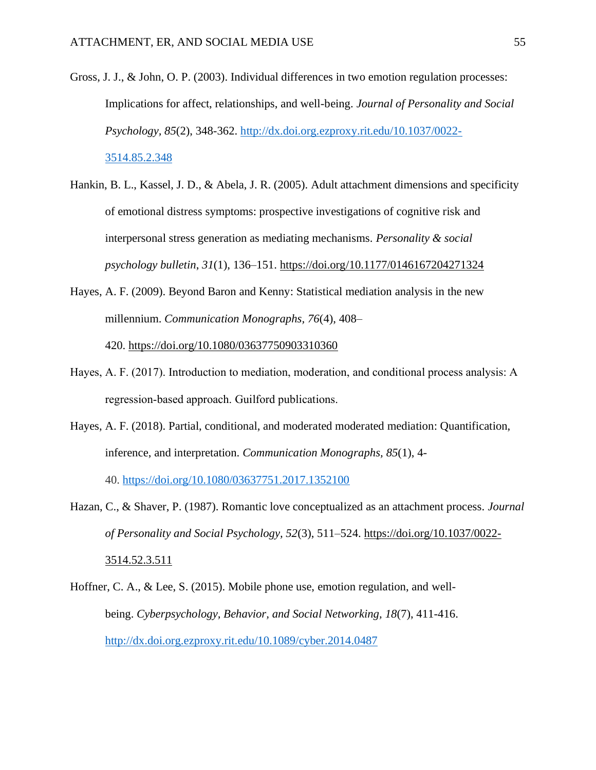Gross, J. J., & John, O. P. (2003). Individual differences in two emotion regulation processes: Implications for affect, relationships, and well-being. *Journal of Personality and Social Psychology, 85*(2), 348-362. http://dx.doi.org.ezproxy.rit.edu/10.1037/0022-3514.85.2.348

Hankin, B. L., Kassel, J. D., & Abela, J. R. (2005). Adult attachment dimensions and specificity of emotional distress symptoms: prospective investigations of cognitive risk and interpersonal stress generation as mediating mechanisms. *Personality & social psychology bulletin*, *31*(1), 136–151. https://doi.org/10.1177/0146167204271324

Hayes, A. F. (2009). Beyond Baron and Kenny: Statistical mediation analysis in the new millennium. *Communication Monographs*, *76*(4), 408–420. https://doi.org/10.1080/03637750903310360

Hayes, A. F. (2017). Introduction to mediation, moderation, and conditional process analysis: A regression-based approach. Guilford publications.

Hayes, A. F. (2018). Partial, conditional, and moderated moderated mediation: Quantification, inference, and interpretation. *Communication Monographs, 85*(1), 4-40. https://doi.org/10.1080/03637751.2017.1352100

Hazan, C., & Shaver, P. (1987). Romantic love conceptualized as an attachment process. *Journal of Personality and Social Psychology*, *52*(3), 511–524. https://doi.org/10.1037/0022-3514.52.3.511

Hoffner, C. A., & Lee, S. (2015). Mobile phone use, emotion regulation, and well-being. *Cyberpsychology, Behavior, and Social Networking*, *18*(7), 411-416. http://dx.doi.org.ezproxy.rit.edu/10.1089/cyber.2014.0487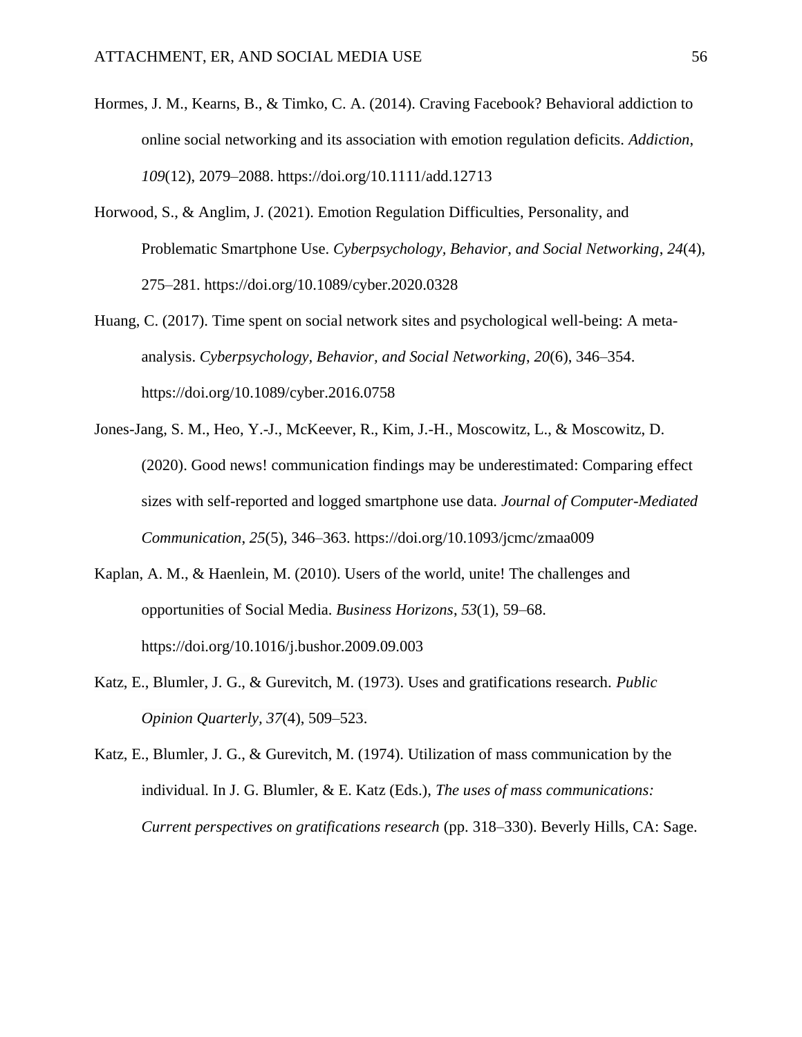Hormes, J. M., Kearns, B., & Timko, C. A. (2014). Craving Facebook? Behavioral addiction to online social networking and its association with emotion regulation deficits. *Addiction*, *109*(12), 2079–2088. https://doi.org/10.1111/add.12713

Horwood, S., & Anglim, J. (2021). Emotion Regulation Difficulties, Personality, and Problematic Smartphone Use. *Cyberpsychology, Behavior, and Social Networking*, *24*(4), 275–281. https://doi.org/10.1089/cyber.2020.0328

Huang, C. (2017). Time spent on social network sites and psychological well-being: A meta-analysis. *Cyberpsychology, Behavior, and Social Networking*, *20*(6), 346–354. https://doi.org/10.1089/cyber.2016.0758

Jones-Jang, S. M., Heo, Y.-J., McKeever, R., Kim, J.-H., Moscowitz, L., & Moscowitz, D. (2020). Good news! communication findings may be underestimated: Comparing effect sizes with self-reported and logged smartphone use data. *Journal of Computer-Mediated Communication*, *25*(5), 346–363. https://doi.org/10.1093/jcmc/zmaa009

Kaplan, A. M., & Haenlein, M. (2010). Users of the world, unite! The challenges and opportunities of Social Media. *Business Horizons*, *53*(1), 59–68. https://doi.org/10.1016/j.bushor.2009.09.003

Katz, E., Blumler, J. G., & Gurevitch, M. (1973). Uses and gratifications research. *Public Opinion Quarterly*, *37*(4), 509–523.

Katz, E., Blumler, J. G., & Gurevitch, M. (1974). Utilization of mass communication by the individual. In J. G. Blumler, & E. Katz (Eds.), *The uses of mass communications: Current perspectives on gratifications research* (pp. 318–330). Beverly Hills, CA: Sage.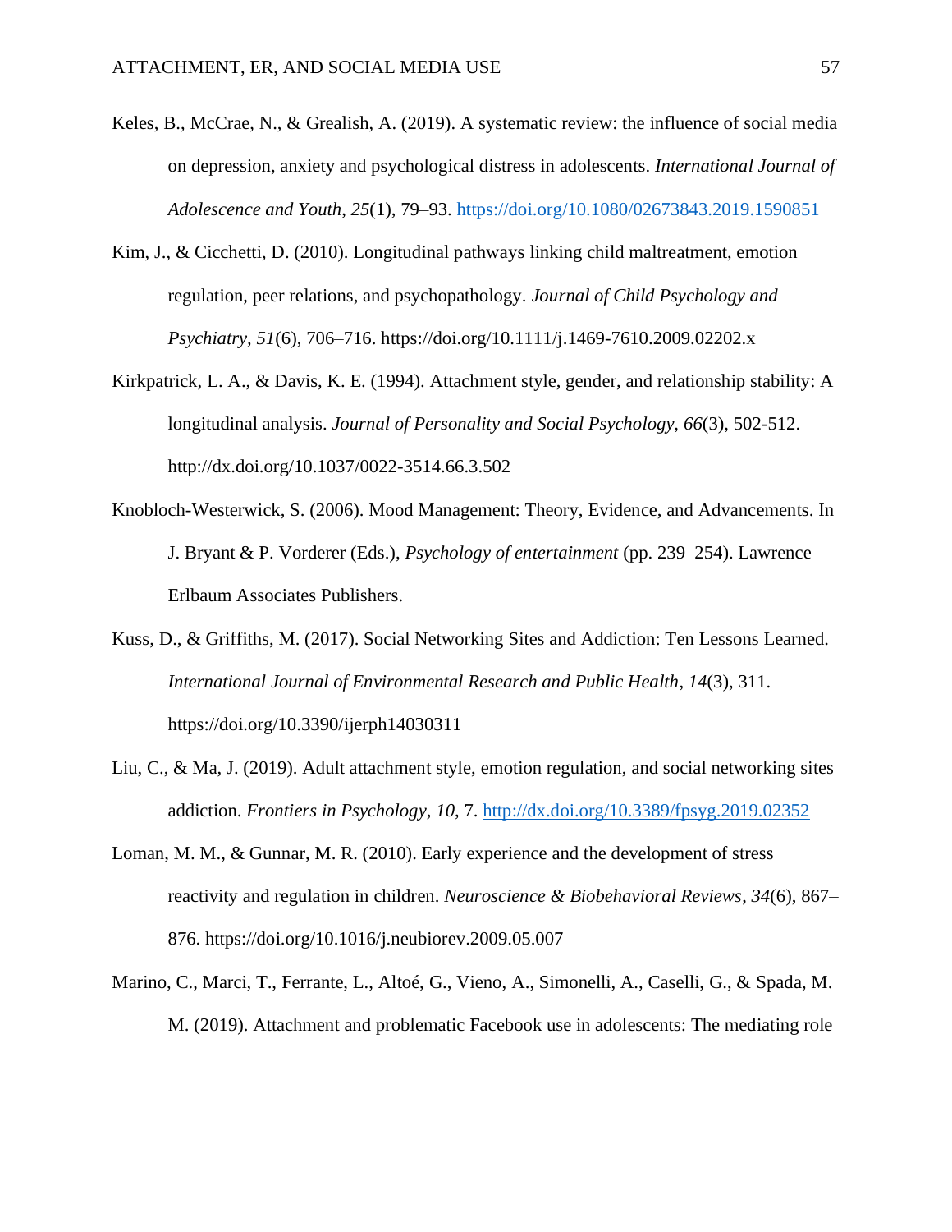Keles, B., McCrae, N., & Grealish, A. (2019). A systematic review: the influence of social media on depression, anxiety and psychological distress in adolescents. *International Journal of Adolescence and Youth*, *25*(1), 79–93. https://doi.org/10.1080/02673843.2019.1590851

Kim, J., & Cicchetti, D. (2010). Longitudinal pathways linking child maltreatment, emotion regulation, peer relations, and psychopathology. *Journal of Child Psychology and Psychiatry, 51*(6), 706–716. https://doi.org/10.1111/j.1469-7610.2009.02202.x

Kirkpatrick, L. A., & Davis, K. E. (1994). Attachment style, gender, and relationship stability: A longitudinal analysis. *Journal of Personality and Social Psychology, 66*(3), 502-512. http://dx.doi.org/10.1037/0022-3514.66.3.502

Knobloch-Westerwick, S. (2006). Mood Management: Theory, Evidence, and Advancements. In J. Bryant & P. Vorderer (Eds.), *Psychology of entertainment* (pp. 239–254). Lawrence Erlbaum Associates Publishers.

Kuss, D., & Griffiths, M. (2017). Social Networking Sites and Addiction: Ten Lessons Learned. *International Journal of Environmental Research and Public Health*, *14*(3), 311. https://doi.org/10.3390/ijerph14030311

Liu, C., & Ma, J. (2019). Adult attachment style, emotion regulation, and social networking sites addiction. *Frontiers in Psychology*, *10*, 7. http://dx.doi.org/10.3389/fpsyg.2019.02352

Loman, M. M., & Gunnar, M. R. (2010). Early experience and the development of stress reactivity and regulation in children. *Neuroscience & Biobehavioral Reviews*, *34*(6), 867–876. https://doi.org/10.1016/j.neubiorev.2009.05.007

Marino, C., Marci, T., Ferrante, L., Altoé, G., Vieno, A., Simonelli, A., Caselli, G., & Spada, M. M. (2019). Attachment and problematic Facebook use in adolescents: The mediating role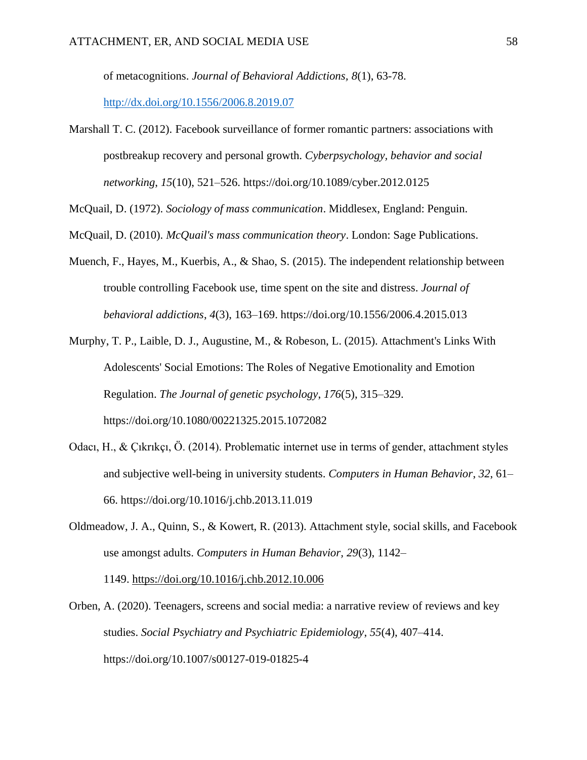of metacognitions. *Journal of Behavioral Addictions, 8*(1), 63-78. http://dx.doi.org/10.1556/2006.8.2019.07

Marshall T. C. (2012). Facebook surveillance of former romantic partners: associations with postbreakup recovery and personal growth. *Cyberpsychology, behavior and social networking*, *15*(10), 521–526. https://doi.org/10.1089/cyber.2012.0125

McQuail, D. (1972). *Sociology of mass communication*. Middlesex, England: Penguin.

McQuail, D. (2010). *McQuail's mass communication theory*. London: Sage Publications.

Muench, F., Hayes, M., Kuerbis, A., & Shao, S. (2015). The independent relationship between trouble controlling Facebook use, time spent on the site and distress. *Journal of behavioral addictions*, *4*(3), 163–169. https://doi.org/10.1556/2006.4.2015.013

Murphy, T. P., Laible, D. J., Augustine, M., & Robeson, L. (2015). Attachment's Links With Adolescents' Social Emotions: The Roles of Negative Emotionality and Emotion Regulation. *The Journal of genetic psychology*, *176*(5), 315–329. https://doi.org/10.1080/00221325.2015.1072082

Odacı, H., & Çıkrıkçı, Ö. (2014). Problematic internet use in terms of gender, attachment styles and subjective well-being in university students. *Computers in Human Behavior*, *32*, 61–66. https://doi.org/10.1016/j.chb.2013.11.019

Oldmeadow, J. A., Quinn, S., & Kowert, R. (2013). Attachment style, social skills, and Facebook use amongst adults. *Computers in Human Behavior, 29*(3), 1142–1149. https://doi.org/10.1016/j.chb.2012.10.006

Orben, A. (2020). Teenagers, screens and social media: a narrative review of reviews and key studies. *Social Psychiatry and Psychiatric Epidemiology*, *55*(4), 407–414. https://doi.org/10.1007/s00127-019-01825-4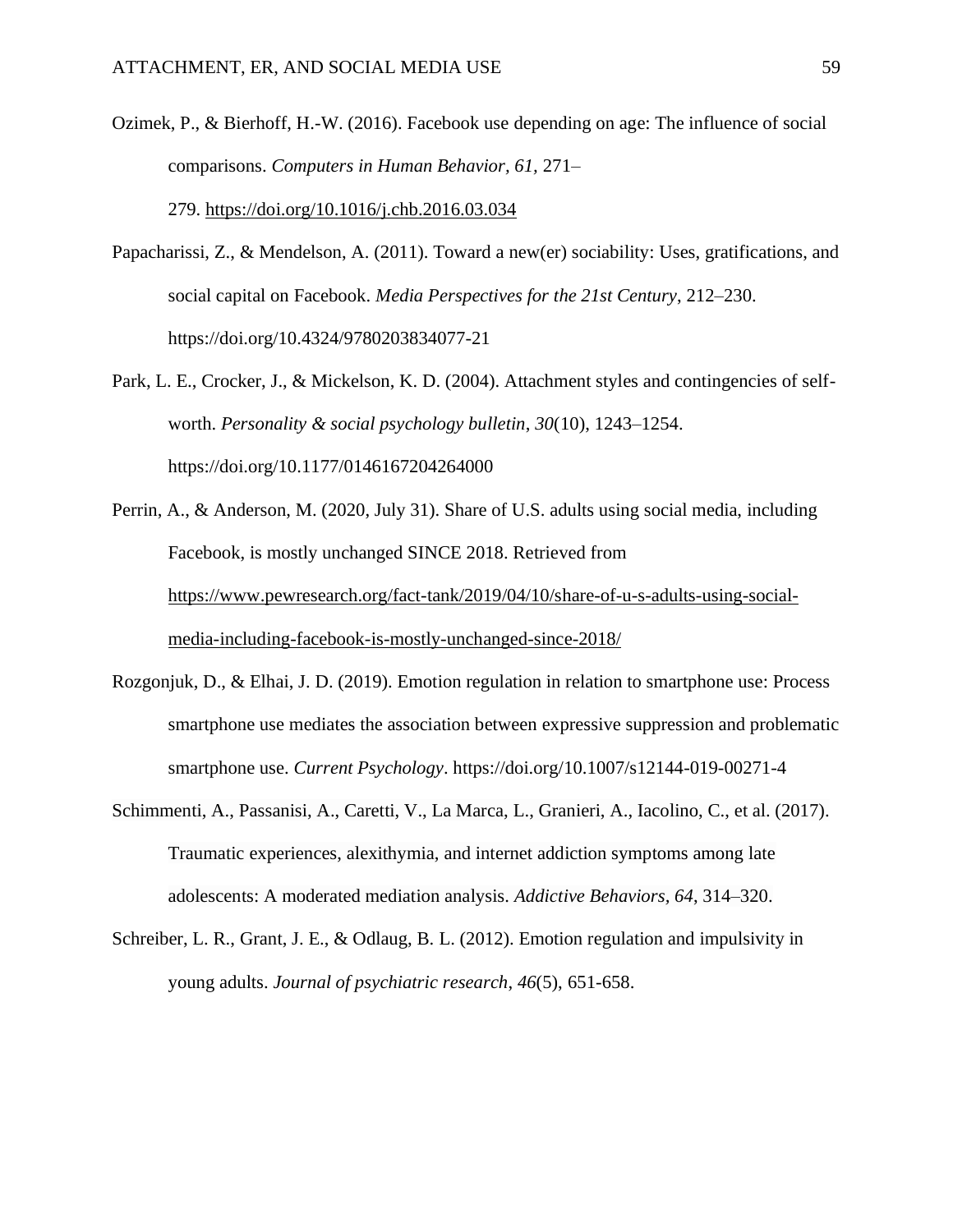Ozimek, P., & Bierhoff, H.-W. (2016). Facebook use depending on age: The influence of social comparisons. *Computers in Human Behavior, 61,* 271–279. https://doi.org/10.1016/j.chb.2016.03.034

Papacharissi, Z., & Mendelson, A. (2011). Toward a new(er) sociability: Uses, gratifications, and social capital on Facebook. *Media Perspectives for the 21st Century*, 212–230. https://doi.org/10.4324/9780203834077-21

Park, L. E., Crocker, J., & Mickelson, K. D. (2004). Attachment styles and contingencies of self-worth. *Personality & social psychology bulletin*, *30*(10), 1243–1254. https://doi.org/10.1177/0146167204264000

Perrin, A., & Anderson, M. (2020, July 31). Share of U.S. adults using social media, including Facebook, is mostly unchanged SINCE 2018. Retrieved from https://www.pewresearch.org/fact-tank/2019/04/10/share-of-u-s-adults-using-social-media-including-facebook-is-mostly-unchanged-since-2018/

Rozgonjuk, D., & Elhai, J. D. (2019). Emotion regulation in relation to smartphone use: Process smartphone use mediates the association between expressive suppression and problematic smartphone use. *Current Psychology*. https://doi.org/10.1007/s12144-019-00271-4

Schimmenti, A., Passanisi, A., Caretti, V., La Marca, L., Granieri, A., Iacolino, C., et al. (2017). Traumatic experiences, alexithymia, and internet addiction symptoms among late adolescents: A moderated mediation analysis. *Addictive Behaviors, 64*, 314–320.

Schreiber, L. R., Grant, J. E., & Odlaug, B. L. (2012). Emotion regulation and impulsivity in young adults. *Journal of psychiatric research*, *46*(5), 651-658.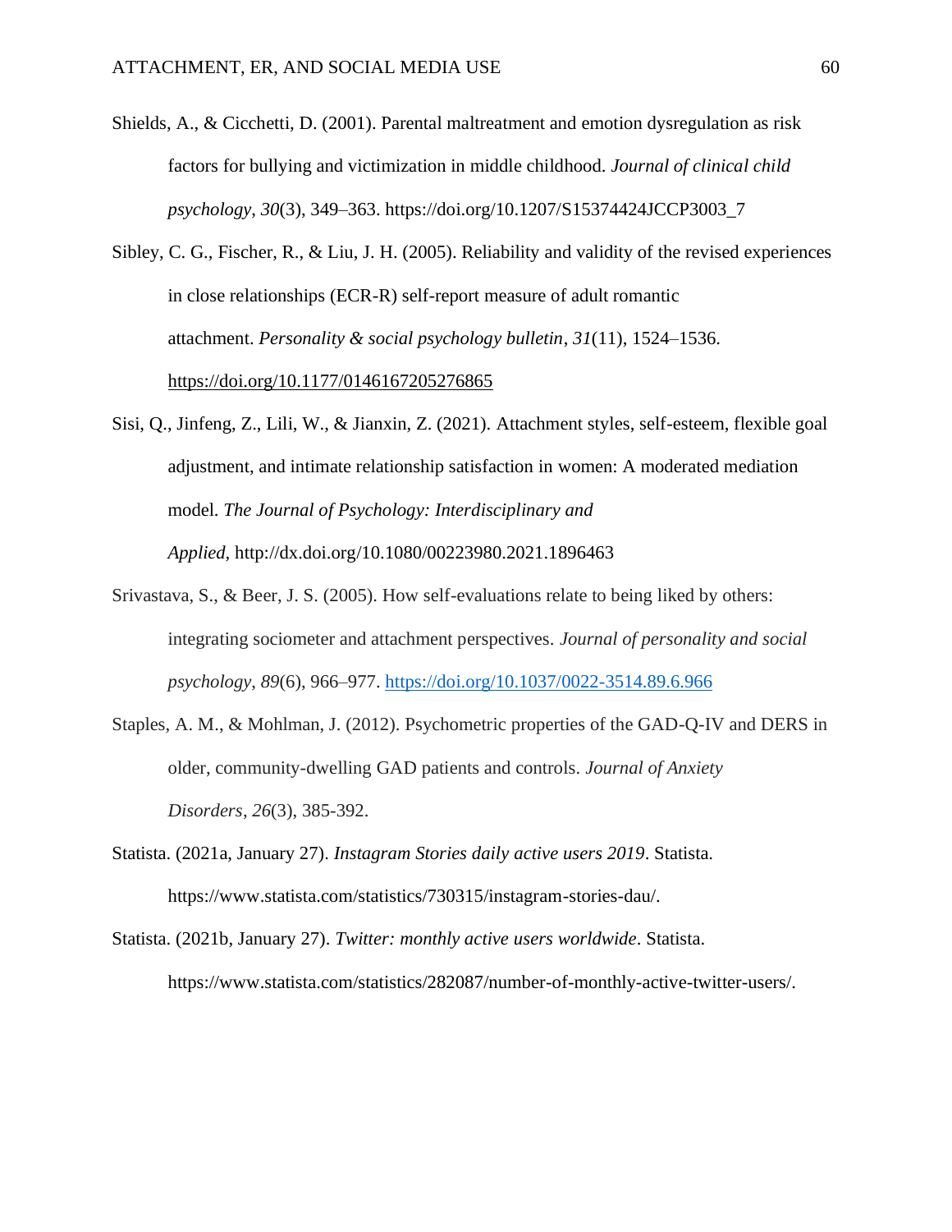Shields, A., & Cicchetti, D. (2001). Parental maltreatment and emotion dysregulation as risk factors for bullying and victimization in middle childhood. *Journal of clinical child psychology*, *30*(3), 349–363. https://doi.org/10.1207/S15374424JCCP3003_7

Sibley, C. G., Fischer, R., & Liu, J. H. (2005). Reliability and validity of the revised experiences in close relationships (ECR-R) self-report measure of adult romantic attachment. *Personality & social psychology bulletin*, *31*(11), 1524–1536. https://doi.org/10.1177/0146167205276865

Sisi, Q., Jinfeng, Z., Lili, W., & Jianxin, Z. (2021). Attachment styles, self-esteem, flexible goal adjustment, and intimate relationship satisfaction in women: A moderated mediation model. *The Journal of Psychology: Interdisciplinary and Applied,* http://dx.doi.org/10.1080/00223980.2021.1896463

Srivastava, S., & Beer, J. S. (2005). How self-evaluations relate to being liked by others: integrating sociometer and attachment perspectives. *Journal of personality and social psychology*, *89*(6), 966–977. https://doi.org/10.1037/0022-3514.89.6.966

Staples, A. M., & Mohlman, J. (2012). Psychometric properties of the GAD-Q-IV and DERS in older, community-dwelling GAD patients and controls. *Journal of Anxiety Disorders*, *26*(3), 385-392.

Statista. (2021a, January 27). *Instagram Stories daily active users 2019*. Statista. https://www.statista.com/statistics/730315/instagram-stories-dau/.

Statista. (2021b, January 27). *Twitter: monthly active users worldwide*. Statista. https://www.statista.com/statistics/282087/number-of-monthly-active-twitter-users/.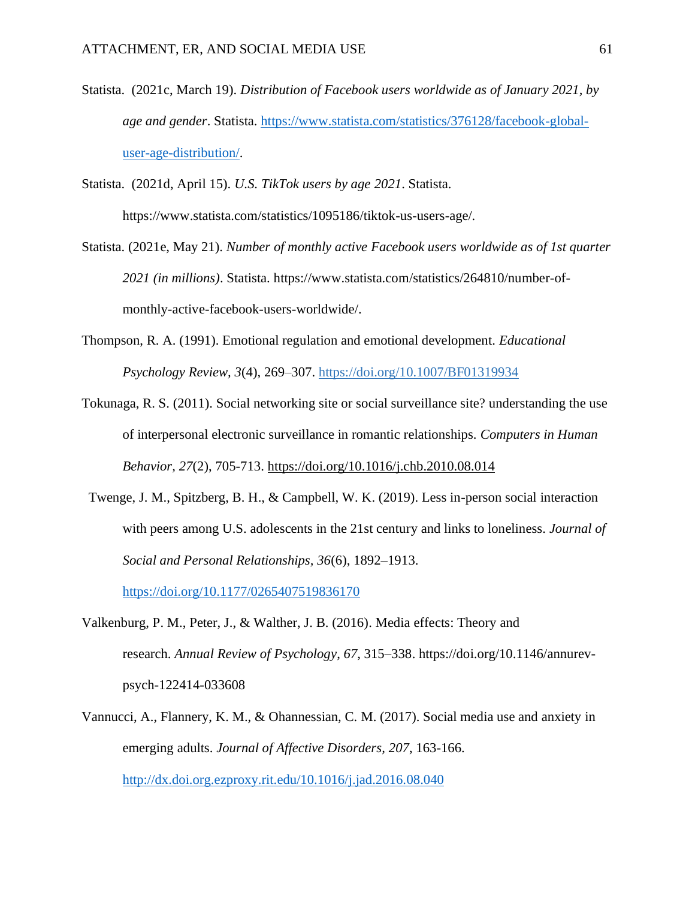Statista. (2021c, March 19). *Distribution of Facebook users worldwide as of January 2021, by age and gender*. Statista. https://www.statista.com/statistics/376128/facebook-global-user-age-distribution/.

Statista. (2021d, April 15). *U.S. TikTok users by age 2021*. Statista. https://www.statista.com/statistics/1095186/tiktok-us-users-age/.

Statista. (2021e, May 21). *Number of monthly active Facebook users worldwide as of 1st quarter 2021 (in millions)*. Statista. https://www.statista.com/statistics/264810/number-of-monthly-active-facebook-users-worldwide/.

Thompson, R. A. (1991). Emotional regulation and emotional development. *Educational Psychology Review, 3*(4), 269–307. https://doi.org/10.1007/BF01319934

Tokunaga, R. S. (2011). Social networking site or social surveillance site? understanding the use of interpersonal electronic surveillance in romantic relationships. *Computers in Human Behavior, 27*(2), 705-713. https://doi.org/10.1016/j.chb.2010.08.014

Twenge, J. M., Spitzberg, B. H., & Campbell, W. K. (2019). Less in-person social interaction with peers among U.S. adolescents in the 21st century and links to loneliness. *Journal of Social and Personal Relationships, 36*(6), 1892–1913. https://doi.org/10.1177/0265407519836170

Valkenburg, P. M., Peter, J., & Walther, J. B. (2016). Media effects: Theory and research. *Annual Review of Psychology*, *67*, 315–338. https://doi.org/10.1146/annurev-psych-122414-033608

Vannucci, A., Flannery, K. M., & Ohannessian, C. M. (2017). Social media use and anxiety in emerging adults. *Journal of Affective Disorders, 207*, 163-166. http://dx.doi.org.ezproxy.rit.edu/10.1016/j.jad.2016.08.040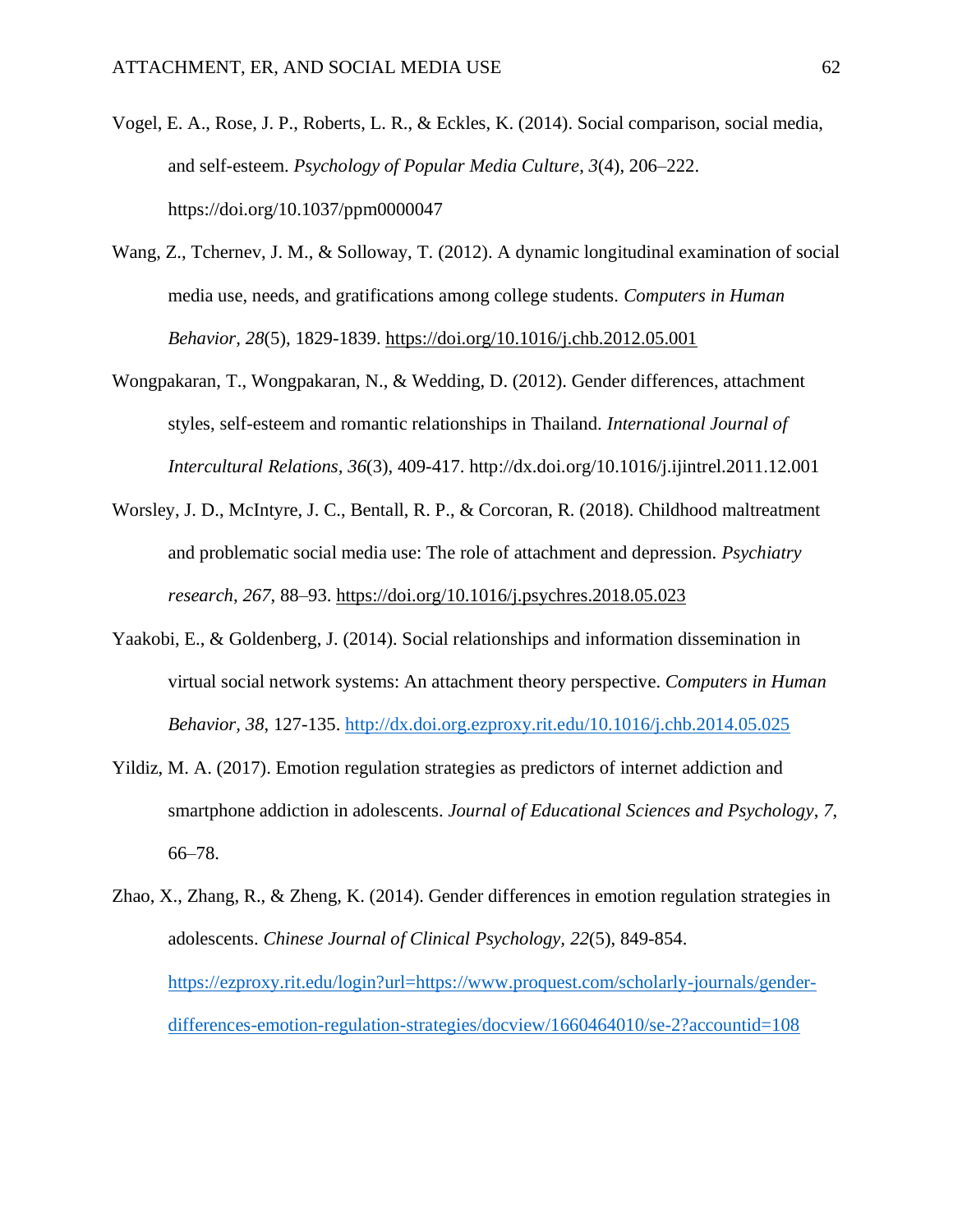Vogel, E. A., Rose, J. P., Roberts, L. R., & Eckles, K. (2014). Social comparison, social media, and self-esteem. *Psychology of Popular Media Culture*, *3*(4), 206–222. https://doi.org/10.1037/ppm0000047

Wang, Z., Tchernev, J. M., & Solloway, T. (2012). A dynamic longitudinal examination of social media use, needs, and gratifications among college students. *Computers in Human Behavior*, *28*(5), 1829-1839. https://doi.org/10.1016/j.chb.2012.05.001

Wongpakaran, T., Wongpakaran, N., & Wedding, D. (2012). Gender differences, attachment styles, self-esteem and romantic relationships in Thailand. *International Journal of Intercultural Relations, 36*(3), 409-417. http://dx.doi.org/10.1016/j.ijintrel.2011.12.001

Worsley, J. D., McIntyre, J. C., Bentall, R. P., & Corcoran, R. (2018). Childhood maltreatment and problematic social media use: The role of attachment and depression. *Psychiatry research*, *267*, 88–93. https://doi.org/10.1016/j.psychres.2018.05.023

Yaakobi, E., & Goldenberg, J. (2014). Social relationships and information dissemination in virtual social network systems: An attachment theory perspective. *Computers in Human Behavior*, *38*, 127-135. http://dx.doi.org.ezproxy.rit.edu/10.1016/j.chb.2014.05.025

Yildiz, M. A. (2017). Emotion regulation strategies as predictors of internet addiction and smartphone addiction in adolescents. *Journal of Educational Sciences and Psychology, 7,* 66–78.

Zhao, X., Zhang, R., & Zheng, K. (2014). Gender differences in emotion regulation strategies in adolescents. *Chinese Journal of Clinical Psychology, 22*(5), 849-854. https://ezproxy.rit.edu/login?url=https://www.proquest.com/scholarly-journals/gender-differences-emotion-regulation-strategies/docview/1660464010/se-2?accountid=108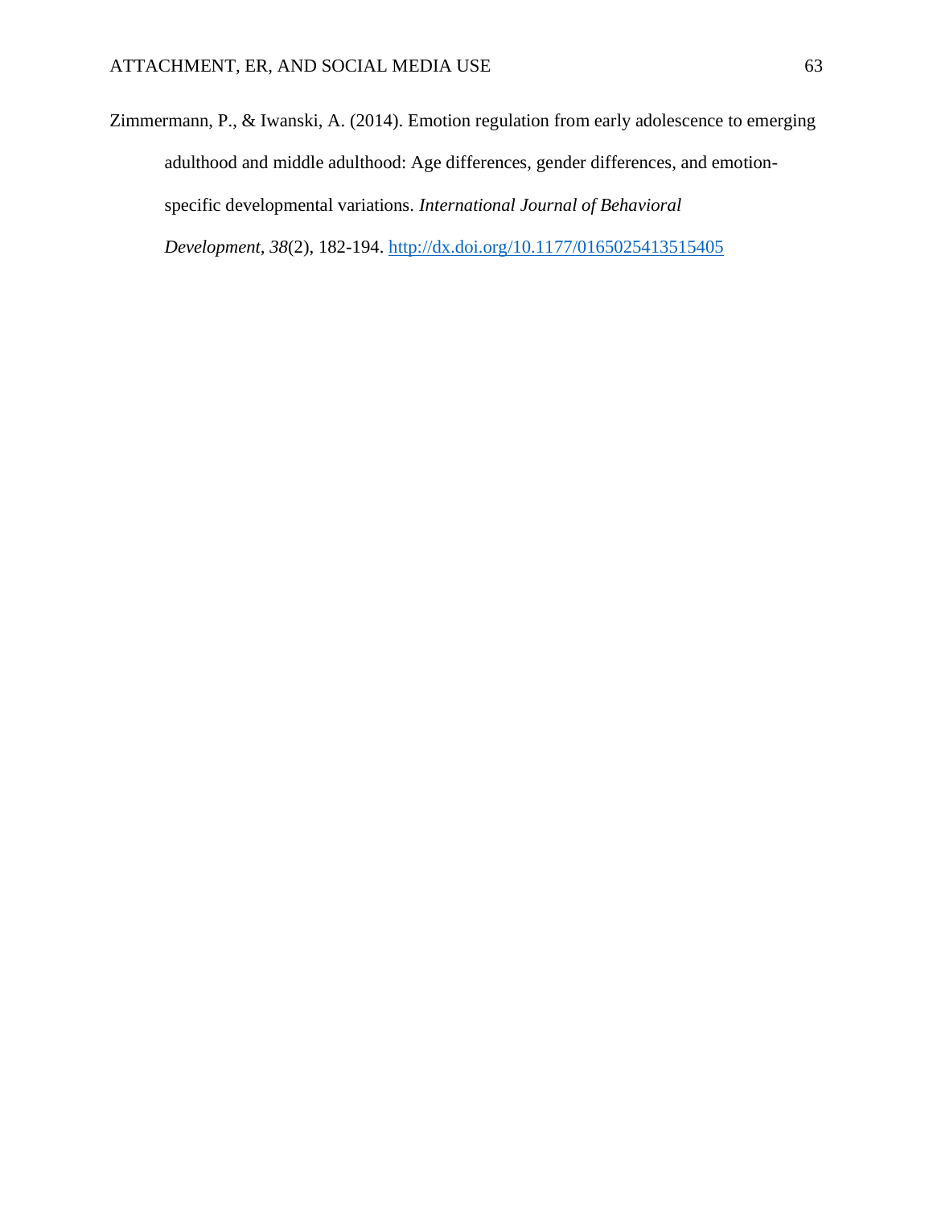Zimmermann, P., & Iwanski, A. (2014). Emotion regulation from early adolescence to emerging adulthood and middle adulthood: Age differences, gender differences, and emotion-specific developmental variations. *International Journal of Behavioral Development, 38*(2), 182-194. http://dx.doi.org/10.1177/0165025413515405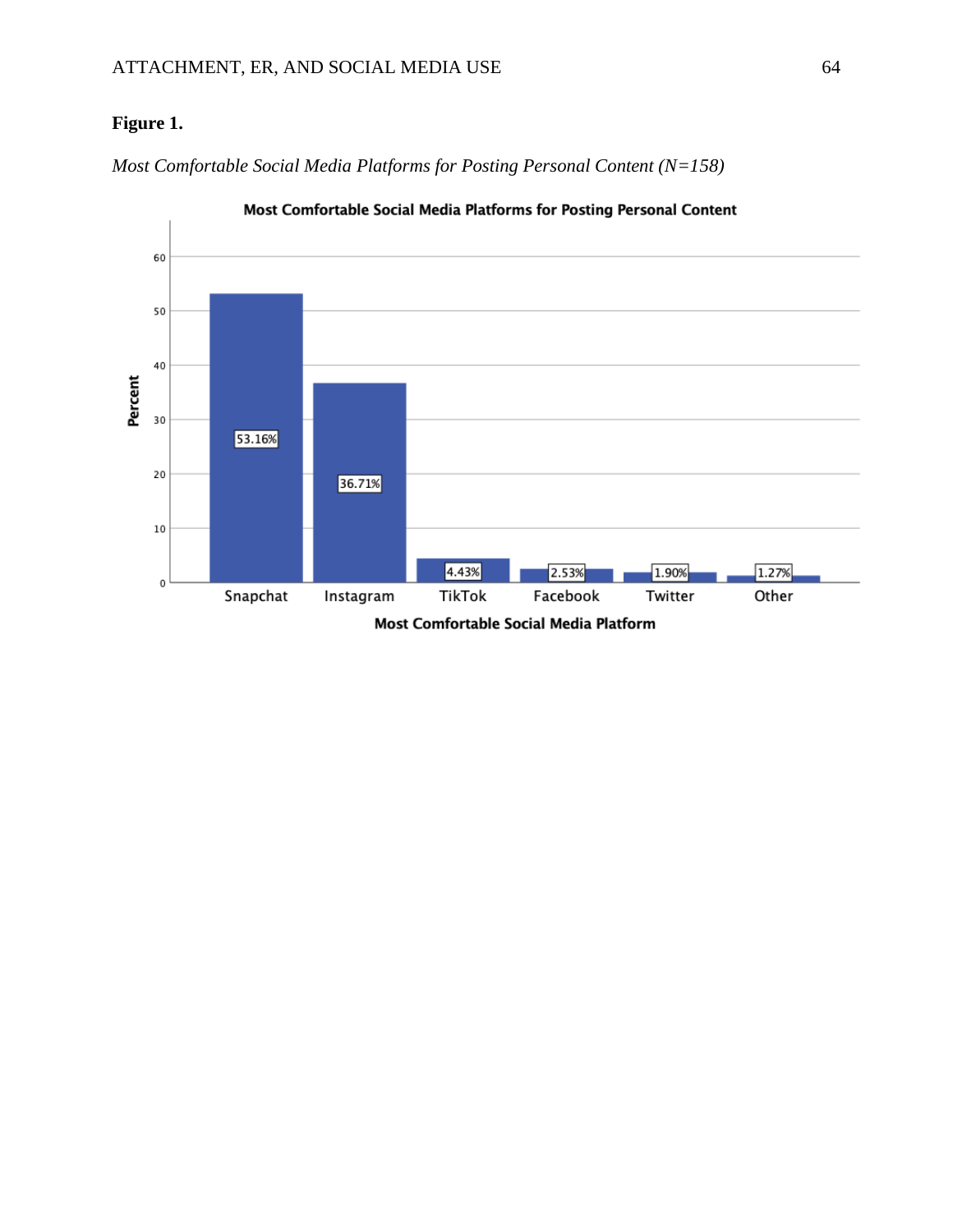**Figure 1.**

*Most Comfortable Social Media Platforms for Posting Personal Content (N=158)*

**Most Comfortable Social Media Platforms for Posting Personal Content**

| Most Comfortable Social Media Platform | Percent |
|---|---|
| Snapchat | 53.16% |
| Instagram | 36.71% |
| TikTok | 4.43% |
| Facebook | 2.53% |
| Twitter | 1.90% |
| Other | 1.27% |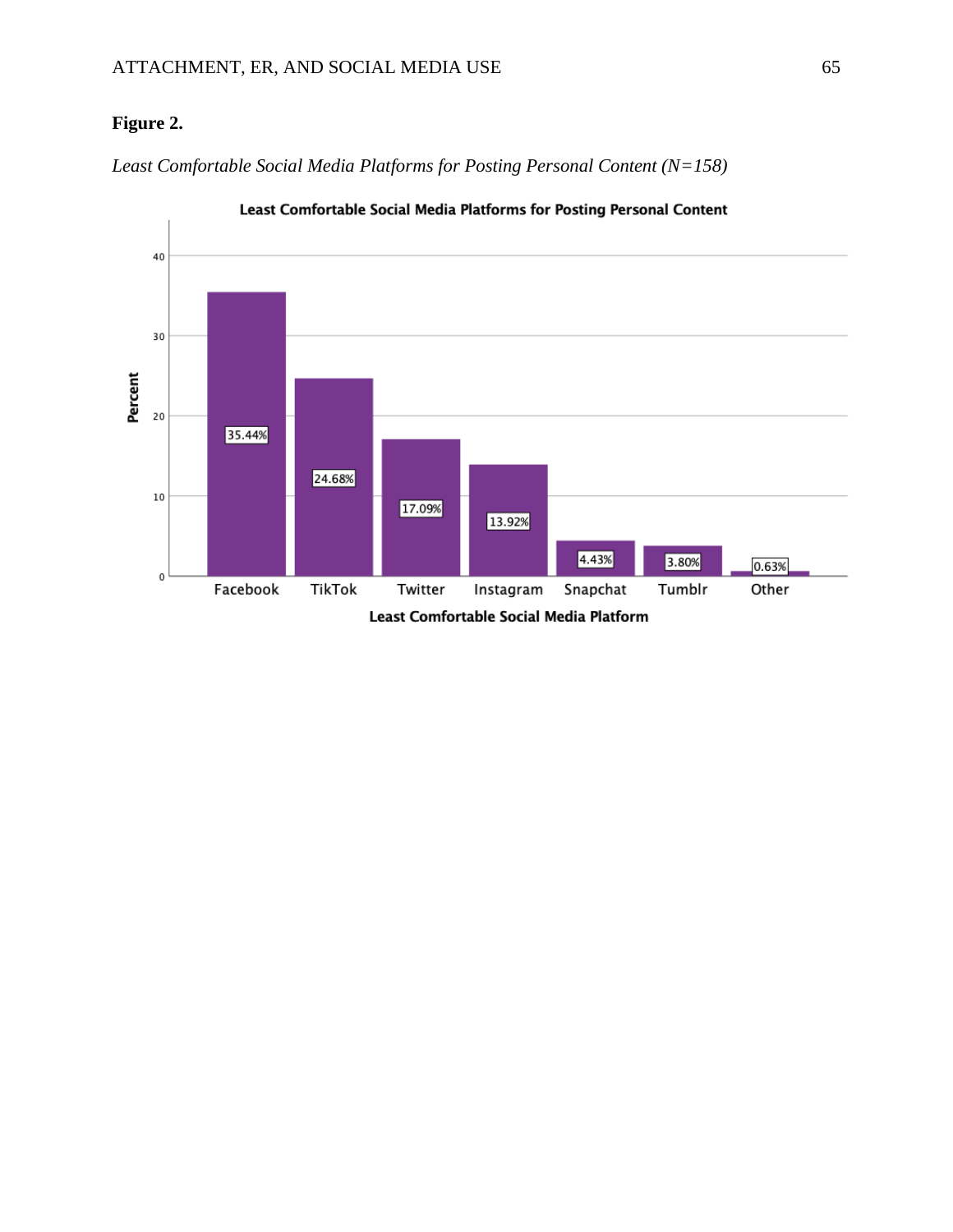**Figure 2.**

*Least Comfortable Social Media Platforms for Posting Personal Content (N=158)*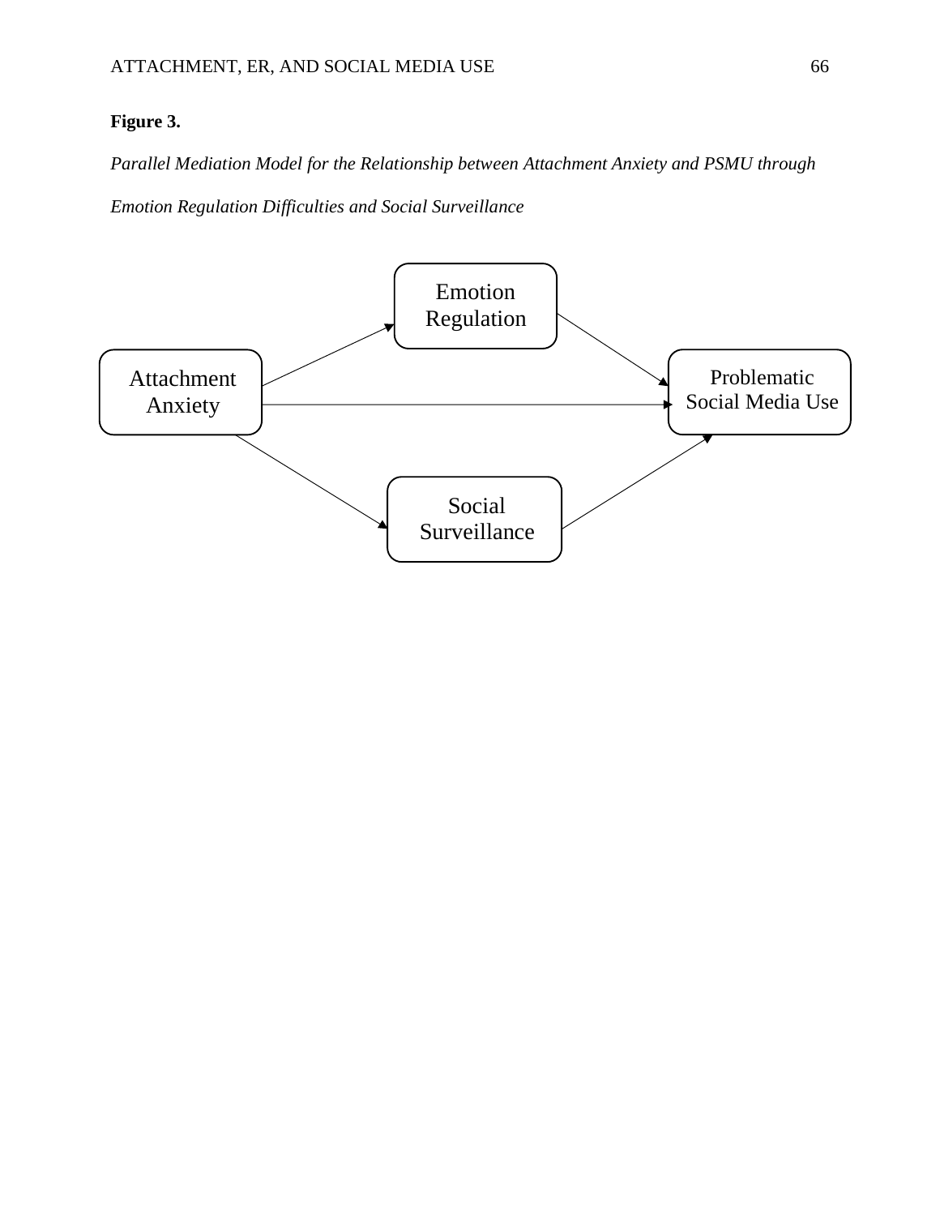**Figure 3.**

*Parallel Mediation Model for the Relationship between Attachment Anxiety and PSMU through Emotion Regulation Difficulties and Social Surveillance*

Emotion Regulation

Attachment Anxiety

Problematic Social Media Use

Social Surveillance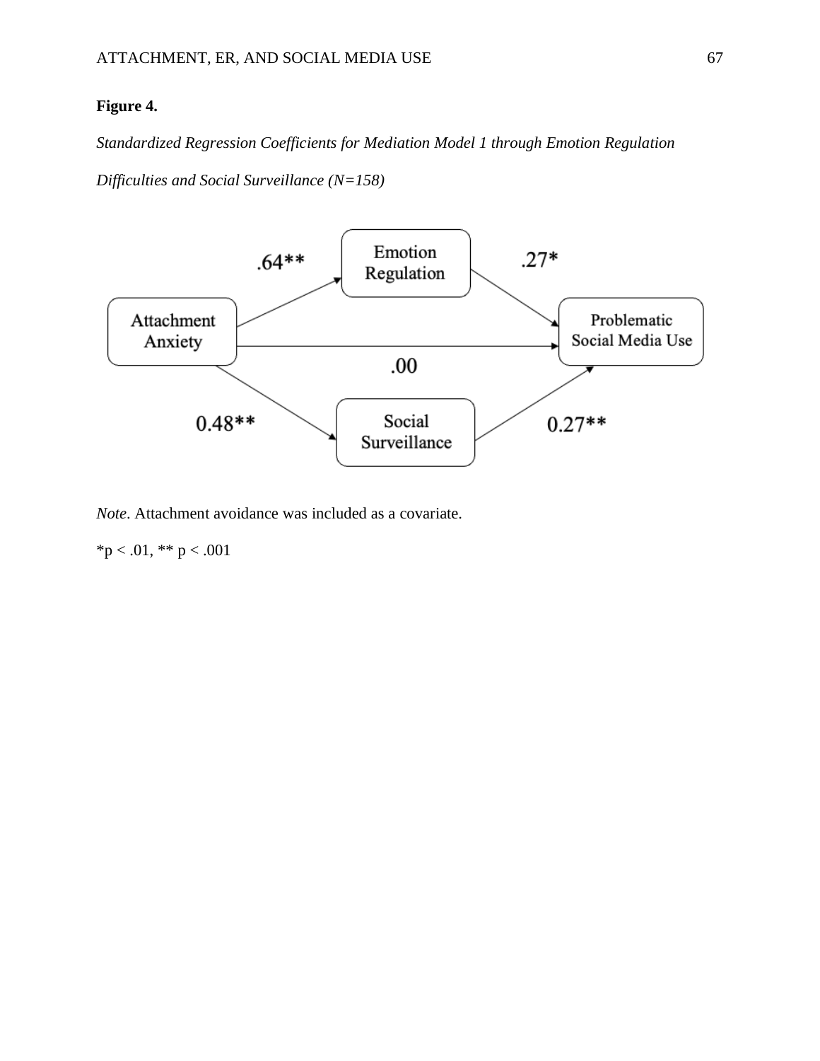**Figure 4.**

*Standardized Regression Coefficients for Mediation Model 1 through Emotion Regulation Difficulties and Social Surveillance (N=158)*

*Note*. Attachment avoidance was included as a covariate.

*p < .01, ** p < .001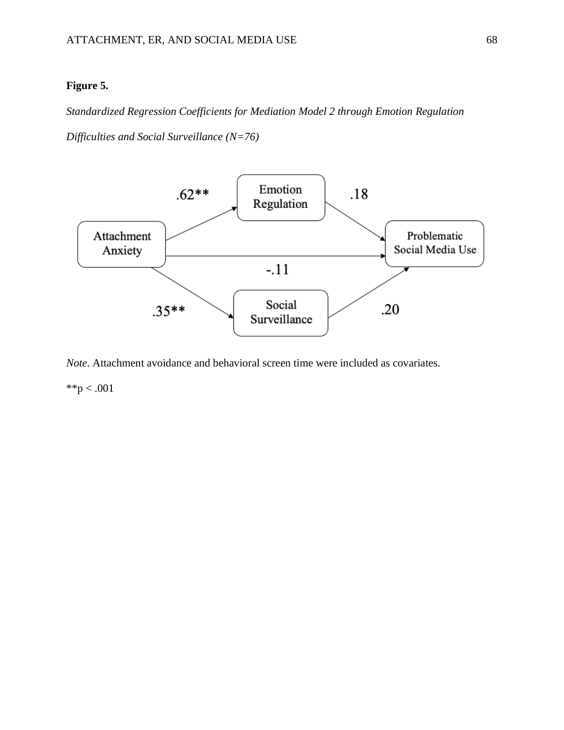**Figure 5.**

*Standardized Regression Coefficients for Mediation Model 2 through Emotion Regulation Difficulties and Social Surveillance (N=76)*

*Note*. Attachment avoidance and behavioral screen time were included as covariates.

**$p < .001$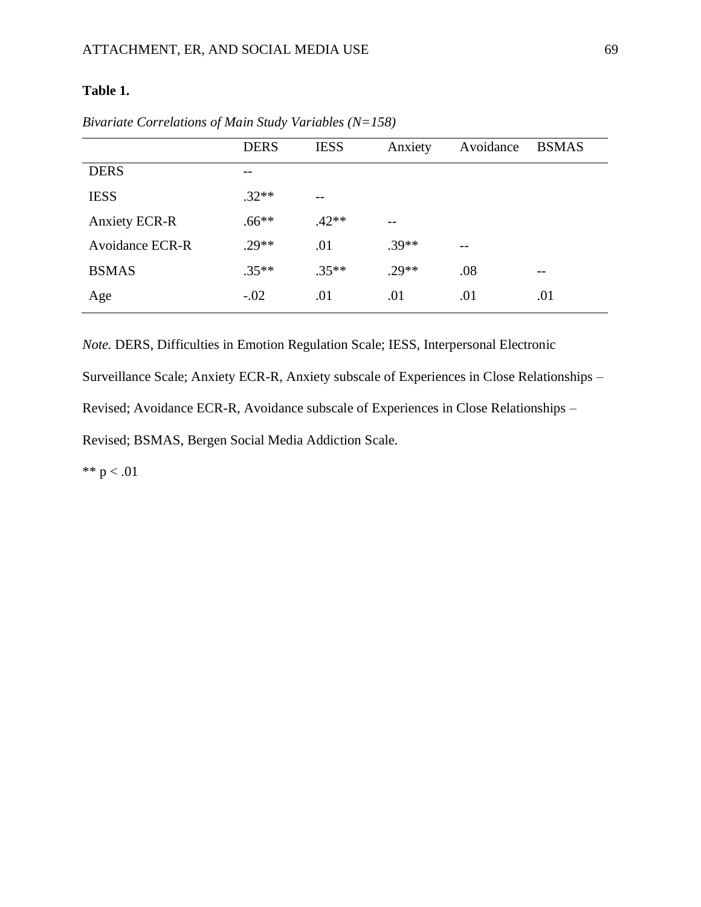**Table 1.**

*Bivariate Correlations of Main Study Variables (N=158)*

| | DERS | IESS | Anxiety | Avoidance | BSMAS |
|---|---|---|---|---|---|
| DERS | -- | | | | |
| IESS | .32** | -- | | | |
| Anxiety ECR-R | .66** | .42** | -- | | |
| Avoidance ECR-R | .29** | .01 | .39** | -- | |
| BSMAS | .35** | .35** | .29** | .08 | -- |
| Age | -.02 | .01 | .01 | .01 | .01 |

*Note.* DERS, Difficulties in Emotion Regulation Scale; IESS, Interpersonal Electronic Surveillance Scale; Anxiety ECR-R, Anxiety subscale of Experiences in Close Relationships – Revised; Avoidance ECR-R, Avoidance subscale of Experiences in Close Relationships – Revised; BSMAS, Bergen Social Media Addiction Scale.

** $p < .01$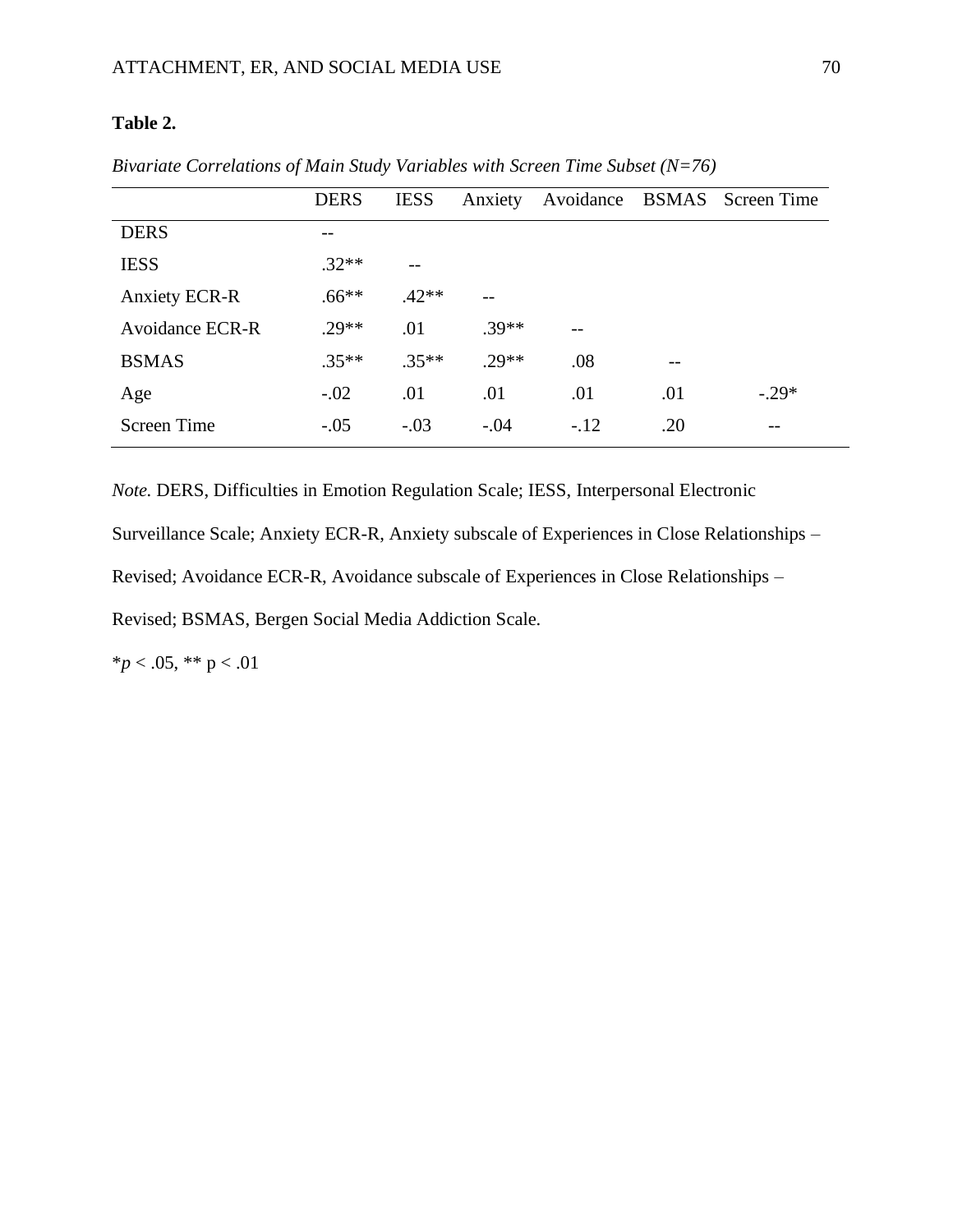**Table 2.**

*Bivariate Correlations of Main Study Variables with Screen Time Subset (N=76)*

| | DERS | IESS | Anxiety | Avoidance | BSMAS | Screen Time |
|---|---|---|---|---|---|---|
| DERS | -- | | | | | |
| IESS | .32** | -- | | | | |
| Anxiety ECR-R | .66** | .42** | -- | | | |
| Avoidance ECR-R | .29** | .01 | .39** | -- | | |
| BSMAS | .35** | .35** | .29** | .08 | -- | |
| Age | -.02 | .01 | .01 | .01 | .01 | -.29* |
| Screen Time | -.05 | -.03 | -.04 | -.12 | .20 | -- |

*Note.* DERS, Difficulties in Emotion Regulation Scale; IESS, Interpersonal Electronic Surveillance Scale; Anxiety ECR-R, Anxiety subscale of Experiences in Close Relationships – Revised; Avoidance ECR-R, Avoidance subscale of Experiences in Close Relationships – Revised; BSMAS, Bergen Social Media Addiction Scale.

\* $p < .05$, \*\* $p < .01$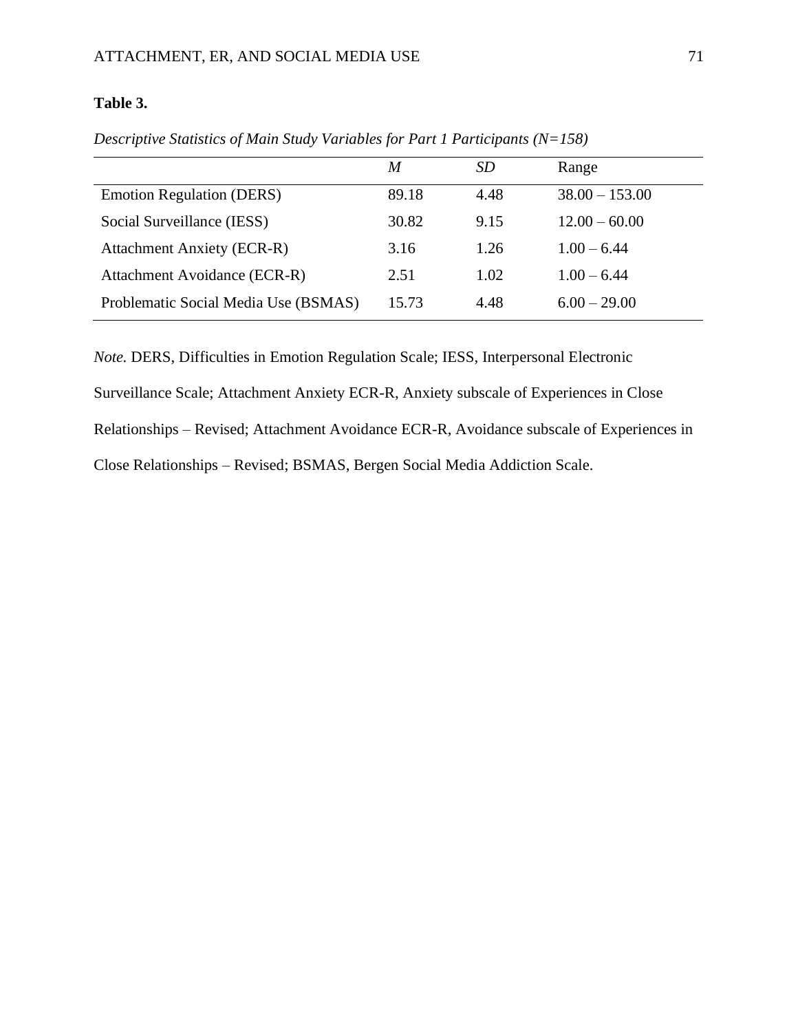**Table 3.**

*Descriptive Statistics of Main Study Variables for Part 1 Participants (N=158)*

| | *M* | *SD* | Range |
|---|---|---|---|
| Emotion Regulation (DERS) | 89.18 | 4.48 | 38.00 – 153.00 |
| Social Surveillance (IESS) | 30.82 | 9.15 | 12.00 – 60.00 |
| Attachment Anxiety (ECR-R) | 3.16 | 1.26 | 1.00 – 6.44 |
| Attachment Avoidance (ECR-R) | 2.51 | 1.02 | 1.00 – 6.44 |
| Problematic Social Media Use (BSMAS) | 15.73 | 4.48 | 6.00 – 29.00 |

*Note.* DERS, Difficulties in Emotion Regulation Scale; IESS, Interpersonal Electronic Surveillance Scale; Attachment Anxiety ECR-R, Anxiety subscale of Experiences in Close Relationships – Revised; Attachment Avoidance ECR-R, Avoidance subscale of Experiences in Close Relationships – Revised; BSMAS, Bergen Social Media Addiction Scale.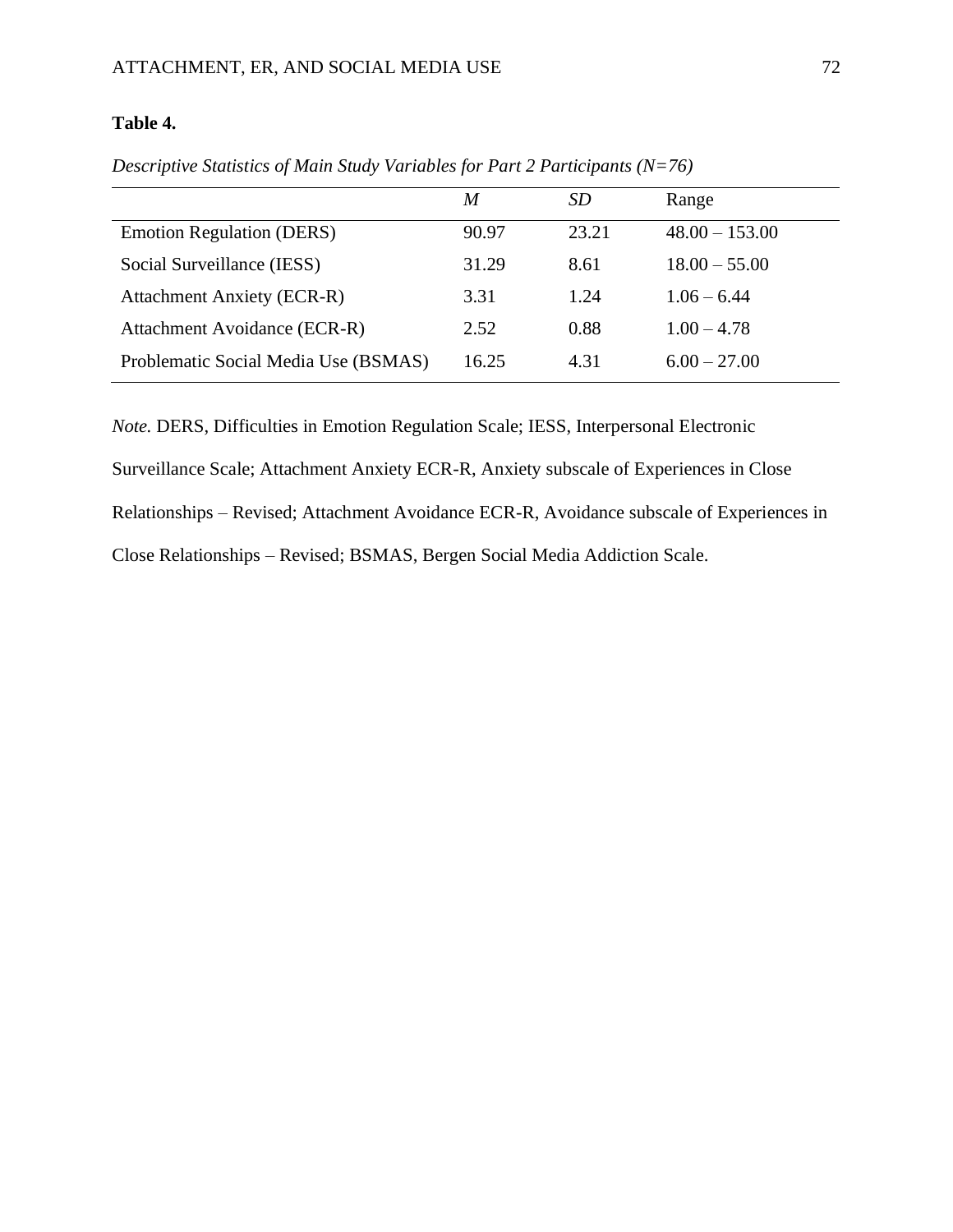**Table 4.**

*Descriptive Statistics of Main Study Variables for Part 2 Participants (N=76)*

| | *M* | *SD* | Range |
|---|---|---|---|
| Emotion Regulation (DERS) | 90.97 | 23.21 | 48.00 – 153.00 |
| Social Surveillance (IESS) | 31.29 | 8.61 | 18.00 – 55.00 |
| Attachment Anxiety (ECR-R) | 3.31 | 1.24 | 1.06 – 6.44 |
| Attachment Avoidance (ECR-R) | 2.52 | 0.88 | 1.00 – 4.78 |
| Problematic Social Media Use (BSMAS) | 16.25 | 4.31 | 6.00 – 27.00 |

*Note.* DERS, Difficulties in Emotion Regulation Scale; IESS, Interpersonal Electronic Surveillance Scale; Attachment Anxiety ECR-R, Anxiety subscale of Experiences in Close Relationships – Revised; Attachment Avoidance ECR-R, Avoidance subscale of Experiences in Close Relationships – Revised; BSMAS, Bergen Social Media Addiction Scale.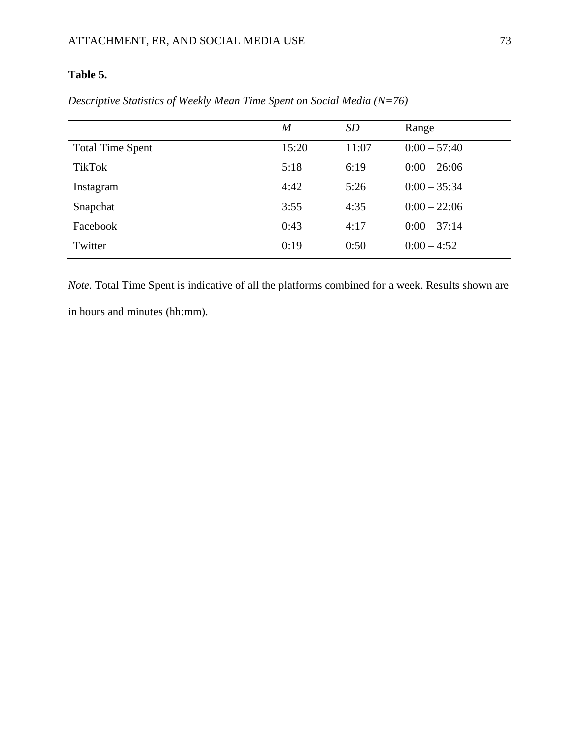**Table 5.**

*Descriptive Statistics of Weekly Mean Time Spent on Social Media (N=76)*

| | *M* | *SD* | Range |
|---|---|---|---|
| Total Time Spent | 15:20 | 11:07 | 0:00 – 57:40 |
| TikTok | 5:18 | 6:19 | 0:00 – 26:06 |
| Instagram | 4:42 | 5:26 | 0:00 – 35:34 |
| Snapchat | 3:55 | 4:35 | 0:00 – 22:06 |
| Facebook | 0:43 | 4:17 | 0:00 – 37:14 |
| Twitter | 0:19 | 0:50 | 0:00 – 4:52 |

*Note.* Total Time Spent is indicative of all the platforms combined for a week. Results shown are in hours and minutes (hh:mm).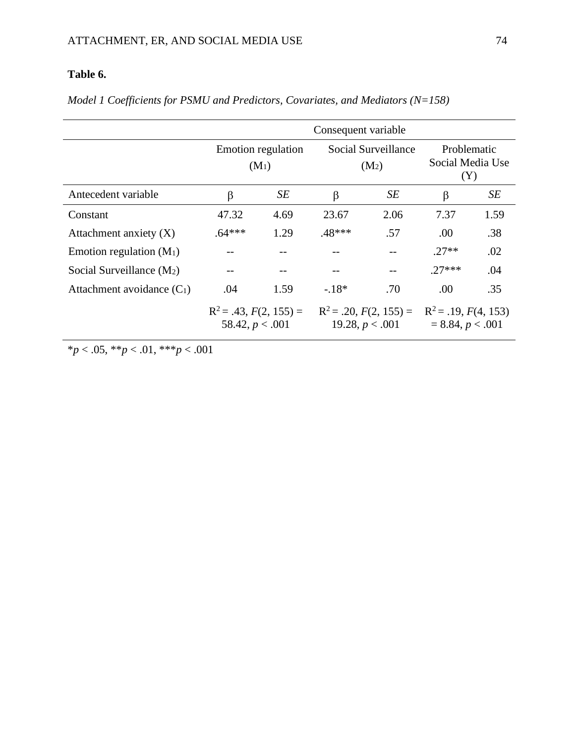**Table 6.**

*Model 1 Coefficients for PSMU and Predictors, Covariates, and Mediators (N=158)*

| | Consequent variable | | | | | |
|---|---|---|---|---|---|---|
| | Emotion regulation ($M_1$) | | Social Surveillance ($M_2$) | | Problematic Social Media Use (Y) | |
| Antecedent variable | β | *SE* | β | *SE* | β | *SE* |
| Constant | 47.32 | 4.69 | 23.67 | 2.06 | 7.37 | 1.59 |
| Attachment anxiety (X) | .64*** | 1.29 | .48*** | .57 | .00 | .38 |
| Emotion regulation ($M_1$) | -- | -- | -- | -- | .27** | .02 |
| Social Surveillance ($M_2$) | -- | -- | -- | -- | .27*** | .04 |
| Attachment avoidance ($C_1$) | .04 | 1.59 | -.18* | .70 | .00 | .35 |
| | $R^2 = .43$, $F(2, 155) = 58.42$, $p < .001$ | | $R^2 = .20$, $F(2, 155) = 19.28$, $p < .001$ | | $R^2 = .19$, $F(4, 153) = 8.84$, $p < .001$ | |

*$p < .05$, **$p < .01$, ***$p < .001$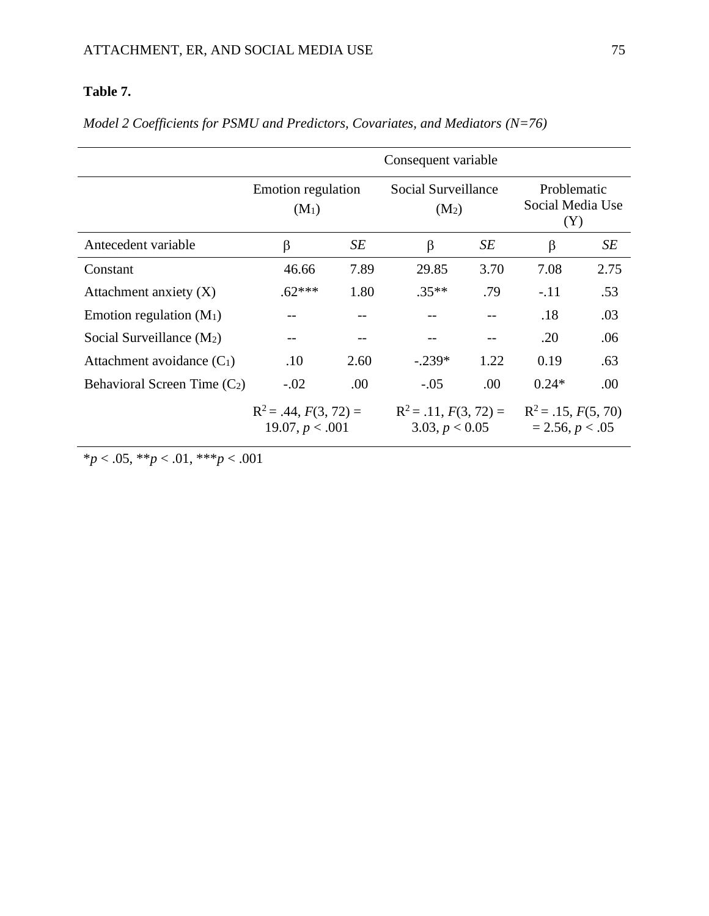**Table 7.**

*Model 2 Coefficients for PSMU and Predictors, Covariates, and Mediators (N=76)*

| | Consequent variable | | | | | |
|---|---|---|---|---|---|---|
| | Emotion regulation ($M_1$) | | Social Surveillance ($M_2$) | | Problematic Social Media Use (Y) | |
| Antecedent variable | β | *SE* | β | *SE* | β | *SE* |
| Constant | 46.66 | 7.89 | 29.85 | 3.70 | 7.08 | 2.75 |
| Attachment anxiety (X) | .62*** | 1.80 | .35** | .79 | -.11 | .53 |
| Emotion regulation ($M_1$) | -- | -- | -- | -- | .18 | .03 |
| Social Surveillance ($M_2$) | -- | -- | -- | -- | .20 | .06 |
| Attachment avoidance ($C_1$) | .10 | 2.60 | -.239* | 1.22 | 0.19 | .63 |
| Behavioral Screen Time ($C_2$) | -.02 | .00 | -.05 | .00 | 0.24* | .00 |
| | $R^2 = .44$, $F(3, 72) = 19.07$, $p < .001$ | | $R^2 = .11$, $F(3, 72) = 3.03$, $p < 0.05$ | | $R^2 = .15$, $F(5, 70) = 2.56$, $p < .05$ | |

*$p < .05$, **$p < .01$, ***$p < .001$